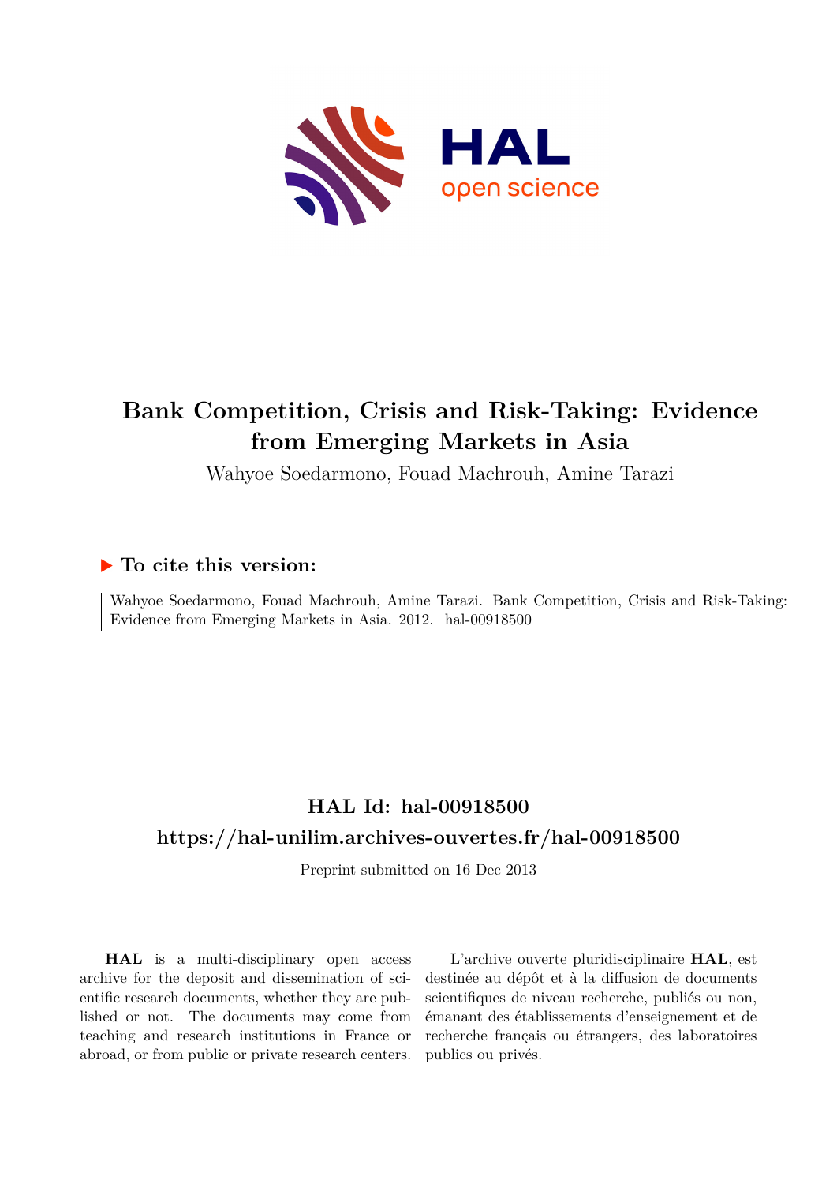# Bank Competition, Crisis and Risk-Taking: Evidence from Emerging Markets in Asia

Wahyoe Soedarmono, Fouad Machrouh, Amine Tarazi

## ▶ To cite this version:

Wahyoe Soedarmono, Fouad Machrouh, Amine Tarazi. Bank Competition, Crisis and Risk-Taking: Evidence from Emerging Markets in Asia. 2012. hal-00918500

## HAL Id: hal-00918500

## https://hal-unilim.archives-ouvertes.fr/hal-00918500

Preprint submitted on 16 Dec 2013

**HAL** is a multi-disciplinary open access archive for the deposit and dissemination of scientific research documents, whether they are published or not. The documents may come from teaching and research institutions in France or abroad, or from public or private research centers.

L'archive ouverte pluridisciplinaire **HAL**, est destinée au dépôt et à la diffusion de documents scientifiques de niveau recherche, publiés ou non, émanant des établissements d'enseignement et de recherche français ou étrangers, des laboratoires publics ou privés.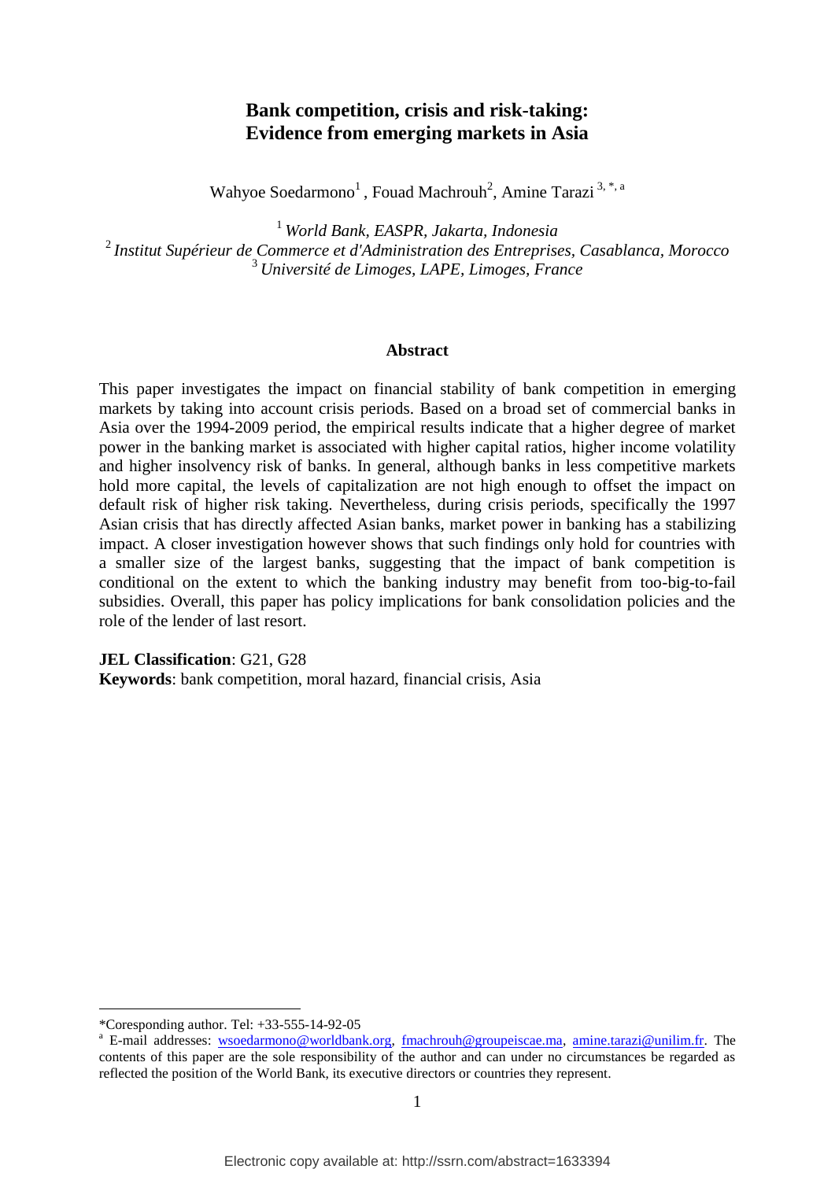# Bank competition, crisis and risk-taking: Evidence from emerging markets in Asia

Wahyoe Soedarmono[1], Fouad Machrouh[2], Amine Tarazi[3, *, a]

[1] *World Bank, EASPR, Jakarta, Indonesia*
[2] *Institut Supérieur de Commerce et d'Administration des Entreprises, Casablanca, Morocco*
[3] *Université de Limoges, LAPE, Limoges, France*

## Abstract

This paper investigates the impact on financial stability of bank competition in emerging markets by taking into account crisis periods. Based on a broad set of commercial banks in Asia over the 1994-2009 period, the empirical results indicate that a higher degree of market power in the banking market is associated with higher capital ratios, higher income volatility and higher insolvency risk of banks. In general, although banks in less competitive markets hold more capital, the levels of capitalization are not high enough to offset the impact on default risk of higher risk taking. Nevertheless, during crisis periods, specifically the 1997 Asian crisis that has directly affected Asian banks, market power in banking has a stabilizing impact. A closer investigation however shows that such findings only hold for countries with a smaller size of the largest banks, suggesting that the impact of bank competition is conditional on the extent to which the banking industry may benefit from too-big-to-fail subsidies. Overall, this paper has policy implications for bank consolidation policies and the role of the lender of last resort.

**JEL Classification**: G21, G28
**Keywords**: bank competition, moral hazard, financial crisis, Asia

---

*Coresponding author. Tel: +33-555-14-92-05

[a] E-mail addresses: wsoedarmono@worldbank.org, fmachrouh@groupeiscae.ma, amine.tarazi@unilim.fr. The contents of this paper are the sole responsibility of the author and can under no circumstances be regarded as reflected the position of the World Bank, its executive directors or countries they represent.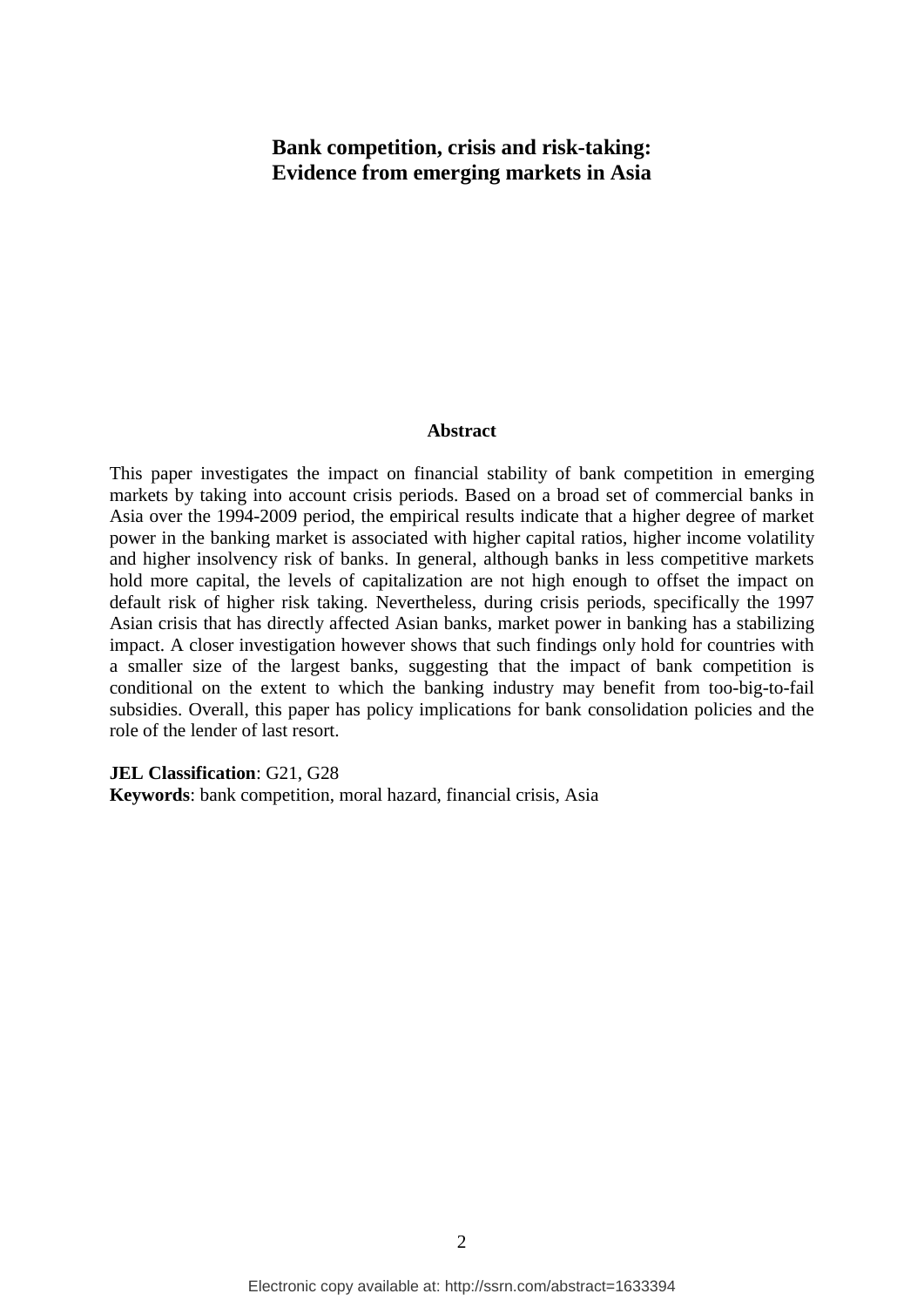# Bank competition, crisis and risk-taking: Evidence from emerging markets in Asia

## Abstract

This paper investigates the impact on financial stability of bank competition in emerging markets by taking into account crisis periods. Based on a broad set of commercial banks in Asia over the 1994-2009 period, the empirical results indicate that a higher degree of market power in the banking market is associated with higher capital ratios, higher income volatility and higher insolvency risk of banks. In general, although banks in less competitive markets hold more capital, the levels of capitalization are not high enough to offset the impact on default risk of higher risk taking. Nevertheless, during crisis periods, specifically the 1997 Asian crisis that has directly affected Asian banks, market power in banking has a stabilizing impact. A closer investigation however shows that such findings only hold for countries with a smaller size of the largest banks, suggesting that the impact of bank competition is conditional on the extent to which the banking industry may benefit from too-big-to-fail subsidies. Overall, this paper has policy implications for bank consolidation policies and the role of the lender of last resort.

**JEL Classification**: G21, G28

**Keywords**: bank competition, moral hazard, financial crisis, Asia

Electronic copy available at: http://ssrn.com/abstract=1633394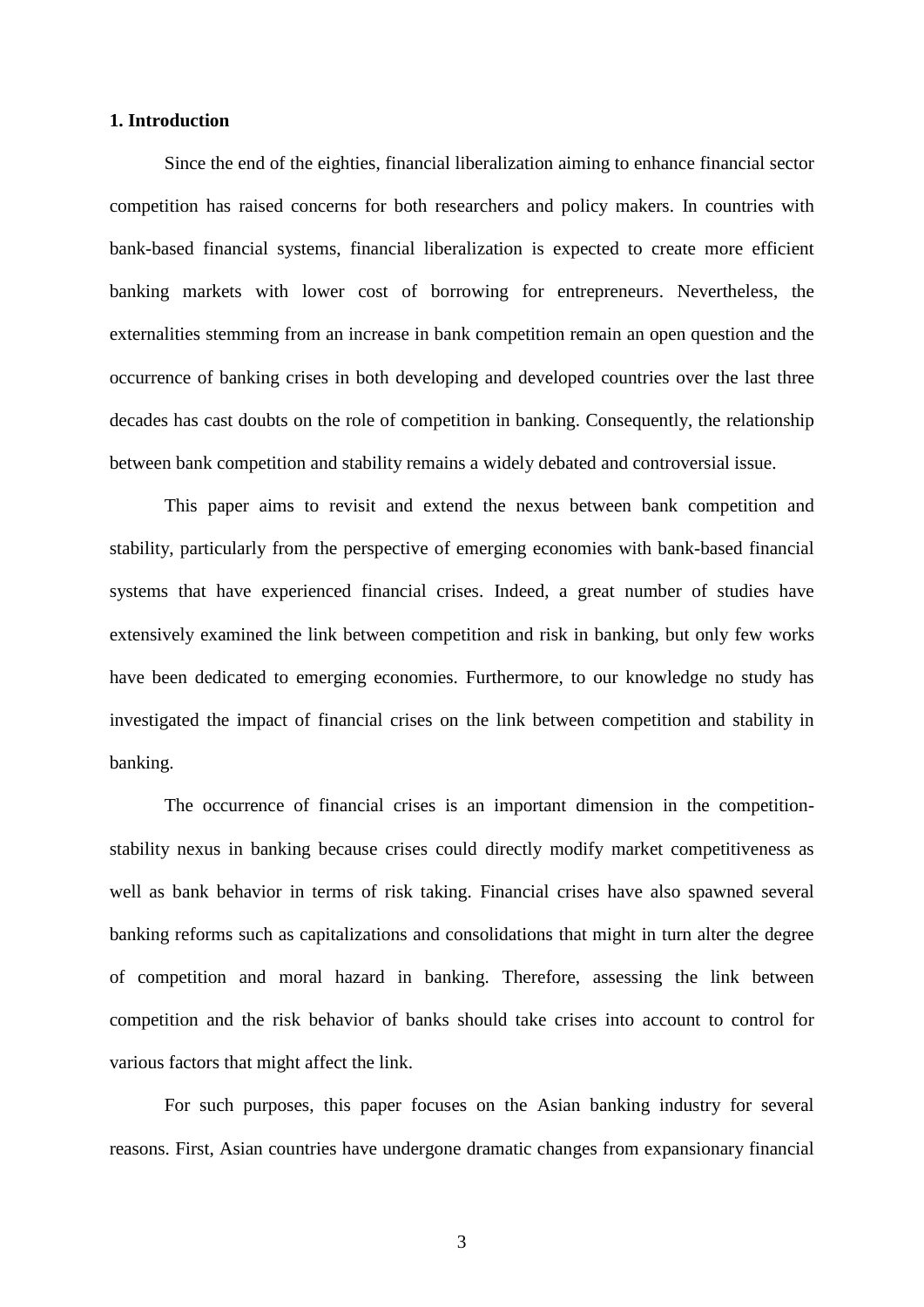## 1. Introduction

Since the end of the eighties, financial liberalization aiming to enhance financial sector competition has raised concerns for both researchers and policy makers. In countries with bank-based financial systems, financial liberalization is expected to create more efficient banking markets with lower cost of borrowing for entrepreneurs. Nevertheless, the externalities stemming from an increase in bank competition remain an open question and the occurrence of banking crises in both developing and developed countries over the last three decades has cast doubts on the role of competition in banking. Consequently, the relationship between bank competition and stability remains a widely debated and controversial issue.

This paper aims to revisit and extend the nexus between bank competition and stability, particularly from the perspective of emerging economies with bank-based financial systems that have experienced financial crises. Indeed, a great number of studies have extensively examined the link between competition and risk in banking, but only few works have been dedicated to emerging economies. Furthermore, to our knowledge no study has investigated the impact of financial crises on the link between competition and stability in banking.

The occurrence of financial crises is an important dimension in the competition-stability nexus in banking because crises could directly modify market competitiveness as well as bank behavior in terms of risk taking. Financial crises have also spawned several banking reforms such as capitalizations and consolidations that might in turn alter the degree of competition and moral hazard in banking. Therefore, assessing the link between competition and the risk behavior of banks should take crises into account to control for various factors that might affect the link.

For such purposes, this paper focuses on the Asian banking industry for several reasons. First, Asian countries have undergone dramatic changes from expansionary financial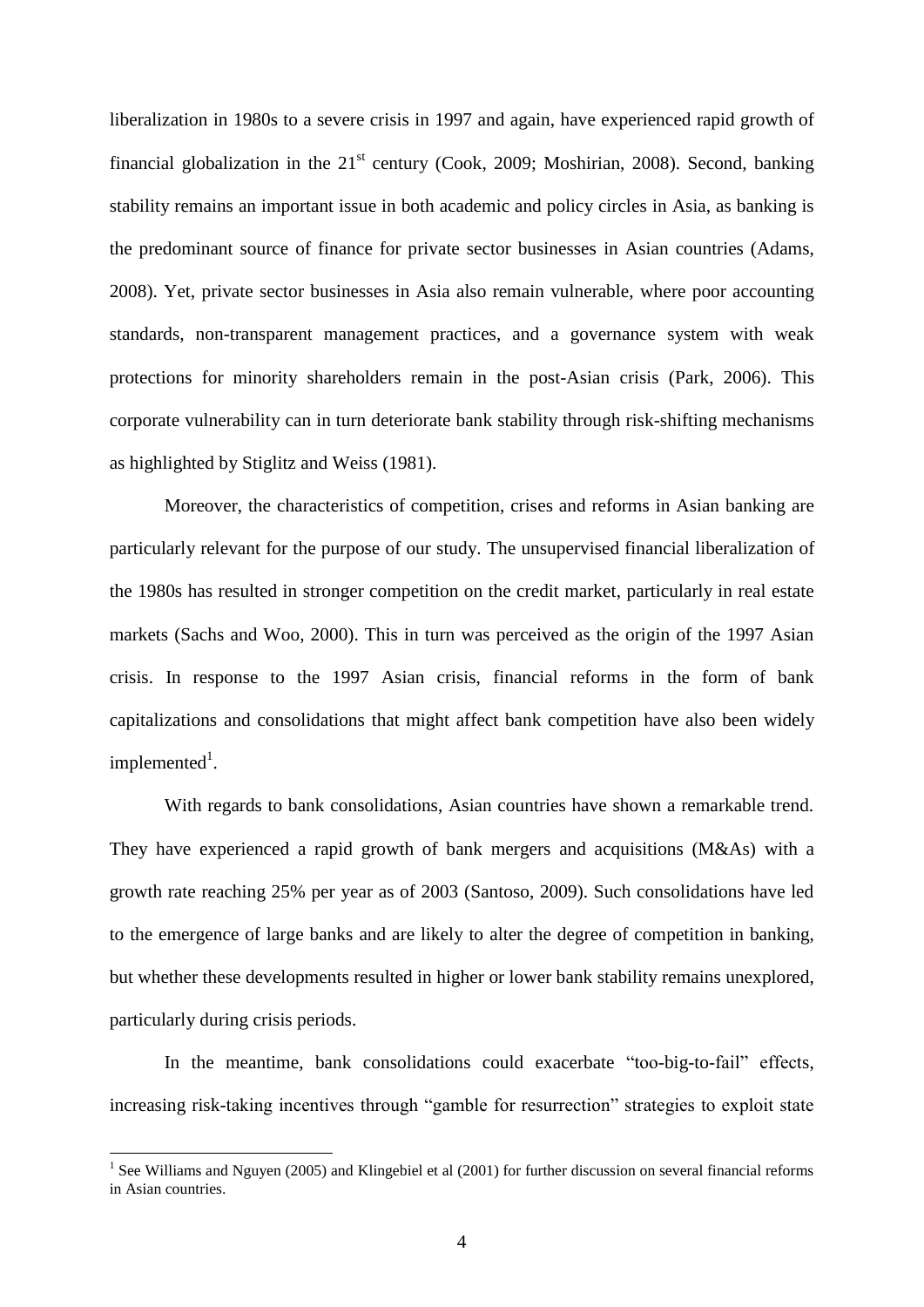liberalization in 1980s to a severe crisis in 1997 and again, have experienced rapid growth of financial globalization in the 21st century (Cook, 2009; Moshirian, 2008). Second, banking stability remains an important issue in both academic and policy circles in Asia, as banking is the predominant source of finance for private sector businesses in Asian countries (Adams, 2008). Yet, private sector businesses in Asia also remain vulnerable, where poor accounting standards, non-transparent management practices, and a governance system with weak protections for minority shareholders remain in the post-Asian crisis (Park, 2006). This corporate vulnerability can in turn deteriorate bank stability through risk-shifting mechanisms as highlighted by Stiglitz and Weiss (1981).

Moreover, the characteristics of competition, crises and reforms in Asian banking are particularly relevant for the purpose of our study. The unsupervised financial liberalization of the 1980s has resulted in stronger competition on the credit market, particularly in real estate markets (Sachs and Woo, 2000). This in turn was perceived as the origin of the 1997 Asian crisis. In response to the 1997 Asian crisis, financial reforms in the form of bank capitalizations and consolidations that might affect bank competition have also been widely implemented[1].

With regards to bank consolidations, Asian countries have shown a remarkable trend. They have experienced a rapid growth of bank mergers and acquisitions (M&As) with a growth rate reaching 25% per year as of 2003 (Santoso, 2009). Such consolidations have led to the emergence of large banks and are likely to alter the degree of competition in banking, but whether these developments resulted in higher or lower bank stability remains unexplored, particularly during crisis periods.

In the meantime, bank consolidations could exacerbate "too-big-to-fail" effects, increasing risk-taking incentives through "gamble for resurrection" strategies to exploit state

[1] See Williams and Nguyen (2005) and Klingebiel et al (2001) for further discussion on several financial reforms in Asian countries.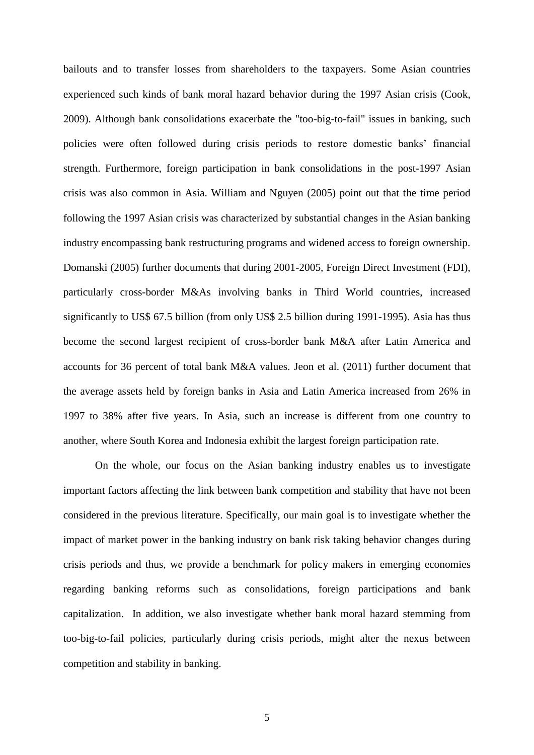bailouts and to transfer losses from shareholders to the taxpayers. Some Asian countries experienced such kinds of bank moral hazard behavior during the 1997 Asian crisis (Cook, 2009). Although bank consolidations exacerbate the "too-big-to-fail" issues in banking, such policies were often followed during crisis periods to restore domestic banks' financial strength. Furthermore, foreign participation in bank consolidations in the post-1997 Asian crisis was also common in Asia. William and Nguyen (2005) point out that the time period following the 1997 Asian crisis was characterized by substantial changes in the Asian banking industry encompassing bank restructuring programs and widened access to foreign ownership. Domanski (2005) further documents that during 2001-2005, Foreign Direct Investment (FDI), particularly cross-border M&As involving banks in Third World countries, increased significantly to US$ 67.5 billion (from only US$ 2.5 billion during 1991-1995). Asia has thus become the second largest recipient of cross-border bank M&A after Latin America and accounts for 36 percent of total bank M&A values. Jeon et al. (2011) further document that the average assets held by foreign banks in Asia and Latin America increased from 26% in 1997 to 38% after five years. In Asia, such an increase is different from one country to another, where South Korea and Indonesia exhibit the largest foreign participation rate.

On the whole, our focus on the Asian banking industry enables us to investigate important factors affecting the link between bank competition and stability that have not been considered in the previous literature. Specifically, our main goal is to investigate whether the impact of market power in the banking industry on bank risk taking behavior changes during crisis periods and thus, we provide a benchmark for policy makers in emerging economies regarding banking reforms such as consolidations, foreign participations and bank capitalization. In addition, we also investigate whether bank moral hazard stemming from too-big-to-fail policies, particularly during crisis periods, might alter the nexus between competition and stability in banking.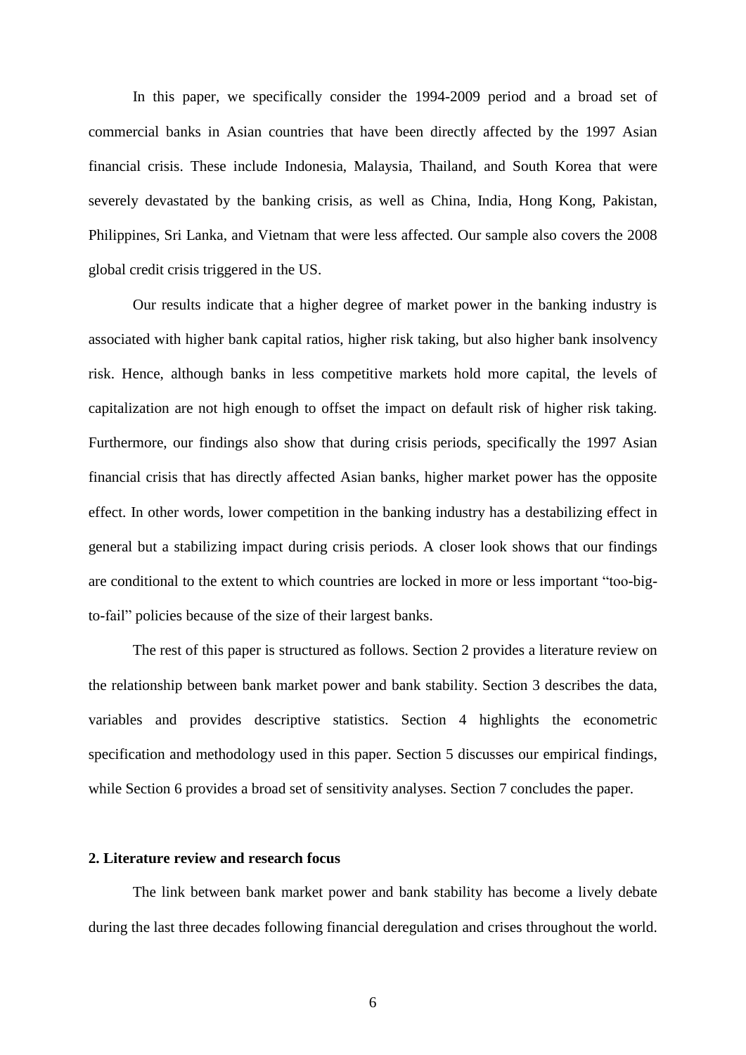In this paper, we specifically consider the 1994-2009 period and a broad set of commercial banks in Asian countries that have been directly affected by the 1997 Asian financial crisis. These include Indonesia, Malaysia, Thailand, and South Korea that were severely devastated by the banking crisis, as well as China, India, Hong Kong, Pakistan, Philippines, Sri Lanka, and Vietnam that were less affected. Our sample also covers the 2008 global credit crisis triggered in the US.

Our results indicate that a higher degree of market power in the banking industry is associated with higher bank capital ratios, higher risk taking, but also higher bank insolvency risk. Hence, although banks in less competitive markets hold more capital, the levels of capitalization are not high enough to offset the impact on default risk of higher risk taking. Furthermore, our findings also show that during crisis periods, specifically the 1997 Asian financial crisis that has directly affected Asian banks, higher market power has the opposite effect. In other words, lower competition in the banking industry has a destabilizing effect in general but a stabilizing impact during crisis periods. A closer look shows that our findings are conditional to the extent to which countries are locked in more or less important "too-big-to-fail" policies because of the size of their largest banks.

The rest of this paper is structured as follows. Section 2 provides a literature review on the relationship between bank market power and bank stability. Section 3 describes the data, variables and provides descriptive statistics. Section 4 highlights the econometric specification and methodology used in this paper. Section 5 discusses our empirical findings, while Section 6 provides a broad set of sensitivity analyses. Section 7 concludes the paper.

## 2. Literature review and research focus

The link between bank market power and bank stability has become a lively debate during the last three decades following financial deregulation and crises throughout the world.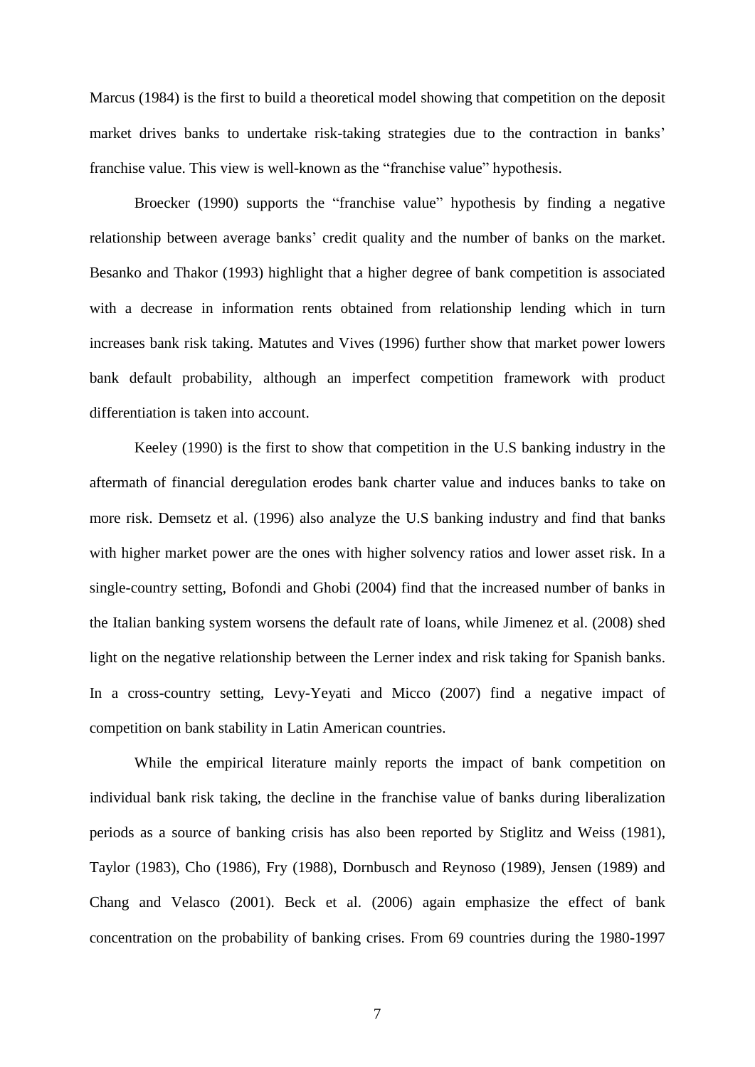Marcus (1984) is the first to build a theoretical model showing that competition on the deposit market drives banks to undertake risk-taking strategies due to the contraction in banks' franchise value. This view is well-known as the "franchise value" hypothesis.

Broecker (1990) supports the "franchise value" hypothesis by finding a negative relationship between average banks' credit quality and the number of banks on the market. Besanko and Thakor (1993) highlight that a higher degree of bank competition is associated with a decrease in information rents obtained from relationship lending which in turn increases bank risk taking. Matutes and Vives (1996) further show that market power lowers bank default probability, although an imperfect competition framework with product differentiation is taken into account.

Keeley (1990) is the first to show that competition in the U.S banking industry in the aftermath of financial deregulation erodes bank charter value and induces banks to take on more risk. Demsetz et al. (1996) also analyze the U.S banking industry and find that banks with higher market power are the ones with higher solvency ratios and lower asset risk. In a single-country setting, Bofondi and Ghobi (2004) find that the increased number of banks in the Italian banking system worsens the default rate of loans, while Jimenez et al. (2008) shed light on the negative relationship between the Lerner index and risk taking for Spanish banks. In a cross-country setting, Levy-Yeyati and Micco (2007) find a negative impact of competition on bank stability in Latin American countries.

While the empirical literature mainly reports the impact of bank competition on individual bank risk taking, the decline in the franchise value of banks during liberalization periods as a source of banking crisis has also been reported by Stiglitz and Weiss (1981), Taylor (1983), Cho (1986), Fry (1988), Dornbusch and Reynoso (1989), Jensen (1989) and Chang and Velasco (2001). Beck et al. (2006) again emphasize the effect of bank concentration on the probability of banking crises. From 69 countries during the 1980-1997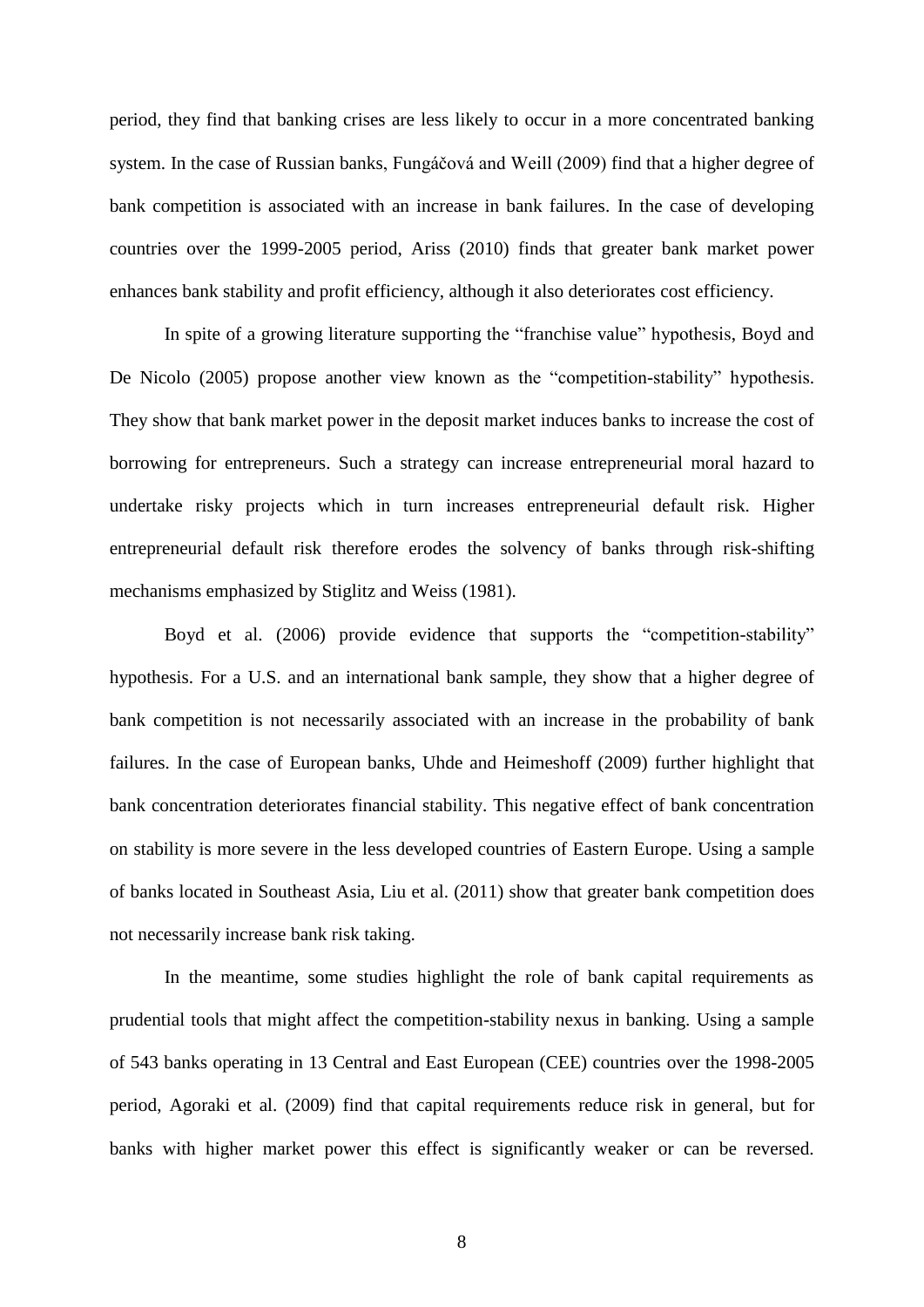period, they find that banking crises are less likely to occur in a more concentrated banking system. In the case of Russian banks, Fungáčová and Weill (2009) find that a higher degree of bank competition is associated with an increase in bank failures. In the case of developing countries over the 1999-2005 period, Ariss (2010) finds that greater bank market power enhances bank stability and profit efficiency, although it also deteriorates cost efficiency.

In spite of a growing literature supporting the "franchise value" hypothesis, Boyd and De Nicolo (2005) propose another view known as the "competition-stability" hypothesis. They show that bank market power in the deposit market induces banks to increase the cost of borrowing for entrepreneurs. Such a strategy can increase entrepreneurial moral hazard to undertake risky projects which in turn increases entrepreneurial default risk. Higher entrepreneurial default risk therefore erodes the solvency of banks through risk-shifting mechanisms emphasized by Stiglitz and Weiss (1981).

Boyd et al. (2006) provide evidence that supports the "competition-stability" hypothesis. For a U.S. and an international bank sample, they show that a higher degree of bank competition is not necessarily associated with an increase in the probability of bank failures. In the case of European banks, Uhde and Heimeshoff (2009) further highlight that bank concentration deteriorates financial stability. This negative effect of bank concentration on stability is more severe in the less developed countries of Eastern Europe. Using a sample of banks located in Southeast Asia, Liu et al. (2011) show that greater bank competition does not necessarily increase bank risk taking.

In the meantime, some studies highlight the role of bank capital requirements as prudential tools that might affect the competition-stability nexus in banking. Using a sample of 543 banks operating in 13 Central and East European (CEE) countries over the 1998-2005 period, Agoraki et al. (2009) find that capital requirements reduce risk in general, but for banks with higher market power this effect is significantly weaker or can be reversed.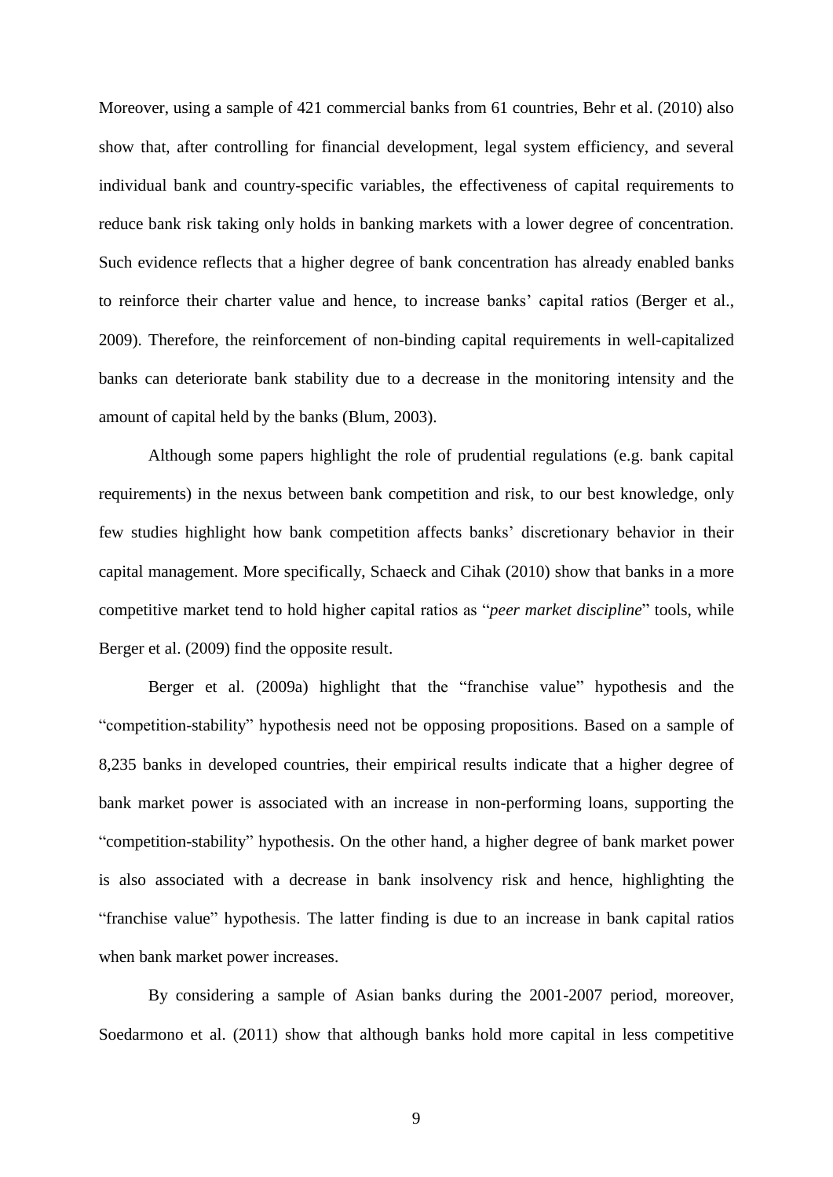Moreover, using a sample of 421 commercial banks from 61 countries, Behr et al. (2010) also show that, after controlling for financial development, legal system efficiency, and several individual bank and country-specific variables, the effectiveness of capital requirements to reduce bank risk taking only holds in banking markets with a lower degree of concentration. Such evidence reflects that a higher degree of bank concentration has already enabled banks to reinforce their charter value and hence, to increase banks' capital ratios (Berger et al., 2009). Therefore, the reinforcement of non-binding capital requirements in well-capitalized banks can deteriorate bank stability due to a decrease in the monitoring intensity and the amount of capital held by the banks (Blum, 2003).

Although some papers highlight the role of prudential regulations (e.g. bank capital requirements) in the nexus between bank competition and risk, to our best knowledge, only few studies highlight how bank competition affects banks' discretionary behavior in their capital management. More specifically, Schaeck and Cihak (2010) show that banks in a more competitive market tend to hold higher capital ratios as "*peer market discipline*" tools, while Berger et al. (2009) find the opposite result.

Berger et al. (2009a) highlight that the "franchise value" hypothesis and the "competition-stability" hypothesis need not be opposing propositions. Based on a sample of 8,235 banks in developed countries, their empirical results indicate that a higher degree of bank market power is associated with an increase in non-performing loans, supporting the "competition-stability" hypothesis. On the other hand, a higher degree of bank market power is also associated with a decrease in bank insolvency risk and hence, highlighting the "franchise value" hypothesis. The latter finding is due to an increase in bank capital ratios when bank market power increases.

By considering a sample of Asian banks during the 2001-2007 period, moreover, Soedarmono et al. (2011) show that although banks hold more capital in less competitive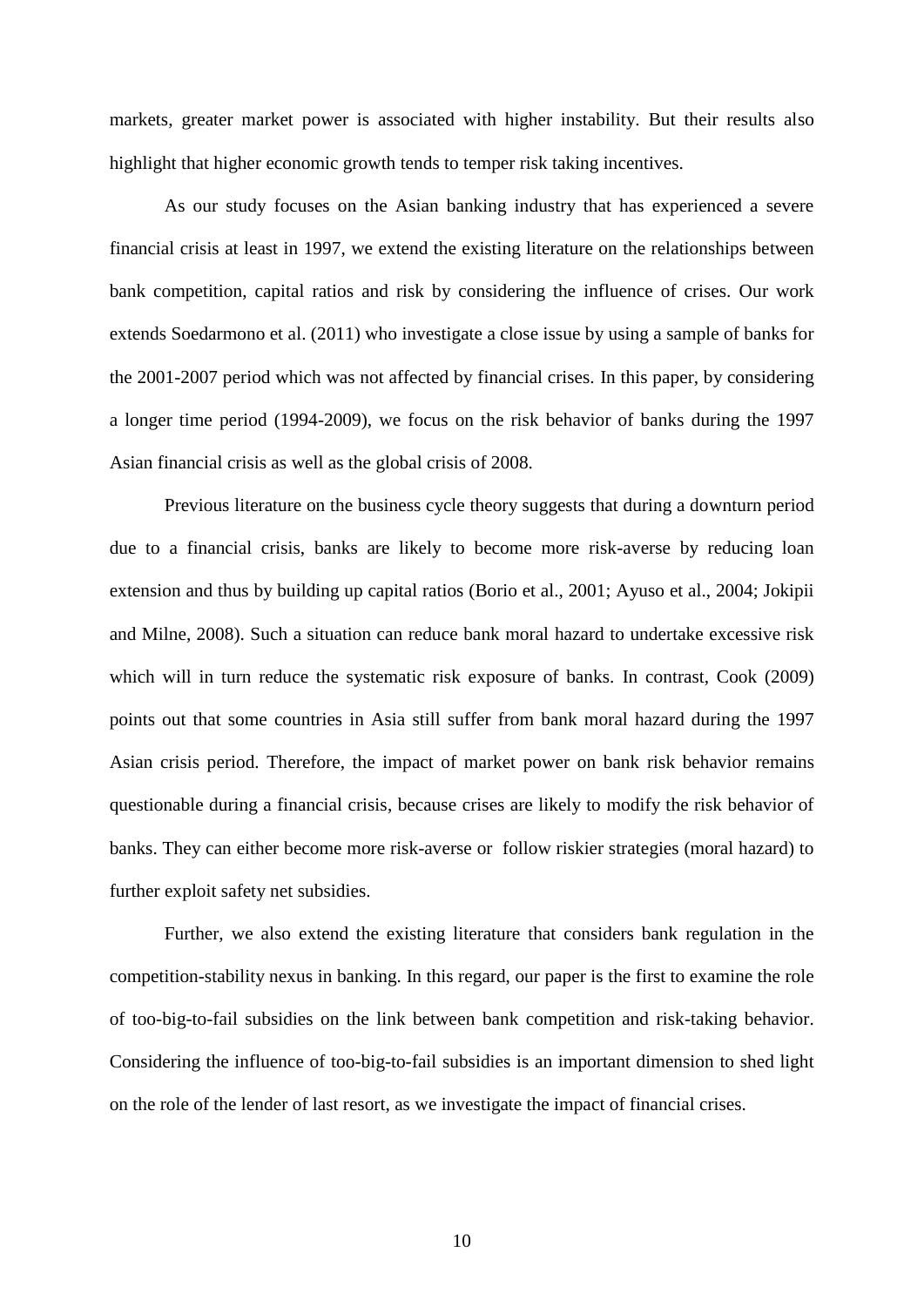markets, greater market power is associated with higher instability. But their results also highlight that higher economic growth tends to temper risk taking incentives.

As our study focuses on the Asian banking industry that has experienced a severe financial crisis at least in 1997, we extend the existing literature on the relationships between bank competition, capital ratios and risk by considering the influence of crises. Our work extends Soedarmono et al. (2011) who investigate a close issue by using a sample of banks for the 2001-2007 period which was not affected by financial crises. In this paper, by considering a longer time period (1994-2009), we focus on the risk behavior of banks during the 1997 Asian financial crisis as well as the global crisis of 2008.

Previous literature on the business cycle theory suggests that during a downturn period due to a financial crisis, banks are likely to become more risk-averse by reducing loan extension and thus by building up capital ratios (Borio et al., 2001; Ayuso et al., 2004; Jokipii and Milne, 2008). Such a situation can reduce bank moral hazard to undertake excessive risk which will in turn reduce the systematic risk exposure of banks. In contrast, Cook (2009) points out that some countries in Asia still suffer from bank moral hazard during the 1997 Asian crisis period. Therefore, the impact of market power on bank risk behavior remains questionable during a financial crisis, because crises are likely to modify the risk behavior of banks. They can either become more risk-averse or follow riskier strategies (moral hazard) to further exploit safety net subsidies.

Further, we also extend the existing literature that considers bank regulation in the competition-stability nexus in banking. In this regard, our paper is the first to examine the role of too-big-to-fail subsidies on the link between bank competition and risk-taking behavior. Considering the influence of too-big-to-fail subsidies is an important dimension to shed light on the role of the lender of last resort, as we investigate the impact of financial crises.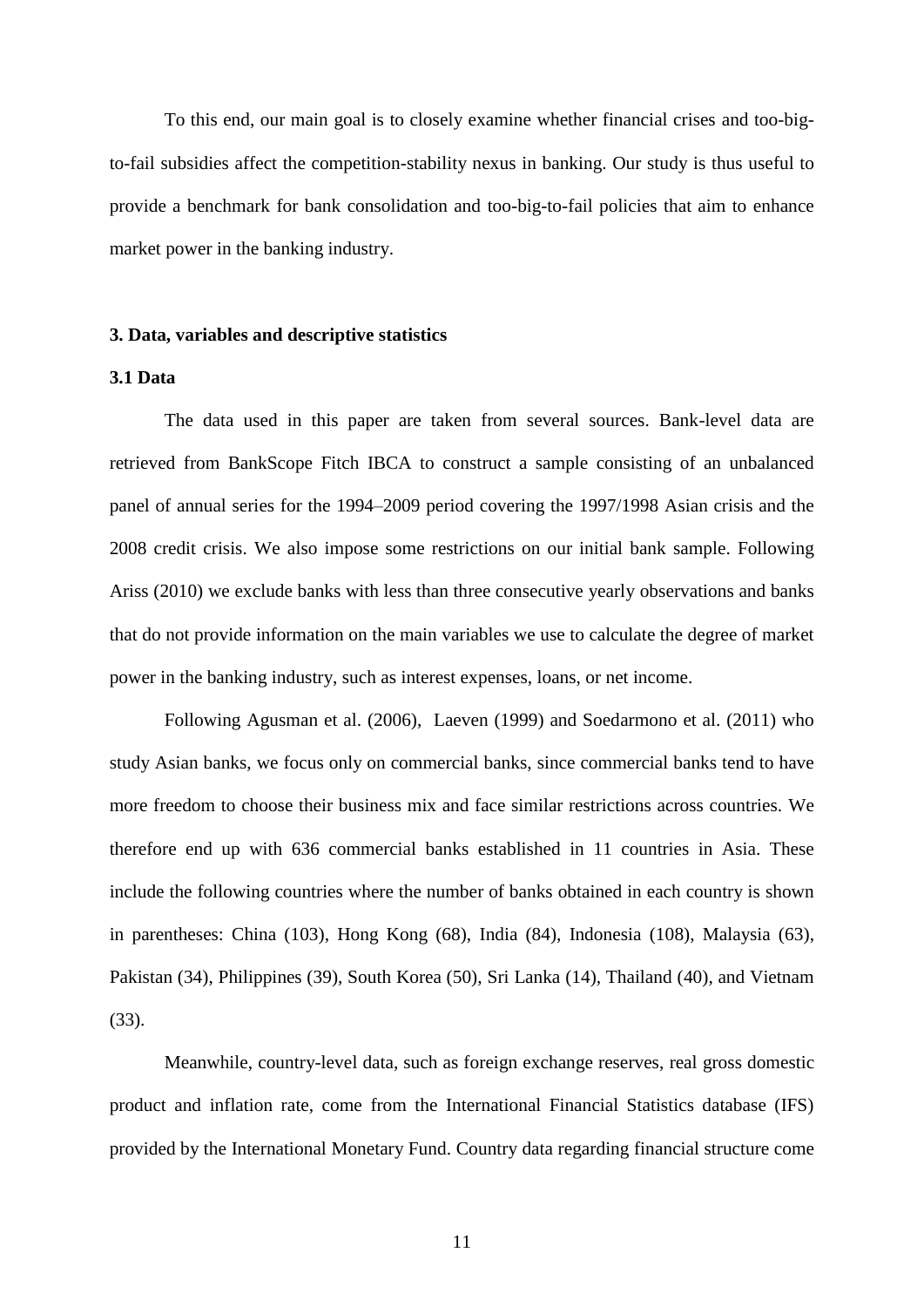To this end, our main goal is to closely examine whether financial crises and too-big-to-fail subsidies affect the competition-stability nexus in banking. Our study is thus useful to provide a benchmark for bank consolidation and too-big-to-fail policies that aim to enhance market power in the banking industry.

## 3. Data, variables and descriptive statistics

### 3.1 Data

The data used in this paper are taken from several sources. Bank-level data are retrieved from BankScope Fitch IBCA to construct a sample consisting of an unbalanced panel of annual series for the 1994–2009 period covering the 1997/1998 Asian crisis and the 2008 credit crisis. We also impose some restrictions on our initial bank sample. Following Ariss (2010) we exclude banks with less than three consecutive yearly observations and banks that do not provide information on the main variables we use to calculate the degree of market power in the banking industry, such as interest expenses, loans, or net income.

Following Agusman et al. (2006), Laeven (1999) and Soedarmono et al. (2011) who study Asian banks, we focus only on commercial banks, since commercial banks tend to have more freedom to choose their business mix and face similar restrictions across countries. We therefore end up with 636 commercial banks established in 11 countries in Asia. These include the following countries where the number of banks obtained in each country is shown in parentheses: China (103), Hong Kong (68), India (84), Indonesia (108), Malaysia (63), Pakistan (34), Philippines (39), South Korea (50), Sri Lanka (14), Thailand (40), and Vietnam (33).

Meanwhile, country-level data, such as foreign exchange reserves, real gross domestic product and inflation rate, come from the International Financial Statistics database (IFS) provided by the International Monetary Fund. Country data regarding financial structure come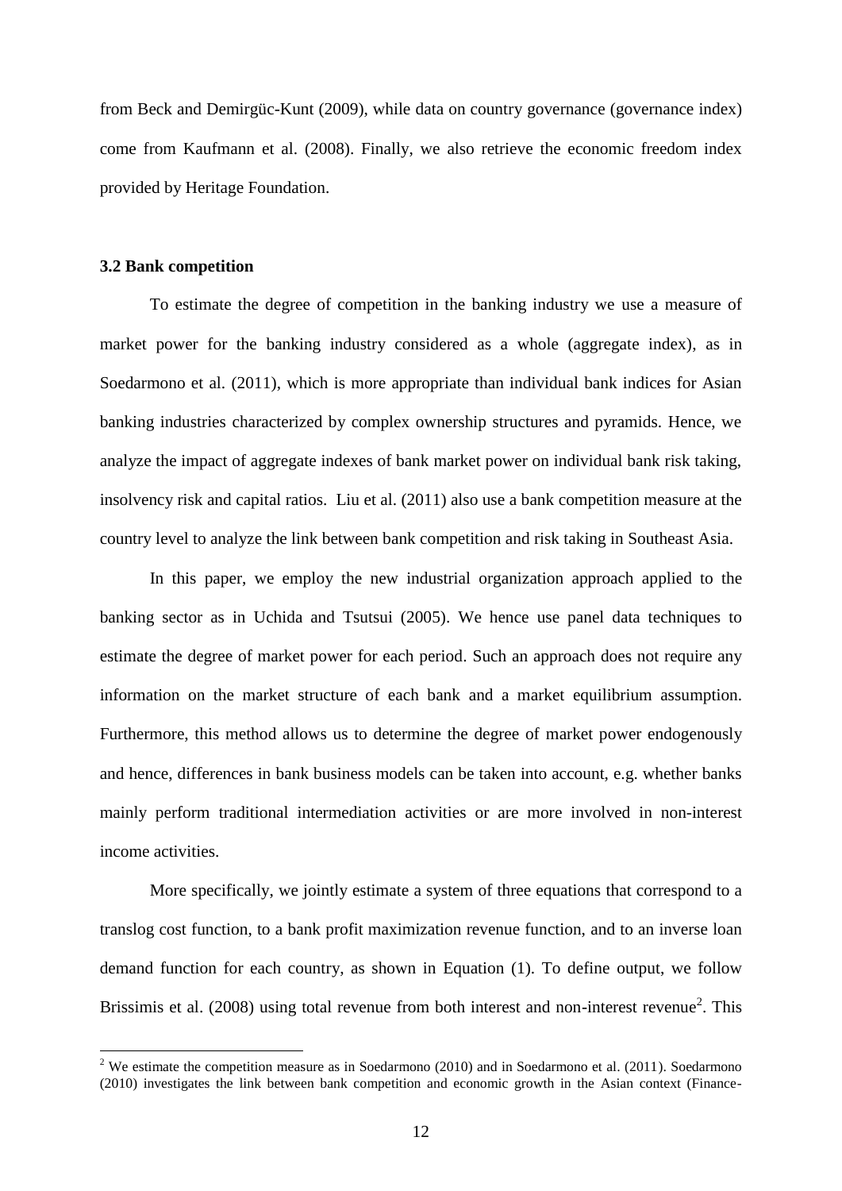from Beck and Demirgüc-Kunt (2009), while data on country governance (governance index) come from Kaufmann et al. (2008). Finally, we also retrieve the economic freedom index provided by Heritage Foundation.

### 3.2 Bank competition

To estimate the degree of competition in the banking industry we use a measure of market power for the banking industry considered as a whole (aggregate index), as in Soedarmono et al. (2011), which is more appropriate than individual bank indices for Asian banking industries characterized by complex ownership structures and pyramids. Hence, we analyze the impact of aggregate indexes of bank market power on individual bank risk taking, insolvency risk and capital ratios. Liu et al. (2011) also use a bank competition measure at the country level to analyze the link between bank competition and risk taking in Southeast Asia.

In this paper, we employ the new industrial organization approach applied to the banking sector as in Uchida and Tsutsui (2005). We hence use panel data techniques to estimate the degree of market power for each period. Such an approach does not require any information on the market structure of each bank and a market equilibrium assumption. Furthermore, this method allows us to determine the degree of market power endogenously and hence, differences in bank business models can be taken into account, e.g. whether banks mainly perform traditional intermediation activities or are more involved in non-interest income activities.

More specifically, we jointly estimate a system of three equations that correspond to a translog cost function, to a bank profit maximization revenue function, and to an inverse loan demand function for each country, as shown in Equation (1). To define output, we follow Brissimis et al. (2008) using total revenue from both interest and non-interest revenue[2]. This

---

[2] We estimate the competition measure as in Soedarmono (2010) and in Soedarmono et al. (2011). Soedarmono (2010) investigates the link between bank competition and economic growth in the Asian context (Finance-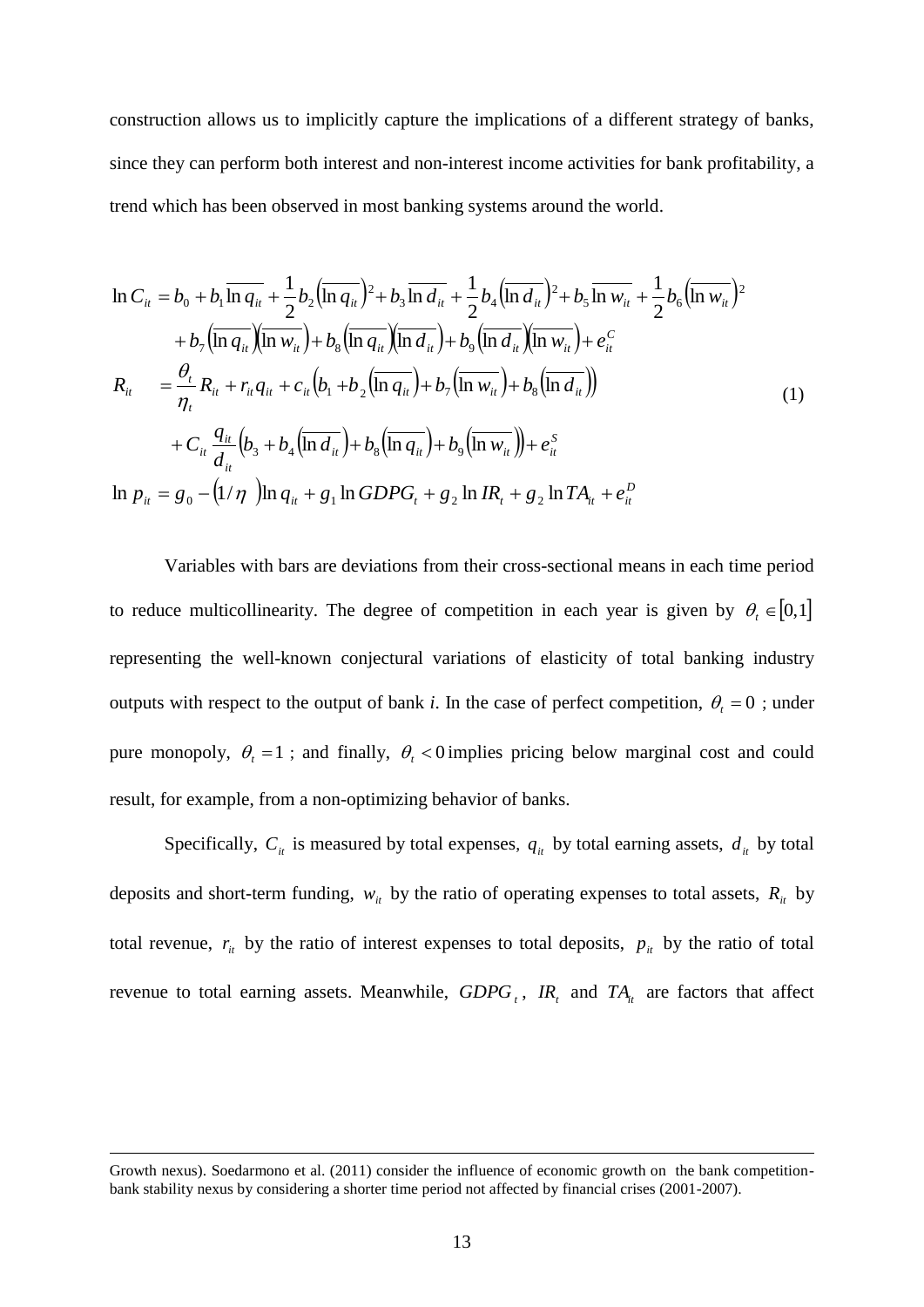construction allows us to implicitly capture the implications of a different strategy of banks, since they can perform both interest and non-interest income activities for bank profitability, a trend which has been observed in most banking systems around the world.

$$
\begin{aligned}
\ln C_{it} &= b_0 + b_1 \overline{\ln q_{it}} + \frac{1}{2} b_2 \left(\overline{\ln q_{it}}\right)^2 + b_3 \overline{\ln d_{it}} + \frac{1}{2} b_4 \left(\overline{\ln d_{it}}\right)^2 + b_5 \overline{\ln w_{it}} + \frac{1}{2} b_6 \left(\overline{\ln w_{it}}\right)^2 \\
&\quad + b_7 \left(\overline{\ln q_{it}}\right)\left(\overline{\ln w_{it}}\right) + b_8 \left(\overline{\ln q_{it}}\right)\left(\overline{\ln d_{it}}\right) + b_9 \left(\overline{\ln d_{it}}\right)\left(\overline{\ln w_{it}}\right) + e_{it}^C \\
R_{it} &= \frac{\theta_t}{\eta_t} R_{it} + r_{it} q_{it} + c_{it} \left(b_1 + b_2 \left(\overline{\ln q_{it}}\right) + b_7 \left(\overline{\ln w_{it}}\right) + b_8 \left(\overline{\ln d_{it}}\right)\right) \\
&\quad + C_{it} \frac{q_{it}}{d_{it}} \left(b_3 + b_4 \left(\overline{\ln d_{it}}\right) + b_8 \left(\overline{\ln q_{it}}\right) + b_9 \left(\overline{\ln w_{it}}\right)\right) + e_{it}^S \\
\ln p_{it} &= g_0 - \left(1/\eta\right) \ln q_{it} + g_1 \ln GDPG_t + g_2 \ln IR_t + g_2 \ln TA_{it} + e_{it}^D
\end{aligned}
\tag{1}
$$

Variables with bars are deviations from their cross-sectional means in each time period to reduce multicollinearity. The degree of competition in each year is given by $\theta_t \in [0,1]$ representing the well-known conjectural variations of elasticity of total banking industry outputs with respect to the output of bank *i*. In the case of perfect competition, $\theta_t = 0$ ; under pure monopoly, $\theta_t = 1$ ; and finally, $\theta_t < 0$ implies pricing below marginal cost and could result, for example, from a non-optimizing behavior of banks.

Specifically, $C_{it}$ is measured by total expenses, $q_{it}$ by total earning assets, $d_{it}$ by total deposits and short-term funding, $w_{it}$ by the ratio of operating expenses to total assets, $R_{it}$ by total revenue, $r_{it}$ by the ratio of interest expenses to total deposits, $p_{it}$ by the ratio of total revenue to total earning assets. Meanwhile, $GDPG_t$, $IR_t$ and $TA_{it}$ are factors that affect

---

Growth nexus). Soedarmono et al. (2011) consider the influence of economic growth on the bank competition-bank stability nexus by considering a shorter time period not affected by financial crises (2001-2007).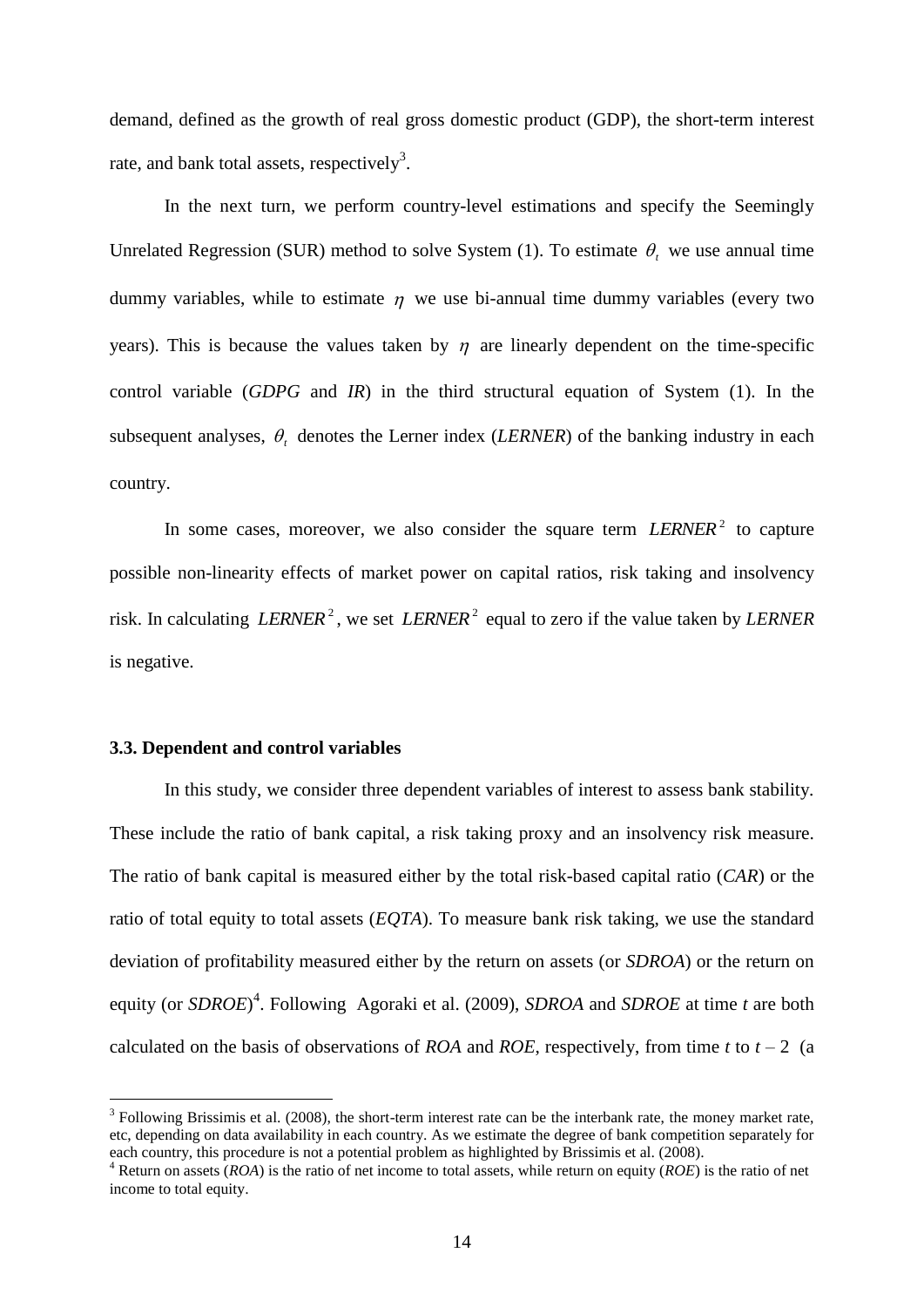demand, defined as the growth of real gross domestic product (GDP), the short-term interest rate, and bank total assets, respectively[3].

In the next turn, we perform country-level estimations and specify the Seemingly Unrelated Regression (SUR) method to solve System (1). To estimate $\theta_t$ we use annual time dummy variables, while to estimate $\eta$ we use bi-annual time dummy variables (every two years). This is because the values taken by $\eta$ are linearly dependent on the time-specific control variable (*GDPG* and *IR*) in the third structural equation of System (1). In the subsequent analyses, $\theta_t$ denotes the Lerner index (*LERNER*) of the banking industry in each country.

In some cases, moreover, we also consider the square term $LERNER^2$ to capture possible non-linearity effects of market power on capital ratios, risk taking and insolvency risk. In calculating $LERNER^2$, we set $LERNER^2$ equal to zero if the value taken by *LERNER* is negative.

### 3.3. Dependent and control variables

In this study, we consider three dependent variables of interest to assess bank stability. These include the ratio of bank capital, a risk taking proxy and an insolvency risk measure. The ratio of bank capital is measured either by the total risk-based capital ratio (*CAR*) or the ratio of total equity to total assets (*EQTA*). To measure bank risk taking, we use the standard deviation of profitability measured either by the return on assets (or *SDROA*) or the return on equity (or *SDROE*)[4]. Following Agoraki et al. (2009), *SDROA* and *SDROE* at time *t* are both calculated on the basis of observations of *ROA* and *ROE*, respectively, from time *t* to $t - 2$ (a

---

[3] Following Brissimis et al. (2008), the short-term interest rate can be the interbank rate, the money market rate, etc, depending on data availability in each country. As we estimate the degree of bank competition separately for each country, this procedure is not a potential problem as highlighted by Brissimis et al. (2008).

[4] Return on assets (*ROA*) is the ratio of net income to total assets, while return on equity (*ROE*) is the ratio of net income to total equity.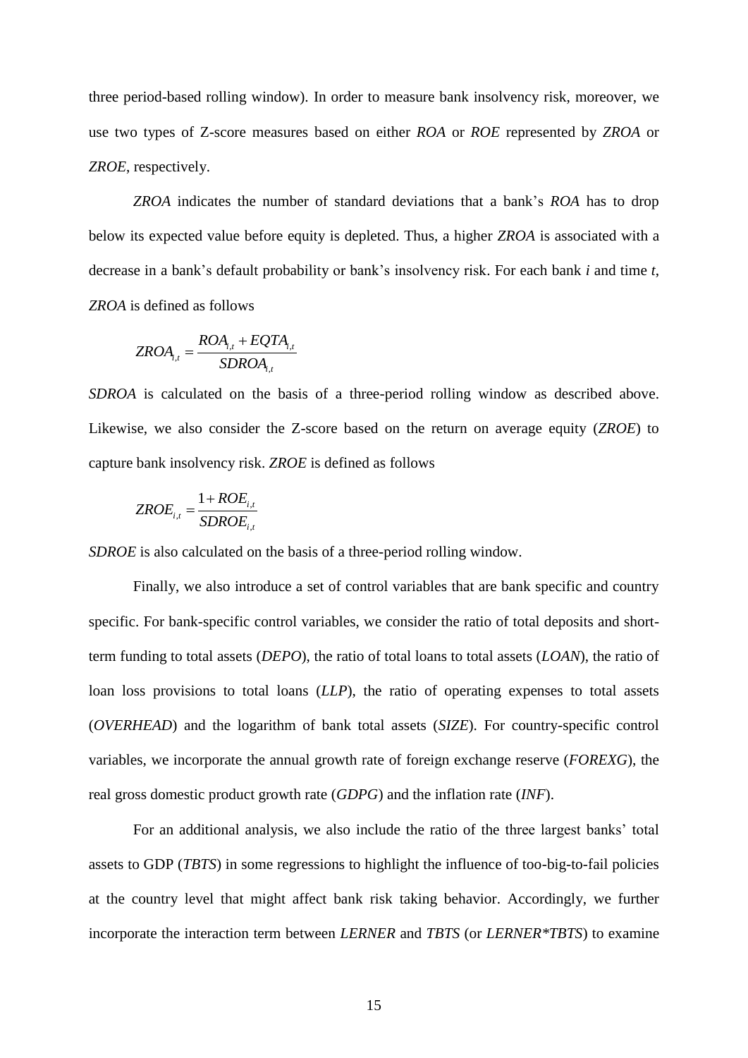three period-based rolling window). In order to measure bank insolvency risk, moreover, we use two types of Z-score measures based on either *ROA* or *ROE* represented by *ZROA* or *ZROE*, respectively.

*ZROA* indicates the number of standard deviations that a bank's *ROA* has to drop below its expected value before equity is depleted. Thus, a higher *ZROA* is associated with a decrease in a bank's default probability or bank's insolvency risk. For each bank *i* and time *t*, *ZROA* is defined as follows

$$ZROA_{i,t} = \frac{ROA_{i,t} + EQTA_{i,t}}{SDROA_{i,t}}$$

*SDROA* is calculated on the basis of a three-period rolling window as described above. Likewise, we also consider the Z-score based on the return on average equity (*ZROE*) to capture bank insolvency risk. *ZROE* is defined as follows

$$ZROE_{i,t} = \frac{1 + ROE_{i,t}}{SDROE_{i,t}}$$

*SDROE* is also calculated on the basis of a three-period rolling window.

Finally, we also introduce a set of control variables that are bank specific and country specific. For bank-specific control variables, we consider the ratio of total deposits and short-term funding to total assets (*DEPO*), the ratio of total loans to total assets (*LOAN*), the ratio of loan loss provisions to total loans (*LLP*), the ratio of operating expenses to total assets (*OVERHEAD*) and the logarithm of bank total assets (*SIZE*). For country-specific control variables, we incorporate the annual growth rate of foreign exchange reserve (*FOREXG*), the real gross domestic product growth rate (*GDPG*) and the inflation rate (*INF*).

For an additional analysis, we also include the ratio of the three largest banks' total assets to GDP (*TBTS*) in some regressions to highlight the influence of too-big-to-fail policies at the country level that might affect bank risk taking behavior. Accordingly, we further incorporate the interaction term between *LERNER* and *TBTS* (or *LERNER*TBTS*) to examine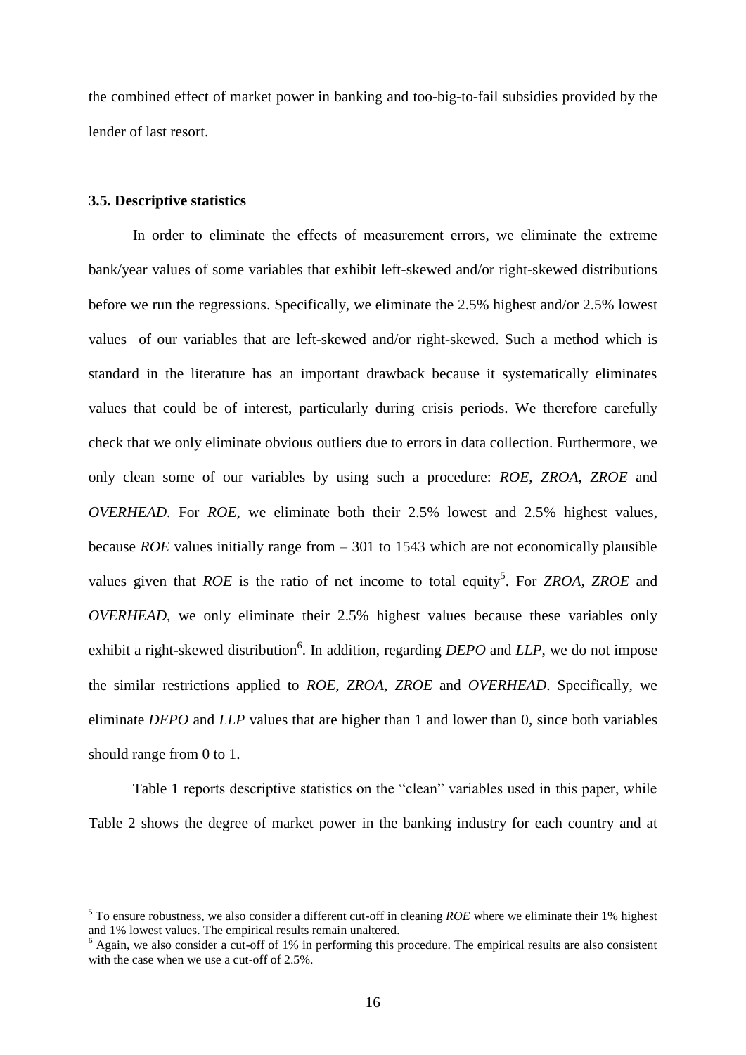the combined effect of market power in banking and too-big-to-fail subsidies provided by the lender of last resort.

### 3.5. Descriptive statistics

In order to eliminate the effects of measurement errors, we eliminate the extreme bank/year values of some variables that exhibit left-skewed and/or right-skewed distributions before we run the regressions. Specifically, we eliminate the 2.5% highest and/or 2.5% lowest values of our variables that are left-skewed and/or right-skewed. Such a method which is standard in the literature has an important drawback because it systematically eliminates values that could be of interest, particularly during crisis periods. We therefore carefully check that we only eliminate obvious outliers due to errors in data collection. Furthermore, we only clean some of our variables by using such a procedure: *ROE*, *ZROA*, *ZROE* and *OVERHEAD*. For *ROE*, we eliminate both their 2.5% lowest and 2.5% highest values, because *ROE* values initially range from – 301 to 1543 which are not economically plausible values given that *ROE* is the ratio of net income to total equity[5]. For *ZROA, ZROE* and *OVERHEAD*, we only eliminate their 2.5% highest values because these variables only exhibit a right-skewed distribution[6]. In addition, regarding *DEPO* and *LLP*, we do not impose the similar restrictions applied to *ROE*, *ZROA*, *ZROE* and *OVERHEAD*. Specifically, we eliminate *DEPO* and *LLP* values that are higher than 1 and lower than 0, since both variables should range from 0 to 1.

Table 1 reports descriptive statistics on the "clean" variables used in this paper, while Table 2 shows the degree of market power in the banking industry for each country and at

[5] To ensure robustness, we also consider a different cut-off in cleaning *ROE* where we eliminate their 1% highest and 1% lowest values. The empirical results remain unaltered.

[6] Again, we also consider a cut-off of 1% in performing this procedure. The empirical results are also consistent with the case when we use a cut-off of 2.5%.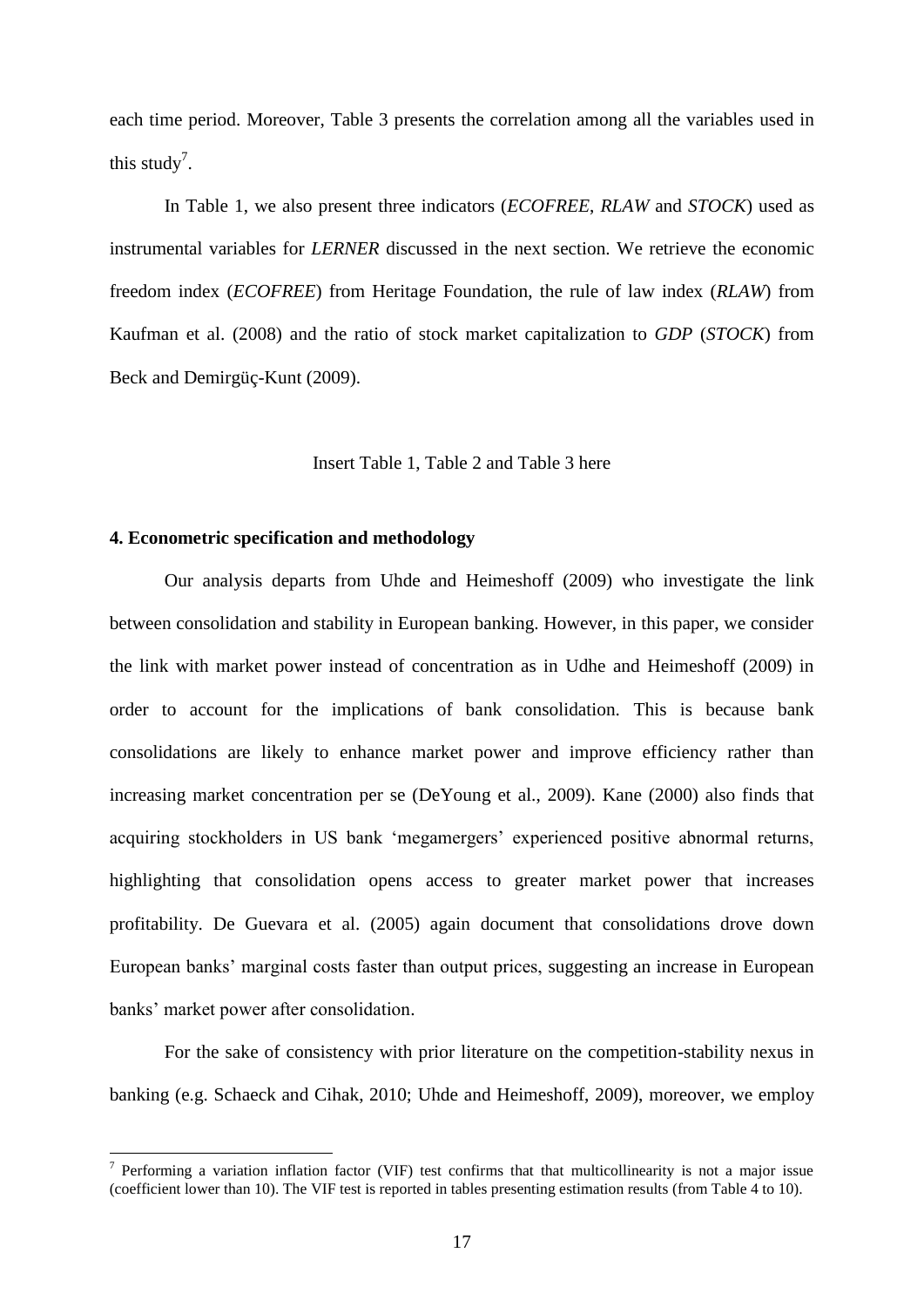each time period. Moreover, Table 3 presents the correlation among all the variables used in this study[7].

In Table 1, we also present three indicators (*ECOFREE*, *RLAW* and *STOCK*) used as instrumental variables for *LERNER* discussed in the next section. We retrieve the economic freedom index (*ECOFREE*) from Heritage Foundation, the rule of law index (*RLAW*) from Kaufman et al. (2008) and the ratio of stock market capitalization to *GDP* (*STOCK*) from Beck and Demirgüç-Kunt (2009).

Insert Table 1, Table 2 and Table 3 here

## 4. Econometric specification and methodology

Our analysis departs from Uhde and Heimeshoff (2009) who investigate the link between consolidation and stability in European banking. However, in this paper, we consider the link with market power instead of concentration as in Udhe and Heimeshoff (2009) in order to account for the implications of bank consolidation. This is because bank consolidations are likely to enhance market power and improve efficiency rather than increasing market concentration per se (DeYoung et al., 2009). Kane (2000) also finds that acquiring stockholders in US bank 'megamergers' experienced positive abnormal returns, highlighting that consolidation opens access to greater market power that increases profitability. De Guevara et al. (2005) again document that consolidations drove down European banks' marginal costs faster than output prices, suggesting an increase in European banks' market power after consolidation.

For the sake of consistency with prior literature on the competition-stability nexus in banking (e.g. Schaeck and Cihak, 2010; Uhde and Heimeshoff, 2009), moreover, we employ

[7] Performing a variation inflation factor (VIF) test confirms that that multicollinearity is not a major issue (coefficient lower than 10). The VIF test is reported in tables presenting estimation results (from Table 4 to 10).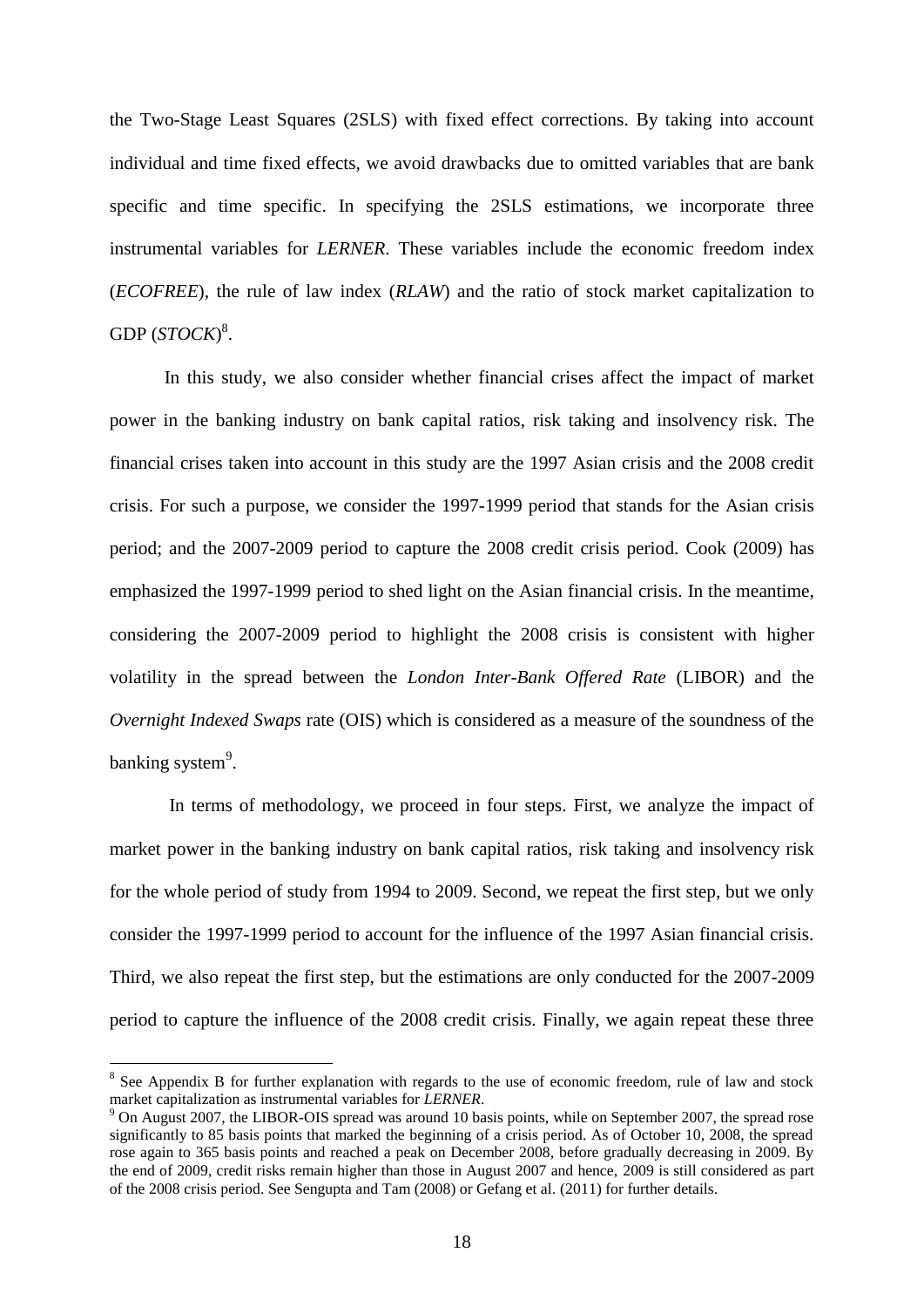the Two-Stage Least Squares (2SLS) with fixed effect corrections. By taking into account individual and time fixed effects, we avoid drawbacks due to omitted variables that are bank specific and time specific. In specifying the 2SLS estimations, we incorporate three instrumental variables for *LERNER*. These variables include the economic freedom index (*ECOFREE*), the rule of law index (*RLAW*) and the ratio of stock market capitalization to GDP (*STOCK*)[8].

In this study, we also consider whether financial crises affect the impact of market power in the banking industry on bank capital ratios, risk taking and insolvency risk. The financial crises taken into account in this study are the 1997 Asian crisis and the 2008 credit crisis. For such a purpose, we consider the 1997-1999 period that stands for the Asian crisis period; and the 2007-2009 period to capture the 2008 credit crisis period. Cook (2009) has emphasized the 1997-1999 period to shed light on the Asian financial crisis. In the meantime, considering the 2007-2009 period to highlight the 2008 crisis is consistent with higher volatility in the spread between the *London Inter-Bank Offered Rate* (LIBOR) and the *Overnight Indexed Swaps* rate (OIS) which is considered as a measure of the soundness of the banking system[9].

In terms of methodology, we proceed in four steps. First, we analyze the impact of market power in the banking industry on bank capital ratios, risk taking and insolvency risk for the whole period of study from 1994 to 2009. Second, we repeat the first step, but we only consider the 1997-1999 period to account for the influence of the 1997 Asian financial crisis. Third, we also repeat the first step, but the estimations are only conducted for the 2007-2009 period to capture the influence of the 2008 credit crisis. Finally, we again repeat these three

---

[8] See Appendix B for further explanation with regards to the use of economic freedom, rule of law and stock market capitalization as instrumental variables for *LERNER*.

[9] On August 2007, the LIBOR-OIS spread was around 10 basis points, while on September 2007, the spread rose significantly to 85 basis points that marked the beginning of a crisis period. As of October 10, 2008, the spread rose again to 365 basis points and reached a peak on December 2008, before gradually decreasing in 2009. By the end of 2009, credit risks remain higher than those in August 2007 and hence, 2009 is still considered as part of the 2008 crisis period. See Sengupta and Tam (2008) or Gefang et al. (2011) for further details.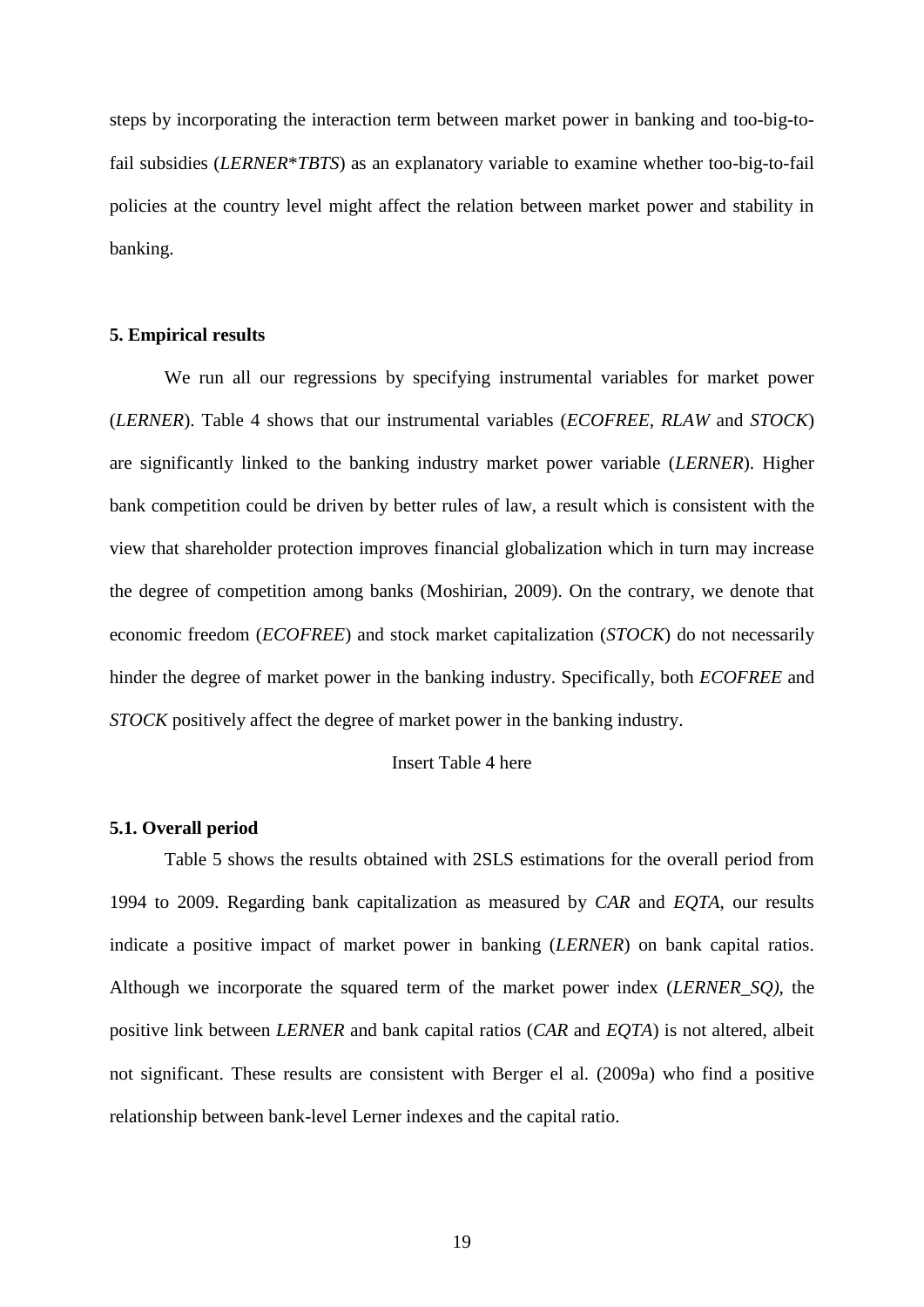steps by incorporating the interaction term between market power in banking and too-big-to-fail subsidies (*LERNER*\**TBTS*) as an explanatory variable to examine whether too-big-to-fail policies at the country level might affect the relation between market power and stability in banking.

## 5. Empirical results

We run all our regressions by specifying instrumental variables for market power (*LERNER*). Table 4 shows that our instrumental variables (*ECOFREE*, *RLAW* and *STOCK*) are significantly linked to the banking industry market power variable (*LERNER*). Higher bank competition could be driven by better rules of law, a result which is consistent with the view that shareholder protection improves financial globalization which in turn may increase the degree of competition among banks (Moshirian, 2009). On the contrary, we denote that economic freedom (*ECOFREE*) and stock market capitalization (*STOCK*) do not necessarily hinder the degree of market power in the banking industry. Specifically, both *ECOFREE* and *STOCK* positively affect the degree of market power in the banking industry.

Insert Table 4 here

### 5.1. Overall period

Table 5 shows the results obtained with 2SLS estimations for the overall period from 1994 to 2009. Regarding bank capitalization as measured by *CAR* and *EQTA*, our results indicate a positive impact of market power in banking (*LERNER*) on bank capital ratios. Although we incorporate the squared term of the market power index (*LERNER_SQ)*, the positive link between *LERNER* and bank capital ratios (*CAR* and *EQTA*) is not altered, albeit not significant. These results are consistent with Berger el al. (2009a) who find a positive relationship between bank-level Lerner indexes and the capital ratio.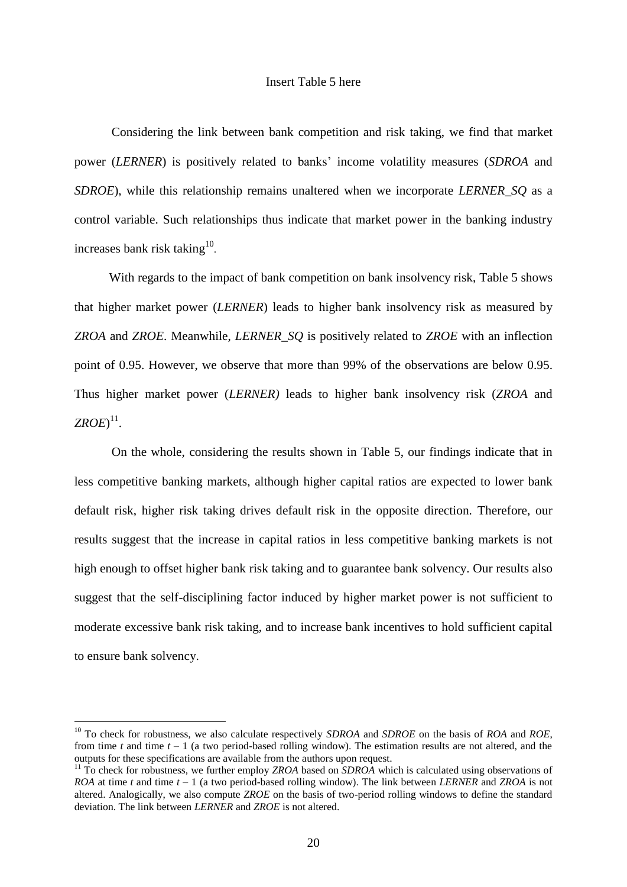Insert Table 5 here

Considering the link between bank competition and risk taking, we find that market power (*LERNER*) is positively related to banks' income volatility measures (*SDROA* and *SDROE*), while this relationship remains unaltered when we incorporate *LERNER_SQ* as a control variable. Such relationships thus indicate that market power in the banking industry increases bank risk taking[10].

With regards to the impact of bank competition on bank insolvency risk, Table 5 shows that higher market power (*LERNER*) leads to higher bank insolvency risk as measured by *ZROA* and *ZROE*. Meanwhile, *LERNER_SQ* is positively related to *ZROE* with an inflection point of 0.95. However, we observe that more than 99% of the observations are below 0.95. Thus higher market power (*LERNER)* leads to higher bank insolvency risk (*ZROA* and *ZROE*)[11].

On the whole, considering the results shown in Table 5, our findings indicate that in less competitive banking markets, although higher capital ratios are expected to lower bank default risk, higher risk taking drives default risk in the opposite direction. Therefore, our results suggest that the increase in capital ratios in less competitive banking markets is not high enough to offset higher bank risk taking and to guarantee bank solvency. Our results also suggest that the self-disciplining factor induced by higher market power is not sufficient to moderate excessive bank risk taking, and to increase bank incentives to hold sufficient capital to ensure bank solvency.

---

[10] To check for robustness, we also calculate respectively *SDROA* and *SDROE* on the basis of *ROA* and *ROE*, from time $t$ and time $t - 1$ (a two period-based rolling window). The estimation results are not altered, and the outputs for these specifications are available from the authors upon request.

[11] To check for robustness, we further employ *ZROA* based on *SDROA* which is calculated using observations of *ROA* at time $t$ and time $t - 1$ (a two period-based rolling window). The link between *LERNER* and *ZROA* is not altered. Analogically, we also compute *ZROE* on the basis of two-period rolling windows to define the standard deviation. The link between *LERNER* and *ZROE* is not altered.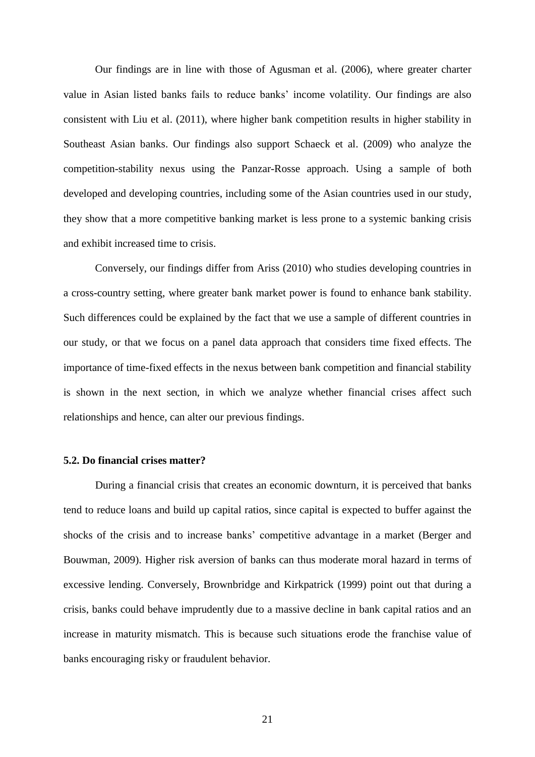Our findings are in line with those of Agusman et al. (2006), where greater charter value in Asian listed banks fails to reduce banks' income volatility. Our findings are also consistent with Liu et al. (2011), where higher bank competition results in higher stability in Southeast Asian banks. Our findings also support Schaeck et al. (2009) who analyze the competition-stability nexus using the Panzar-Rosse approach. Using a sample of both developed and developing countries, including some of the Asian countries used in our study, they show that a more competitive banking market is less prone to a systemic banking crisis and exhibit increased time to crisis.

Conversely, our findings differ from Ariss (2010) who studies developing countries in a cross-country setting, where greater bank market power is found to enhance bank stability. Such differences could be explained by the fact that we use a sample of different countries in our study, or that we focus on a panel data approach that considers time fixed effects. The importance of time-fixed effects in the nexus between bank competition and financial stability is shown in the next section, in which we analyze whether financial crises affect such relationships and hence, can alter our previous findings.

### 5.2. Do financial crises matter?

During a financial crisis that creates an economic downturn, it is perceived that banks tend to reduce loans and build up capital ratios, since capital is expected to buffer against the shocks of the crisis and to increase banks' competitive advantage in a market (Berger and Bouwman, 2009). Higher risk aversion of banks can thus moderate moral hazard in terms of excessive lending. Conversely, Brownbridge and Kirkpatrick (1999) point out that during a crisis, banks could behave imprudently due to a massive decline in bank capital ratios and an increase in maturity mismatch. This is because such situations erode the franchise value of banks encouraging risky or fraudulent behavior.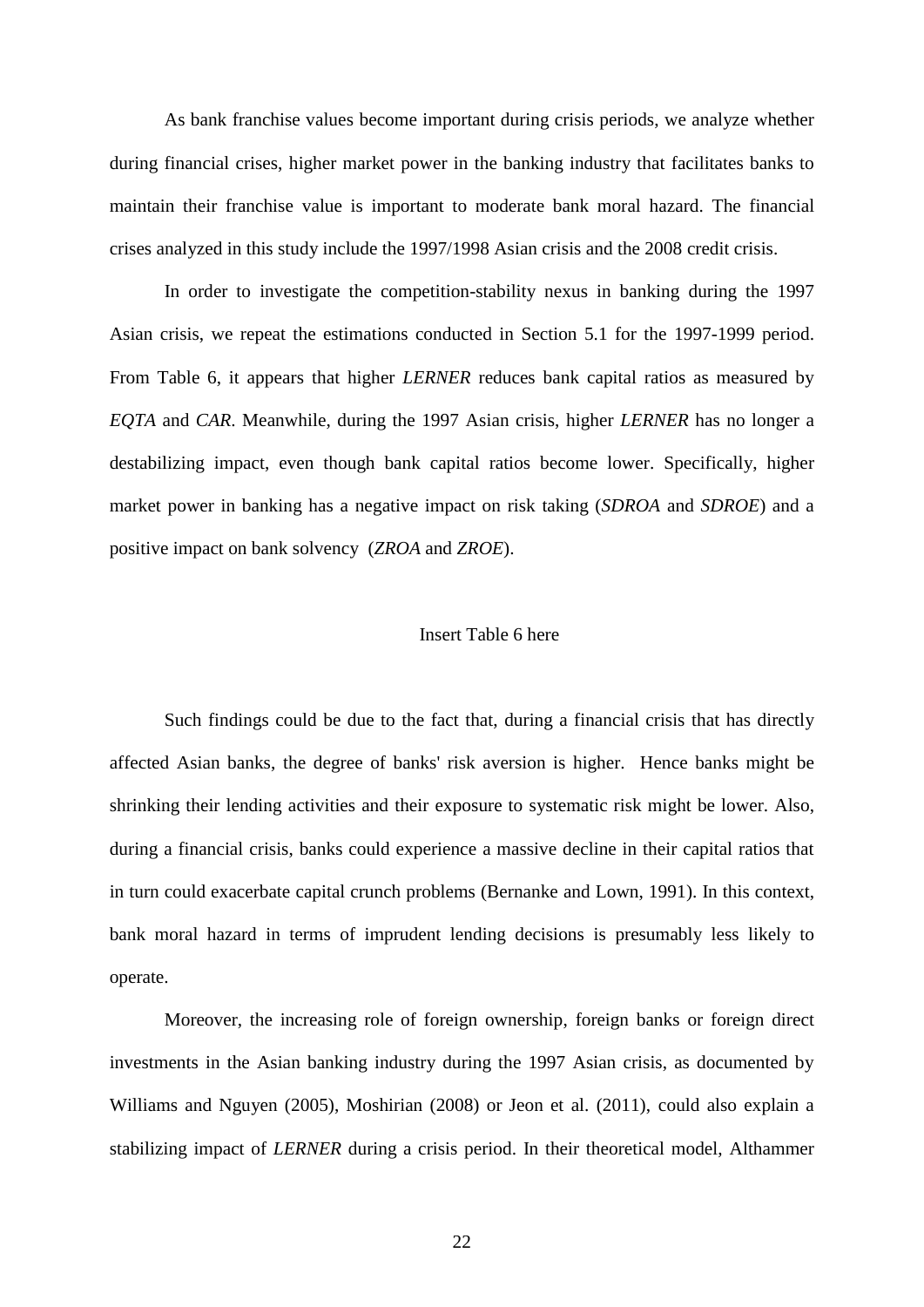As bank franchise values become important during crisis periods, we analyze whether during financial crises, higher market power in the banking industry that facilitates banks to maintain their franchise value is important to moderate bank moral hazard. The financial crises analyzed in this study include the 1997/1998 Asian crisis and the 2008 credit crisis.

In order to investigate the competition-stability nexus in banking during the 1997 Asian crisis, we repeat the estimations conducted in Section 5.1 for the 1997-1999 period. From Table 6, it appears that higher *LERNER* reduces bank capital ratios as measured by *EQTA* and *CAR*. Meanwhile, during the 1997 Asian crisis, higher *LERNER* has no longer a destabilizing impact, even though bank capital ratios become lower. Specifically, higher market power in banking has a negative impact on risk taking (*SDROA* and *SDROE*) and a positive impact on bank solvency (*ZROA* and *ZROE*).

Insert Table 6 here

Such findings could be due to the fact that, during a financial crisis that has directly affected Asian banks, the degree of banks' risk aversion is higher. Hence banks might be shrinking their lending activities and their exposure to systematic risk might be lower. Also, during a financial crisis, banks could experience a massive decline in their capital ratios that in turn could exacerbate capital crunch problems (Bernanke and Lown, 1991). In this context, bank moral hazard in terms of imprudent lending decisions is presumably less likely to operate.

Moreover, the increasing role of foreign ownership, foreign banks or foreign direct investments in the Asian banking industry during the 1997 Asian crisis, as documented by Williams and Nguyen (2005), Moshirian (2008) or Jeon et al. (2011), could also explain a stabilizing impact of *LERNER* during a crisis period. In their theoretical model, Althammer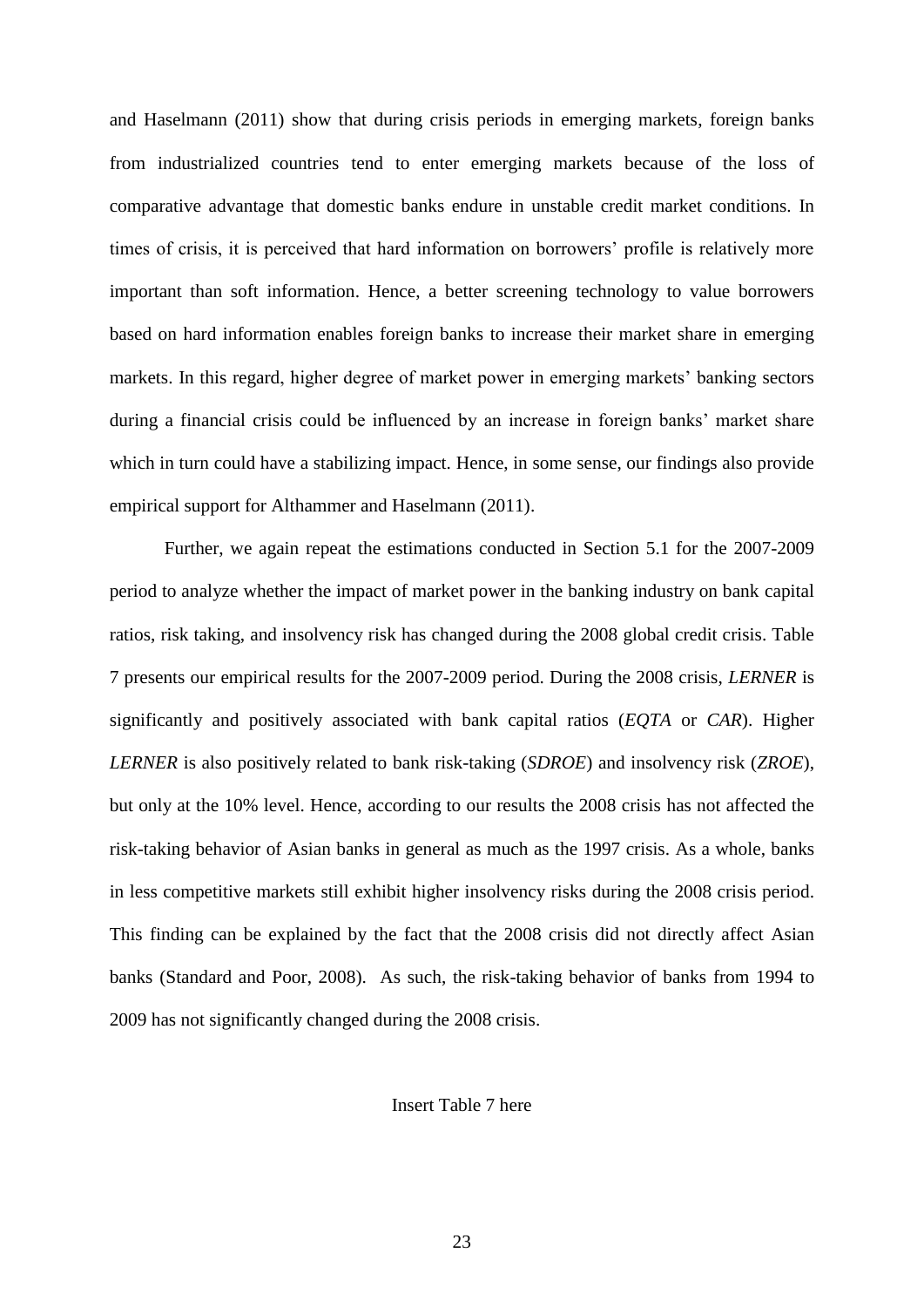and Haselmann (2011) show that during crisis periods in emerging markets, foreign banks from industrialized countries tend to enter emerging markets because of the loss of comparative advantage that domestic banks endure in unstable credit market conditions. In times of crisis, it is perceived that hard information on borrowers' profile is relatively more important than soft information. Hence, a better screening technology to value borrowers based on hard information enables foreign banks to increase their market share in emerging markets. In this regard, higher degree of market power in emerging markets' banking sectors during a financial crisis could be influenced by an increase in foreign banks' market share which in turn could have a stabilizing impact. Hence, in some sense, our findings also provide empirical support for Althammer and Haselmann (2011).

Further, we again repeat the estimations conducted in Section 5.1 for the 2007-2009 period to analyze whether the impact of market power in the banking industry on bank capital ratios, risk taking, and insolvency risk has changed during the 2008 global credit crisis. Table 7 presents our empirical results for the 2007-2009 period. During the 2008 crisis, *LERNER* is significantly and positively associated with bank capital ratios (*EQTA* or *CAR*). Higher *LERNER* is also positively related to bank risk-taking (*SDROE*) and insolvency risk (*ZROE*), but only at the 10% level. Hence, according to our results the 2008 crisis has not affected the risk-taking behavior of Asian banks in general as much as the 1997 crisis. As a whole, banks in less competitive markets still exhibit higher insolvency risks during the 2008 crisis period. This finding can be explained by the fact that the 2008 crisis did not directly affect Asian banks (Standard and Poor, 2008). As such, the risk-taking behavior of banks from 1994 to 2009 has not significantly changed during the 2008 crisis.

Insert Table 7 here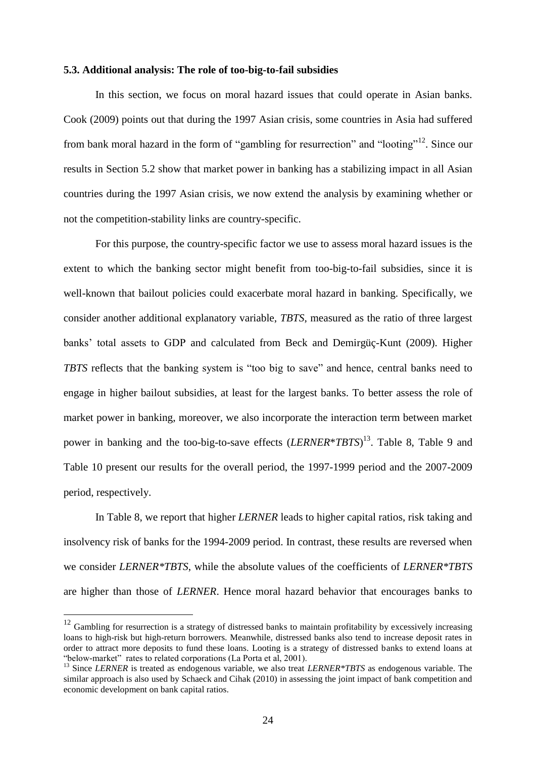### 5.3. Additional analysis: The role of too-big-to-fail subsidies

In this section, we focus on moral hazard issues that could operate in Asian banks. Cook (2009) points out that during the 1997 Asian crisis, some countries in Asia had suffered from bank moral hazard in the form of "gambling for resurrection" and "looting"[12]. Since our results in Section 5.2 show that market power in banking has a stabilizing impact in all Asian countries during the 1997 Asian crisis, we now extend the analysis by examining whether or not the competition-stability links are country-specific.

For this purpose, the country-specific factor we use to assess moral hazard issues is the extent to which the banking sector might benefit from too-big-to-fail subsidies, since it is well-known that bailout policies could exacerbate moral hazard in banking. Specifically, we consider another additional explanatory variable, *TBTS*, measured as the ratio of three largest banks' total assets to GDP and calculated from Beck and Demirgüç-Kunt (2009). Higher *TBTS* reflects that the banking system is "too big to save" and hence, central banks need to engage in higher bailout subsidies, at least for the largest banks. To better assess the role of market power in banking, moreover, we also incorporate the interaction term between market power in banking and the too-big-to-save effects (*LERNER*\**TBTS*)[13]. Table 8, Table 9 and Table 10 present our results for the overall period, the 1997-1999 period and the 2007-2009 period, respectively.

In Table 8, we report that higher *LERNER* leads to higher capital ratios, risk taking and insolvency risk of banks for the 1994-2009 period. In contrast, these results are reversed when we consider *LERNER\*TBTS*, while the absolute values of the coefficients of *LERNER\*TBTS* are higher than those of *LERNER*. Hence moral hazard behavior that encourages banks to

---

[12] Gambling for resurrection is a strategy of distressed banks to maintain profitability by excessively increasing loans to high-risk but high-return borrowers. Meanwhile, distressed banks also tend to increase deposit rates in order to attract more deposits to fund these loans. Looting is a strategy of distressed banks to extend loans at "below-market" rates to related corporations (La Porta et al, 2001).

[13] Since *LERNER* is treated as endogenous variable, we also treat *LERNER\*TBTS* as endogenous variable. The similar approach is also used by Schaeck and Cihak (2010) in assessing the joint impact of bank competition and economic development on bank capital ratios.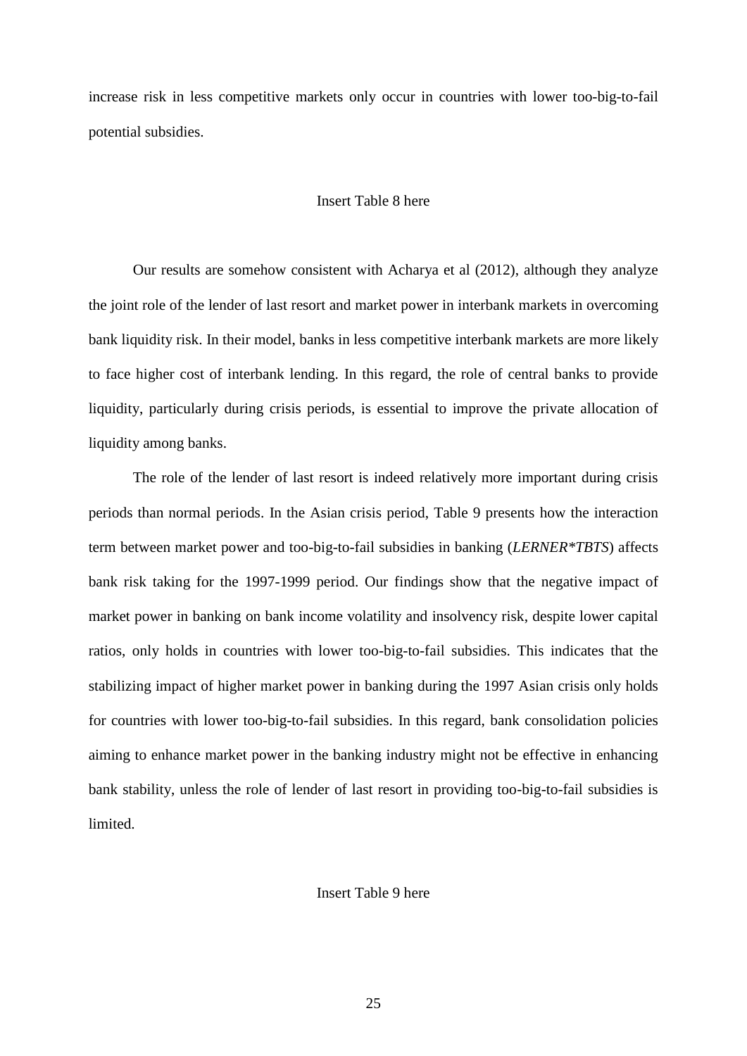increase risk in less competitive markets only occur in countries with lower too-big-to-fail potential subsidies.

Insert Table 8 here

Our results are somehow consistent with Acharya et al (2012), although they analyze the joint role of the lender of last resort and market power in interbank markets in overcoming bank liquidity risk. In their model, banks in less competitive interbank markets are more likely to face higher cost of interbank lending. In this regard, the role of central banks to provide liquidity, particularly during crisis periods, is essential to improve the private allocation of liquidity among banks.

The role of the lender of last resort is indeed relatively more important during crisis periods than normal periods. In the Asian crisis period, Table 9 presents how the interaction term between market power and too-big-to-fail subsidies in banking (*LERNER*TBTS*) affects bank risk taking for the 1997-1999 period. Our findings show that the negative impact of market power in banking on bank income volatility and insolvency risk, despite lower capital ratios, only holds in countries with lower too-big-to-fail subsidies. This indicates that the stabilizing impact of higher market power in banking during the 1997 Asian crisis only holds for countries with lower too-big-to-fail subsidies. In this regard, bank consolidation policies aiming to enhance market power in the banking industry might not be effective in enhancing bank stability, unless the role of lender of last resort in providing too-big-to-fail subsidies is limited.

Insert Table 9 here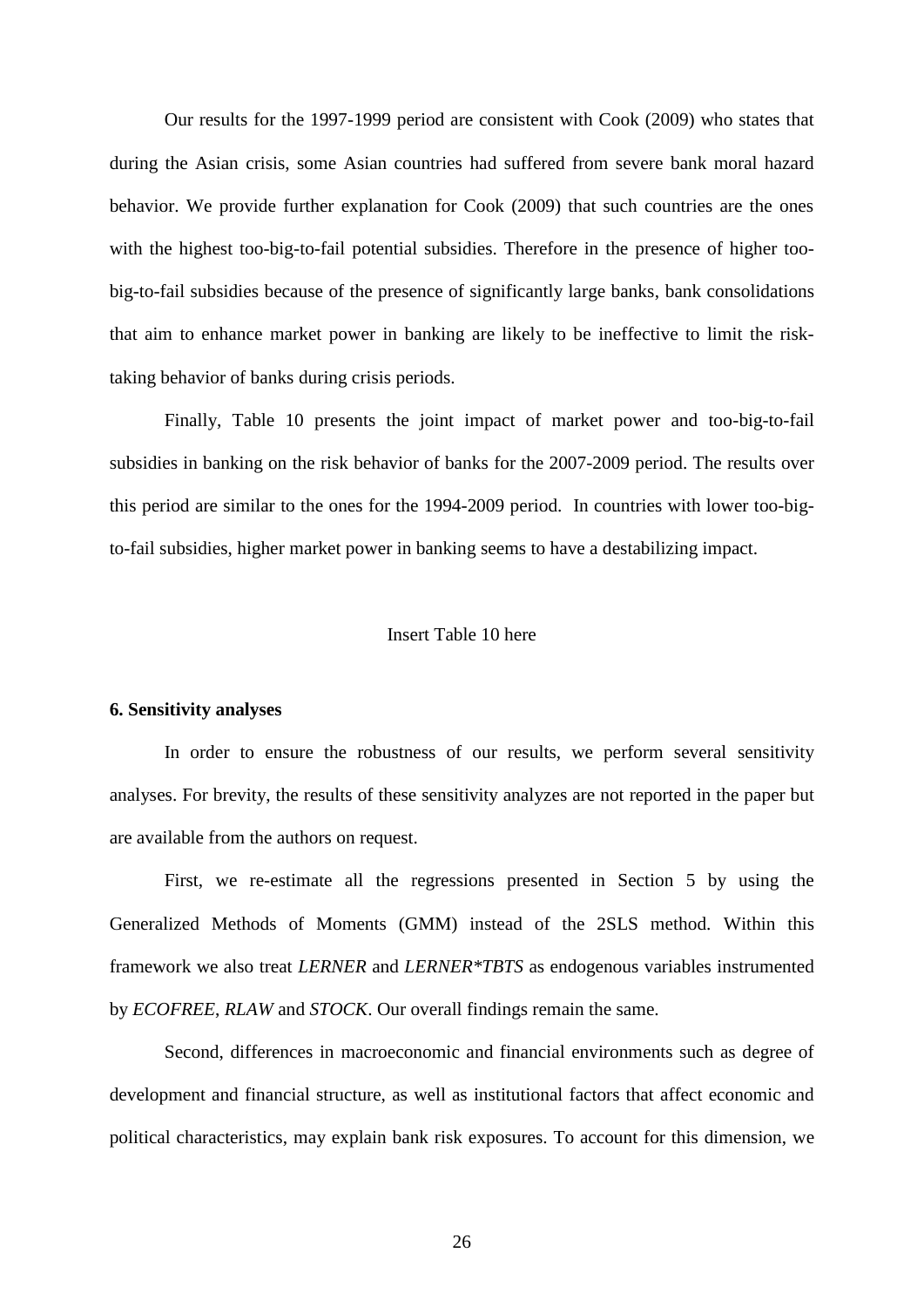Our results for the 1997-1999 period are consistent with Cook (2009) who states that during the Asian crisis, some Asian countries had suffered from severe bank moral hazard behavior. We provide further explanation for Cook (2009) that such countries are the ones with the highest too-big-to-fail potential subsidies. Therefore in the presence of higher too-big-to-fail subsidies because of the presence of significantly large banks, bank consolidations that aim to enhance market power in banking are likely to be ineffective to limit the risk-taking behavior of banks during crisis periods.

Finally, Table 10 presents the joint impact of market power and too-big-to-fail subsidies in banking on the risk behavior of banks for the 2007-2009 period. The results over this period are similar to the ones for the 1994-2009 period. In countries with lower too-big-to-fail subsidies, higher market power in banking seems to have a destabilizing impact.

Insert Table 10 here

**6. Sensitivity analyses**

In order to ensure the robustness of our results, we perform several sensitivity analyses. For brevity, the results of these sensitivity analyzes are not reported in the paper but are available from the authors on request.

First, we re-estimate all the regressions presented in Section 5 by using the Generalized Methods of Moments (GMM) instead of the 2SLS method. Within this framework we also treat *LERNER* and *LERNER*TBTS* as endogenous variables instrumented by *ECOFREE*, *RLAW* and *STOCK*. Our overall findings remain the same.

Second, differences in macroeconomic and financial environments such as degree of development and financial structure, as well as institutional factors that affect economic and political characteristics, may explain bank risk exposures. To account for this dimension, we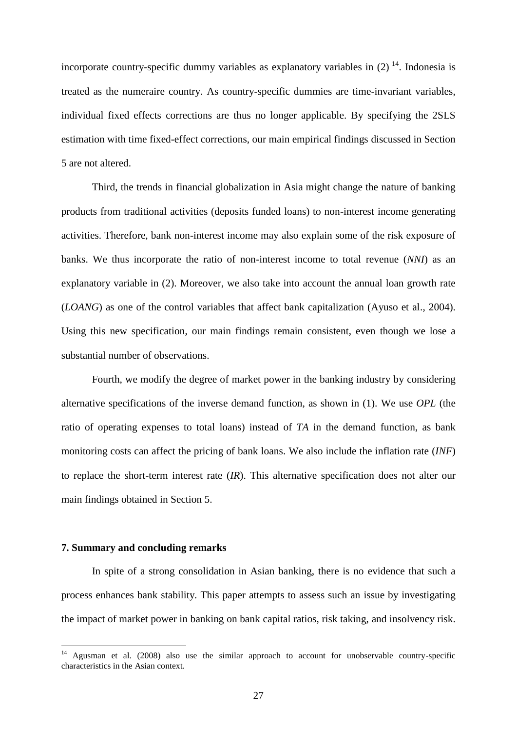incorporate country-specific dummy variables as explanatory variables in (2) [14]. Indonesia is treated as the numeraire country. As country-specific dummies are time-invariant variables, individual fixed effects corrections are thus no longer applicable. By specifying the 2SLS estimation with time fixed-effect corrections, our main empirical findings discussed in Section 5 are not altered.

Third, the trends in financial globalization in Asia might change the nature of banking products from traditional activities (deposits funded loans) to non-interest income generating activities. Therefore, bank non-interest income may also explain some of the risk exposure of banks. We thus incorporate the ratio of non-interest income to total revenue (*NNI*) as an explanatory variable in (2). Moreover, we also take into account the annual loan growth rate (*LOANG*) as one of the control variables that affect bank capitalization (Ayuso et al., 2004). Using this new specification, our main findings remain consistent, even though we lose a substantial number of observations.

Fourth, we modify the degree of market power in the banking industry by considering alternative specifications of the inverse demand function, as shown in (1). We use *OPL* (the ratio of operating expenses to total loans) instead of *TA* in the demand function, as bank monitoring costs can affect the pricing of bank loans. We also include the inflation rate (*INF*) to replace the short-term interest rate (*IR*). This alternative specification does not alter our main findings obtained in Section 5.

## 7. Summary and concluding remarks

In spite of a strong consolidation in Asian banking, there is no evidence that such a process enhances bank stability. This paper attempts to assess such an issue by investigating the impact of market power in banking on bank capital ratios, risk taking, and insolvency risk.

[14] Agusman et al. (2008) also use the similar approach to account for unobservable country-specific characteristics in the Asian context.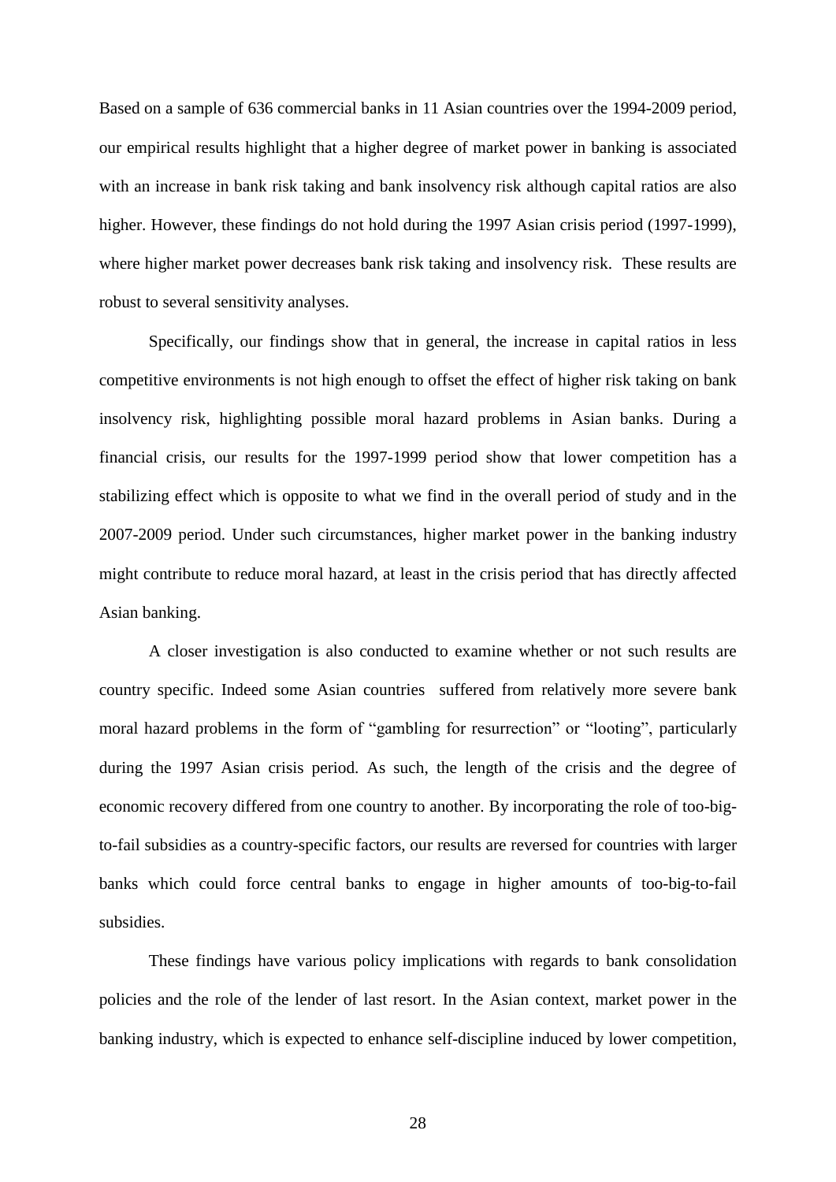Based on a sample of 636 commercial banks in 11 Asian countries over the 1994-2009 period, our empirical results highlight that a higher degree of market power in banking is associated with an increase in bank risk taking and bank insolvency risk although capital ratios are also higher. However, these findings do not hold during the 1997 Asian crisis period (1997-1999), where higher market power decreases bank risk taking and insolvency risk. These results are robust to several sensitivity analyses.

Specifically, our findings show that in general, the increase in capital ratios in less competitive environments is not high enough to offset the effect of higher risk taking on bank insolvency risk, highlighting possible moral hazard problems in Asian banks. During a financial crisis, our results for the 1997-1999 period show that lower competition has a stabilizing effect which is opposite to what we find in the overall period of study and in the 2007-2009 period. Under such circumstances, higher market power in the banking industry might contribute to reduce moral hazard, at least in the crisis period that has directly affected Asian banking.

A closer investigation is also conducted to examine whether or not such results are country specific. Indeed some Asian countries suffered from relatively more severe bank moral hazard problems in the form of "gambling for resurrection" or "looting", particularly during the 1997 Asian crisis period. As such, the length of the crisis and the degree of economic recovery differed from one country to another. By incorporating the role of too-big-to-fail subsidies as a country-specific factors, our results are reversed for countries with larger banks which could force central banks to engage in higher amounts of too-big-to-fail subsidies.

These findings have various policy implications with regards to bank consolidation policies and the role of the lender of last resort. In the Asian context, market power in the banking industry, which is expected to enhance self-discipline induced by lower competition,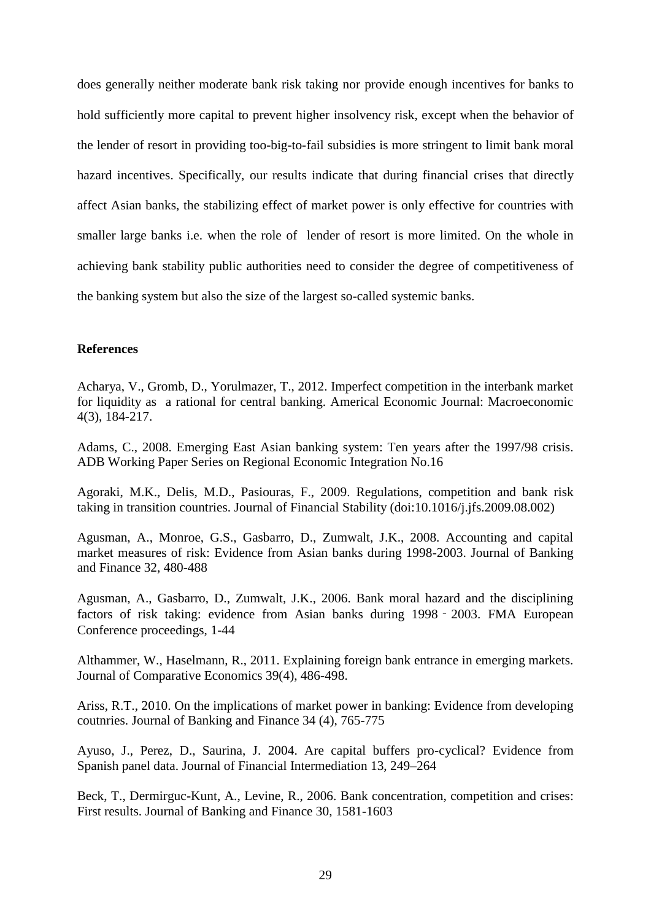does generally neither moderate bank risk taking nor provide enough incentives for banks to hold sufficiently more capital to prevent higher insolvency risk, except when the behavior of the lender of resort in providing too-big-to-fail subsidies is more stringent to limit bank moral hazard incentives. Specifically, our results indicate that during financial crises that directly affect Asian banks, the stabilizing effect of market power is only effective for countries with smaller large banks i.e. when the role of lender of resort is more limited. On the whole in achieving bank stability public authorities need to consider the degree of competitiveness of the banking system but also the size of the largest so-called systemic banks.

**References**

Acharya, V., Gromb, D., Yorulmazer, T., 2012. Imperfect competition in the interbank market for liquidity as a rational for central banking. Americal Economic Journal: Macroeconomic 4(3), 184-217.

Adams, C., 2008. Emerging East Asian banking system: Ten years after the 1997/98 crisis. ADB Working Paper Series on Regional Economic Integration No.16

Agoraki, M.K., Delis, M.D., Pasiouras, F., 2009. Regulations, competition and bank risk taking in transition countries. Journal of Financial Stability (doi:10.1016/j.jfs.2009.08.002)

Agusman, A., Monroe, G.S., Gasbarro, D., Zumwalt, J.K., 2008. Accounting and capital market measures of risk: Evidence from Asian banks during 1998-2003. Journal of Banking and Finance 32, 480-488

Agusman, A., Gasbarro, D., Zumwalt, J.K., 2006. Bank moral hazard and the disciplining factors of risk taking: evidence from Asian banks during 1998 - 2003. FMA European Conference proceedings, 1-44

Althammer, W., Haselmann, R., 2011. Explaining foreign bank entrance in emerging markets. Journal of Comparative Economics 39(4), 486-498.

Ariss, R.T., 2010. On the implications of market power in banking: Evidence from developing coutnries. Journal of Banking and Finance 34 (4), 765-775

Ayuso, J., Perez, D., Saurina, J. 2004. Are capital buffers pro-cyclical? Evidence from Spanish panel data. Journal of Financial Intermediation 13, 249–264

Beck, T., Dermirguc-Kunt, A., Levine, R., 2006. Bank concentration, competition and crises: First results. Journal of Banking and Finance 30, 1581-1603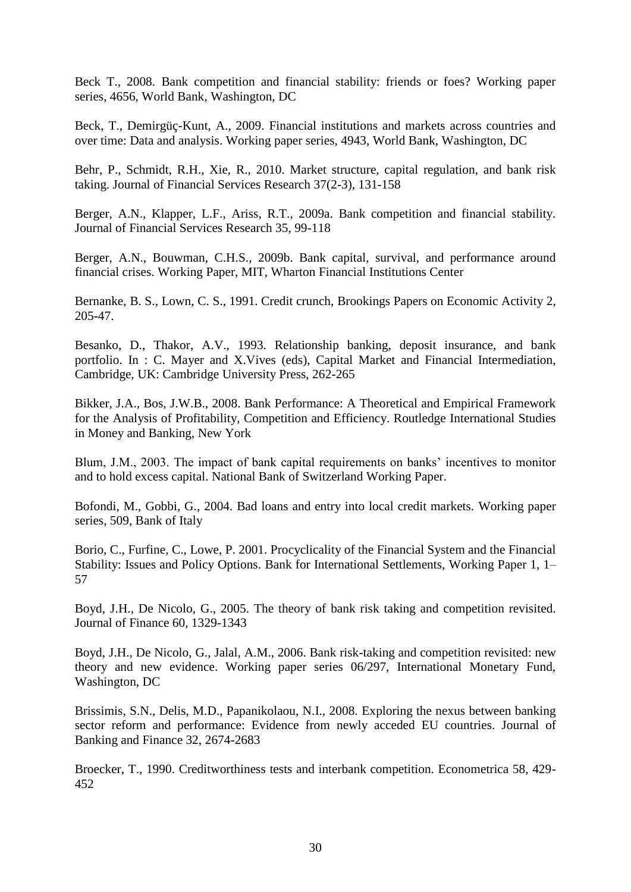Beck T., 2008. Bank competition and financial stability: friends or foes? Working paper series, 4656, World Bank, Washington, DC

Beck, T., Demirgüç-Kunt, A., 2009. Financial institutions and markets across countries and over time: Data and analysis. Working paper series, 4943, World Bank, Washington, DC

Behr, P., Schmidt, R.H., Xie, R., 2010. Market structure, capital regulation, and bank risk taking. Journal of Financial Services Research 37(2-3), 131-158

Berger, A.N., Klapper, L.F., Ariss, R.T., 2009a. Bank competition and financial stability. Journal of Financial Services Research 35, 99-118

Berger, A.N., Bouwman, C.H.S., 2009b. Bank capital, survival, and performance around financial crises. Working Paper, MIT, Wharton Financial Institutions Center

Bernanke, B. S., Lown, C. S., 1991. Credit crunch, Brookings Papers on Economic Activity 2, 205-47.

Besanko, D., Thakor, A.V., 1993. Relationship banking, deposit insurance, and bank portfolio. In : C. Mayer and X.Vives (eds), Capital Market and Financial Intermediation, Cambridge, UK: Cambridge University Press, 262-265

Bikker, J.A., Bos, J.W.B., 2008. Bank Performance: A Theoretical and Empirical Framework for the Analysis of Profitability, Competition and Efficiency. Routledge International Studies in Money and Banking, New York

Blum, J.M., 2003. The impact of bank capital requirements on banks' incentives to monitor and to hold excess capital. National Bank of Switzerland Working Paper.

Bofondi, M., Gobbi, G., 2004. Bad loans and entry into local credit markets. Working paper series, 509, Bank of Italy

Borio, C., Furfine, C., Lowe, P. 2001. Procyclicality of the Financial System and the Financial Stability: Issues and Policy Options. Bank for International Settlements, Working Paper 1, 1–57

Boyd, J.H., De Nicolo, G., 2005. The theory of bank risk taking and competition revisited. Journal of Finance 60, 1329-1343

Boyd, J.H., De Nicolo, G., Jalal, A.M., 2006. Bank risk-taking and competition revisited: new theory and new evidence. Working paper series 06/297, International Monetary Fund, Washington, DC

Brissimis, S.N., Delis, M.D., Papanikolaou, N.I., 2008. Exploring the nexus between banking sector reform and performance: Evidence from newly acceded EU countries. Journal of Banking and Finance 32, 2674-2683

Broecker, T., 1990. Creditworthiness tests and interbank competition. Econometrica 58, 429-452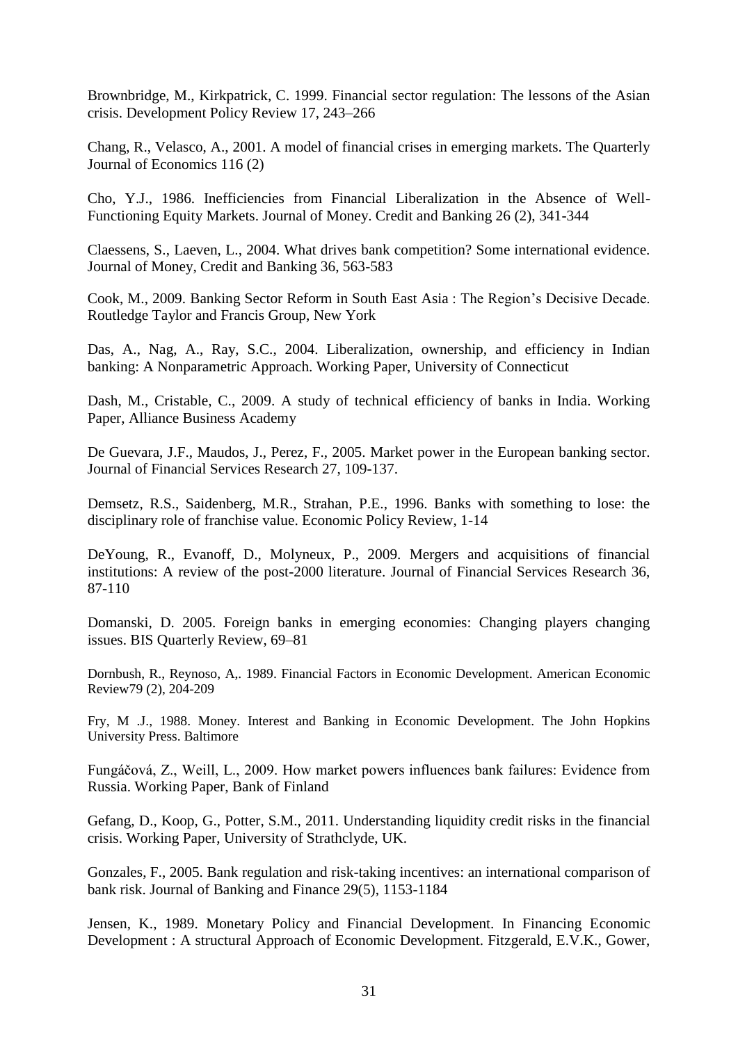Brownbridge, M., Kirkpatrick, C. 1999. Financial sector regulation: The lessons of the Asian crisis. Development Policy Review 17, 243–266

Chang, R., Velasco, A., 2001. A model of financial crises in emerging markets. The Quarterly Journal of Economics 116 (2)

Cho, Y.J., 1986. Inefficiencies from Financial Liberalization in the Absence of Well-Functioning Equity Markets. Journal of Money. Credit and Banking 26 (2), 341-344

Claessens, S., Laeven, L., 2004. What drives bank competition? Some international evidence. Journal of Money, Credit and Banking 36, 563-583

Cook, M., 2009. Banking Sector Reform in South East Asia : The Region's Decisive Decade. Routledge Taylor and Francis Group, New York

Das, A., Nag, A., Ray, S.C., 2004. Liberalization, ownership, and efficiency in Indian banking: A Nonparametric Approach. Working Paper, University of Connecticut

Dash, M., Cristable, C., 2009. A study of technical efficiency of banks in India. Working Paper, Alliance Business Academy

De Guevara, J.F., Maudos, J., Perez, F., 2005. Market power in the European banking sector. Journal of Financial Services Research 27, 109-137.

Demsetz, R.S., Saidenberg, M.R., Strahan, P.E., 1996. Banks with something to lose: the disciplinary role of franchise value. Economic Policy Review, 1-14

DeYoung, R., Evanoff, D., Molyneux, P., 2009. Mergers and acquisitions of financial institutions: A review of the post-2000 literature. Journal of Financial Services Research 36, 87-110

Domanski, D. 2005. Foreign banks in emerging economies: Changing players changing issues. BIS Quarterly Review, 69–81

Dornbush, R., Reynoso, A,. 1989. Financial Factors in Economic Development. American Economic Review79 (2), 204-209

Fry, M .J., 1988. Money. Interest and Banking in Economic Development. The John Hopkins University Press. Baltimore

Fungáčová, Z., Weill, L., 2009. How market powers influences bank failures: Evidence from Russia. Working Paper, Bank of Finland

Gefang, D., Koop, G., Potter, S.M., 2011. Understanding liquidity credit risks in the financial crisis. Working Paper, University of Strathclyde, UK.

Gonzales, F., 2005. Bank regulation and risk-taking incentives: an international comparison of bank risk. Journal of Banking and Finance 29(5), 1153-1184

Jensen, K., 1989. Monetary Policy and Financial Development. In Financing Economic Development : A structural Approach of Economic Development. Fitzgerald, E.V.K., Gower,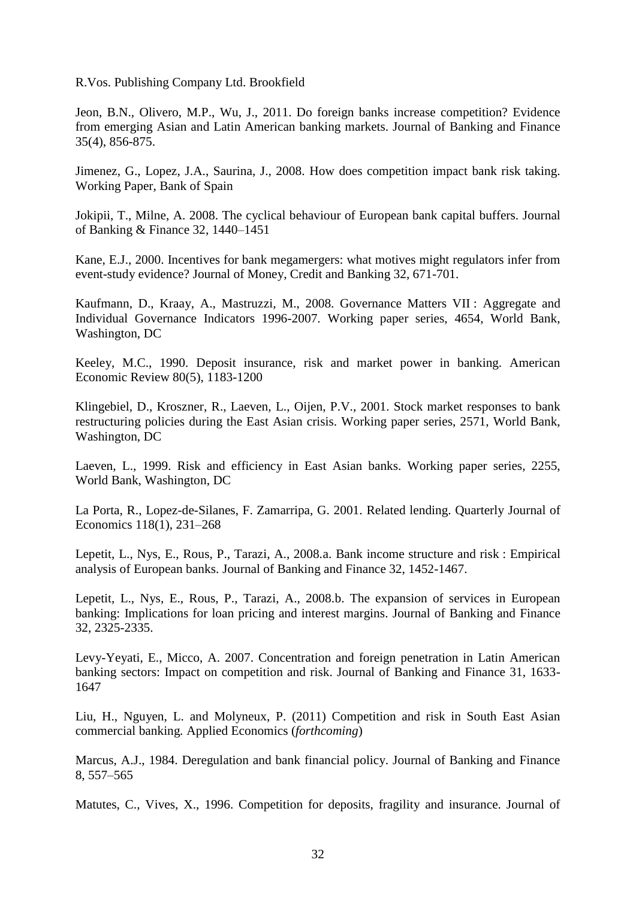R.Vos. Publishing Company Ltd. Brookfield

Jeon, B.N., Olivero, M.P., Wu, J., 2011. Do foreign banks increase competition? Evidence from emerging Asian and Latin American banking markets. Journal of Banking and Finance 35(4), 856-875.

Jimenez, G., Lopez, J.A., Saurina, J., 2008. How does competition impact bank risk taking. Working Paper, Bank of Spain

Jokipii, T., Milne, A. 2008. The cyclical behaviour of European bank capital buffers. Journal of Banking & Finance 32, 1440–1451

Kane, E.J., 2000. Incentives for bank megamergers: what motives might regulators infer from event-study evidence? Journal of Money, Credit and Banking 32, 671-701.

Kaufmann, D., Kraay, A., Mastruzzi, M., 2008. Governance Matters VII : Aggregate and Individual Governance Indicators 1996-2007. Working paper series, 4654, World Bank, Washington, DC

Keeley, M.C., 1990. Deposit insurance, risk and market power in banking. American Economic Review 80(5), 1183-1200

Klingebiel, D., Kroszner, R., Laeven, L., Oijen, P.V., 2001. Stock market responses to bank restructuring policies during the East Asian crisis. Working paper series, 2571, World Bank, Washington, DC

Laeven, L., 1999. Risk and efficiency in East Asian banks. Working paper series, 2255, World Bank, Washington, DC

La Porta, R., Lopez-de-Silanes, F. Zamarripa, G. 2001. Related lending. Quarterly Journal of Economics 118(1), 231–268

Lepetit, L., Nys, E., Rous, P., Tarazi, A., 2008.a. Bank income structure and risk : Empirical analysis of European banks. Journal of Banking and Finance 32, 1452-1467.

Lepetit, L., Nys, E., Rous, P., Tarazi, A., 2008.b. The expansion of services in European banking: Implications for loan pricing and interest margins. Journal of Banking and Finance 32, 2325-2335.

Levy-Yeyati, E., Micco, A. 2007. Concentration and foreign penetration in Latin American banking sectors: Impact on competition and risk. Journal of Banking and Finance 31, 1633-1647

Liu, H., Nguyen, L. and Molyneux, P. (2011) Competition and risk in South East Asian commercial banking. Applied Economics (*forthcoming*)

Marcus, A.J., 1984. Deregulation and bank financial policy. Journal of Banking and Finance 8, 557–565

Matutes, C., Vives, X., 1996. Competition for deposits, fragility and insurance. Journal of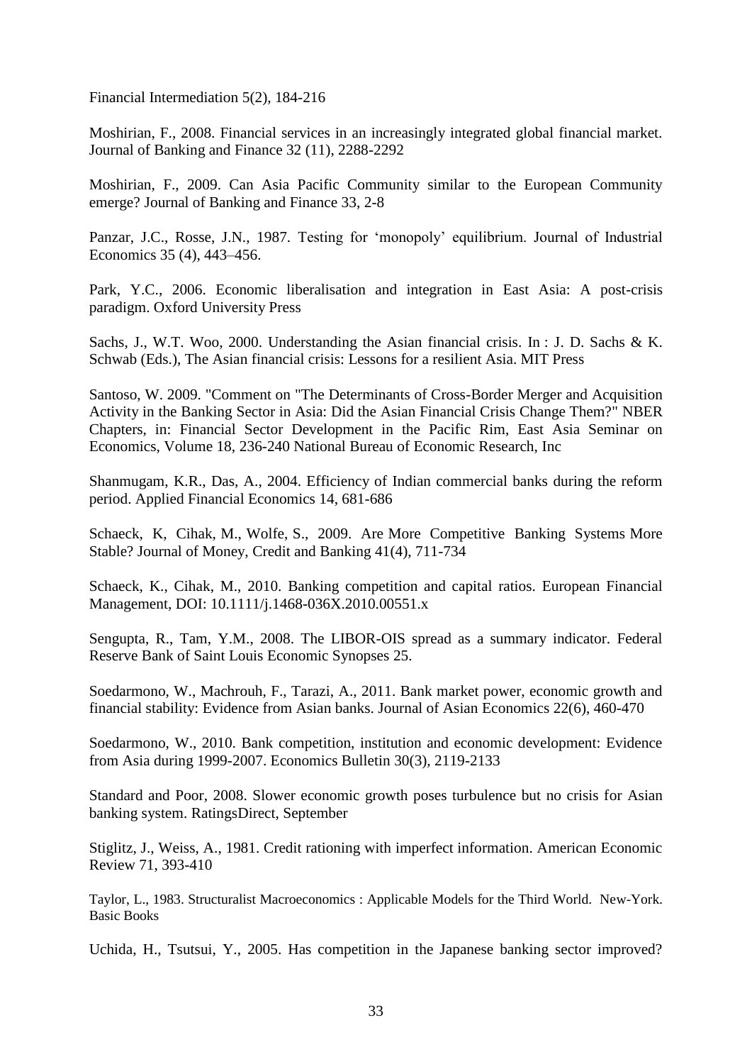Financial Intermediation 5(2), 184-216

Moshirian, F., 2008. Financial services in an increasingly integrated global financial market. Journal of Banking and Finance 32 (11), 2288-2292

Moshirian, F., 2009. Can Asia Pacific Community similar to the European Community emerge? Journal of Banking and Finance 33, 2-8

Panzar, J.C., Rosse, J.N., 1987. Testing for 'monopoly' equilibrium. Journal of Industrial Economics 35 (4), 443–456.

Park, Y.C., 2006. Economic liberalisation and integration in East Asia: A post-crisis paradigm. Oxford University Press

Sachs, J., W.T. Woo, 2000. Understanding the Asian financial crisis. In : J. D. Sachs & K. Schwab (Eds.), The Asian financial crisis: Lessons for a resilient Asia. MIT Press

Santoso, W. 2009. "Comment on "The Determinants of Cross-Border Merger and Acquisition Activity in the Banking Sector in Asia: Did the Asian Financial Crisis Change Them?" NBER Chapters, in: Financial Sector Development in the Pacific Rim, East Asia Seminar on Economics, Volume 18, 236-240 National Bureau of Economic Research, Inc

Shanmugam, K.R., Das, A., 2004. Efficiency of Indian commercial banks during the reform period. Applied Financial Economics 14, 681-686

Schaeck, K, Cihak, M., Wolfe, S., 2009. Are More Competitive Banking Systems More Stable? Journal of Money, Credit and Banking 41(4), 711-734

Schaeck, K., Cihak, M., 2010. Banking competition and capital ratios. European Financial Management, DOI: 10.1111/j.1468-036X.2010.00551.x

Sengupta, R., Tam, Y.M., 2008. The LIBOR-OIS spread as a summary indicator. Federal Reserve Bank of Saint Louis Economic Synopses 25.

Soedarmono, W., Machrouh, F., Tarazi, A., 2011. Bank market power, economic growth and financial stability: Evidence from Asian banks. Journal of Asian Economics 22(6), 460-470

Soedarmono, W., 2010. Bank competition, institution and economic development: Evidence from Asia during 1999-2007. Economics Bulletin 30(3), 2119-2133

Standard and Poor, 2008. Slower economic growth poses turbulence but no crisis for Asian banking system. RatingsDirect, September

Stiglitz, J., Weiss, A., 1981. Credit rationing with imperfect information. American Economic Review 71, 393-410

Taylor, L., 1983. Structuralist Macroeconomics : Applicable Models for the Third World. New-York. Basic Books

Uchida, H., Tsutsui, Y., 2005. Has competition in the Japanese banking sector improved?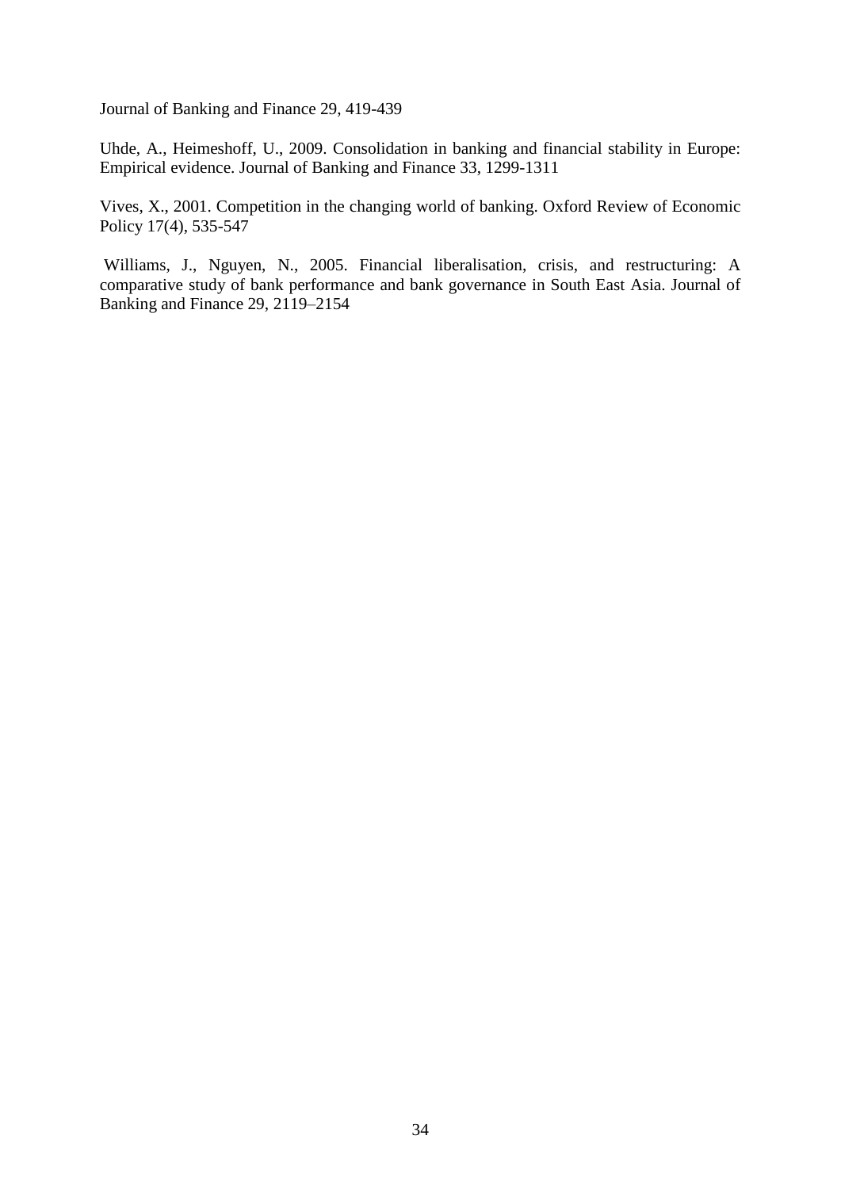Journal of Banking and Finance 29, 419-439

Uhde, A., Heimeshoff, U., 2009. Consolidation in banking and financial stability in Europe: Empirical evidence. Journal of Banking and Finance 33, 1299-1311

Vives, X., 2001. Competition in the changing world of banking. Oxford Review of Economic Policy 17(4), 535-547

Williams, J., Nguyen, N., 2005. Financial liberalisation, crisis, and restructuring: A comparative study of bank performance and bank governance in South East Asia. Journal of Banking and Finance 29, 2119–2154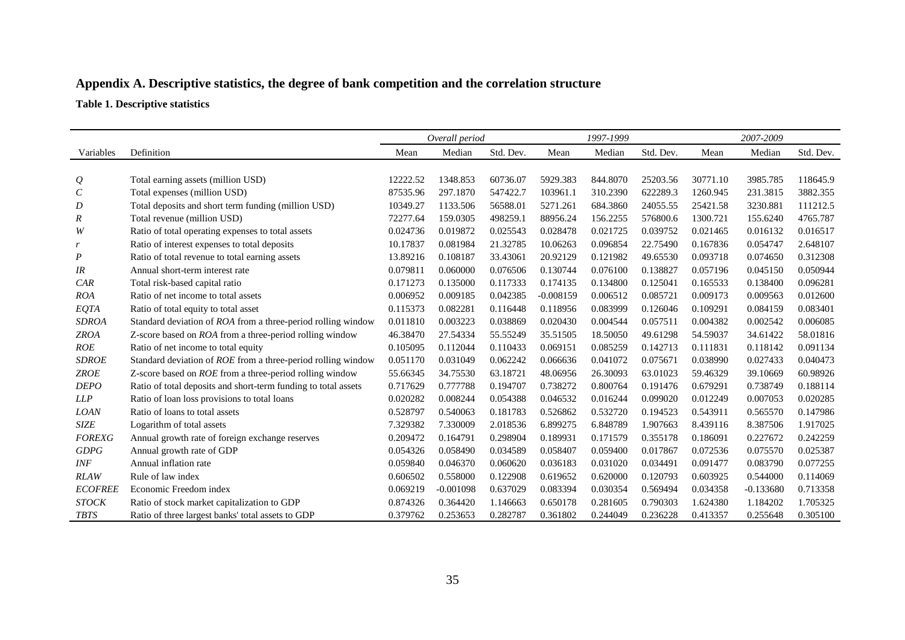## Appendix A. Descriptive statistics, the degree of bank competition and the correlation structure

**Table 1. Descriptive statistics**

| Variables | Definition | *Overall period* | | | *1997-1999* | | | *2007-2009* | | |
|---|---|---|---|---|---|---|---|---|---|---|
| | | Mean | Median | Std. Dev. | Mean | Median | Std. Dev. | Mean | Median | Std. Dev. |
| *Q* | Total earning assets (million USD) | 12222.52 | 1348.853 | 60736.07 | 5929.383 | 844.8070 | 25203.56 | 30771.10 | 3985.785 | 118645.9 |
| *C* | Total expenses (million USD) | 87535.96 | 297.1870 | 547422.7 | 103961.1 | 310.2390 | 622289.3 | 1260.945 | 231.3815 | 3882.355 |
| *D* | Total deposits and short term funding (million USD) | 10349.27 | 1133.506 | 56588.01 | 5271.261 | 684.3860 | 24055.55 | 25421.58 | 3230.881 | 111212.5 |
| *R* | Total revenue (million USD) | 72277.64 | 159.0305 | 498259.1 | 88956.24 | 156.2255 | 576800.6 | 1300.721 | 155.6240 | 4765.787 |
| *W* | Ratio of total operating expenses to total assets | 0.024736 | 0.019872 | 0.025543 | 0.028478 | 0.021725 | 0.039752 | 0.021465 | 0.016132 | 0.016517 |
| *r* | Ratio of interest expenses to total deposits | 10.17837 | 0.081984 | 21.32785 | 10.06263 | 0.096854 | 22.75490 | 0.167836 | 0.054747 | 2.648107 |
| *P* | Ratio of total revenue to total earning assets | 13.89216 | 0.108187 | 33.43061 | 20.92129 | 0.121982 | 49.65530 | 0.093718 | 0.074650 | 0.312308 |
| *IR* | Annual short-term interest rate | 0.079811 | 0.060000 | 0.076506 | 0.130744 | 0.076100 | 0.138827 | 0.057196 | 0.045150 | 0.050944 |
| *CAR* | Total risk-based capital ratio | 0.171273 | 0.135000 | 0.117333 | 0.174135 | 0.134800 | 0.125041 | 0.165533 | 0.138400 | 0.096281 |
| *ROA* | Ratio of net income to total assets | 0.006952 | 0.009185 | 0.042385 | -0.008159 | 0.006512 | 0.085721 | 0.009173 | 0.009563 | 0.012600 |
| *EQTA* | Ratio of total equity to total asset | 0.115373 | 0.082281 | 0.116448 | 0.118956 | 0.083999 | 0.126046 | 0.109291 | 0.084159 | 0.083401 |
| *SDROA* | Standard deviation of *ROA* from a three-period rolling window | 0.011810 | 0.003223 | 0.038869 | 0.020430 | 0.004544 | 0.057511 | 0.004382 | 0.002542 | 0.006085 |
| *ZROA* | Z-score based on *ROA* from a three-period rolling window | 46.38470 | 27.54334 | 55.55249 | 35.51505 | 18.50050 | 49.61298 | 54.59037 | 34.61422 | 58.01816 |
| *ROE* | Ratio of net income to total equity | 0.105095 | 0.112044 | 0.110433 | 0.069151 | 0.085259 | 0.142713 | 0.111831 | 0.118142 | 0.091134 |
| *SDROE* | Standard deviation of *ROE* from a three-period rolling window | 0.051170 | 0.031049 | 0.062242 | 0.066636 | 0.041072 | 0.075671 | 0.038990 | 0.027433 | 0.040473 |
| *ZROE* | Z-score based on *ROE* from a three-period rolling window | 55.66345 | 34.75530 | 63.18721 | 48.06956 | 26.30093 | 63.01023 | 59.46329 | 39.10669 | 60.98926 |
| *DEPO* | Ratio of total deposits and short-term funding to total assets | 0.717629 | 0.777788 | 0.194707 | 0.738272 | 0.800764 | 0.191476 | 0.679291 | 0.738749 | 0.188114 |
| *LLP* | Ratio of loan loss provisions to total loans | 0.020282 | 0.008244 | 0.054388 | 0.046532 | 0.016244 | 0.099020 | 0.012249 | 0.007053 | 0.020285 |
| *LOAN* | Ratio of loans to total assets | 0.528797 | 0.540063 | 0.181783 | 0.526862 | 0.532720 | 0.194523 | 0.543911 | 0.565570 | 0.147986 |
| *SIZE* | Logarithm of total assets | 7.329382 | 7.330009 | 2.018536 | 6.899275 | 6.848789 | 1.907663 | 8.439116 | 8.387506 | 1.917025 |
| *FOREXG* | Annual growth rate of foreign exchange reserves | 0.209472 | 0.164791 | 0.298904 | 0.189931 | 0.171579 | 0.355178 | 0.186091 | 0.227672 | 0.242259 |
| *GDPG* | Annual growth rate of GDP | 0.054326 | 0.058490 | 0.034589 | 0.058407 | 0.059400 | 0.017867 | 0.072536 | 0.075570 | 0.025387 |
| *INF* | Annual inflation rate | 0.059840 | 0.046370 | 0.060620 | 0.036183 | 0.031020 | 0.034491 | 0.091477 | 0.083790 | 0.077255 |
| *RLAW* | Rule of law index | 0.606502 | 0.558000 | 0.122908 | 0.619652 | 0.620000 | 0.120793 | 0.603925 | 0.544000 | 0.114069 |
| *ECOFREE* | Economic Freedom index | 0.069219 | -0.001098 | 0.637029 | 0.083394 | 0.030354 | 0.569494 | 0.034358 | -0.133680 | 0.713358 |
| *STOCK* | Ratio of stock market capitalization to GDP | 0.874326 | 0.364420 | 1.146663 | 0.650178 | 0.281605 | 0.790303 | 1.624380 | 1.184202 | 1.705325 |
| *TBTS* | Ratio of three largest banks' total assets to GDP | 0.379762 | 0.253653 | 0.282787 | 0.361802 | 0.244049 | 0.236228 | 0.413357 | 0.255648 | 0.305100 |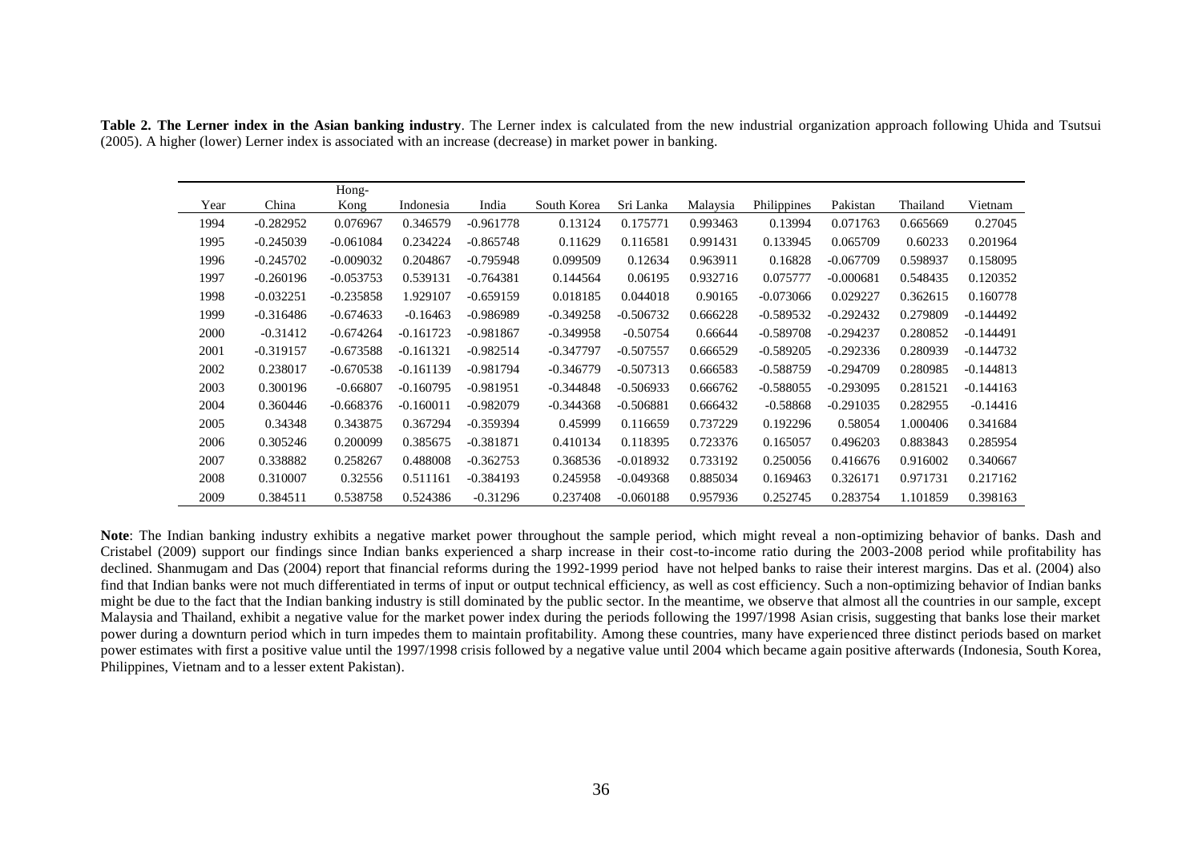**Table 2. The Lerner index in the Asian banking industry**. The Lerner index is calculated from the new industrial organization approach following Uhida and Tsutsui (2005). A higher (lower) Lerner index is associated with an increase (decrease) in market power in banking.

| Year | China | Hong-Kong | Indonesia | India | South Korea | Sri Lanka | Malaysia | Philippines | Pakistan | Thailand | Vietnam |
|---|---|---|---|---|---|---|---|---|---|---|---|
| 1994 | -0.282952 | 0.076967 | 0.346579 | -0.961778 | 0.13124 | 0.175771 | 0.993463 | 0.13994 | 0.071763 | 0.665669 | 0.27045 |
| 1995 | -0.245039 | -0.061084 | 0.234224 | -0.865748 | 0.11629 | 0.116581 | 0.991431 | 0.133945 | 0.065709 | 0.60233 | 0.201964 |
| 1996 | -0.245702 | -0.009032 | 0.204867 | -0.795948 | 0.099509 | 0.12634 | 0.963911 | 0.16828 | -0.067709 | 0.598937 | 0.158095 |
| 1997 | -0.260196 | -0.053753 | 0.539131 | -0.764381 | 0.144564 | 0.06195 | 0.932716 | 0.075777 | -0.000681 | 0.548435 | 0.120352 |
| 1998 | -0.032251 | -0.235858 | 1.929107 | -0.659159 | 0.018185 | 0.044018 | 0.90165 | -0.073066 | 0.029227 | 0.362615 | 0.160778 |
| 1999 | -0.316486 | -0.674633 | -0.16463 | -0.986989 | -0.349258 | -0.506732 | 0.666228 | -0.589532 | -0.292432 | 0.279809 | -0.144492 |
| 2000 | -0.31412 | -0.674264 | -0.161723 | -0.981867 | -0.349958 | -0.50754 | 0.66644 | -0.589708 | -0.294237 | 0.280852 | -0.144491 |
| 2001 | -0.319157 | -0.673588 | -0.161321 | -0.982514 | -0.347797 | -0.507557 | 0.666529 | -0.589205 | -0.292336 | 0.280939 | -0.144732 |
| 2002 | 0.238017 | -0.670538 | -0.161139 | -0.981794 | -0.346779 | -0.507313 | 0.666583 | -0.588759 | -0.294709 | 0.280985 | -0.144813 |
| 2003 | 0.300196 | -0.66807 | -0.160795 | -0.981951 | -0.344848 | -0.506933 | 0.666762 | -0.588055 | -0.293095 | 0.281521 | -0.144163 |
| 2004 | 0.360446 | -0.668376 | -0.160011 | -0.982079 | -0.344368 | -0.506881 | 0.666432 | -0.58868 | -0.291035 | 0.282955 | -0.14416 |
| 2005 | 0.34348 | 0.343875 | 0.367294 | -0.359394 | 0.45999 | 0.116659 | 0.737229 | 0.192296 | 0.58054 | 1.000406 | 0.341684 |
| 2006 | 0.305246 | 0.200099 | 0.385675 | -0.381871 | 0.410134 | 0.118395 | 0.723376 | 0.165057 | 0.496203 | 0.883843 | 0.285954 |
| 2007 | 0.338882 | 0.258267 | 0.488008 | -0.362753 | 0.368536 | -0.018932 | 0.733192 | 0.250056 | 0.416676 | 0.916002 | 0.340667 |
| 2008 | 0.310007 | 0.32556 | 0.511161 | -0.384193 | 0.245958 | -0.049368 | 0.885034 | 0.169463 | 0.326171 | 0.971731 | 0.217162 |
| 2009 | 0.384511 | 0.538758 | 0.524386 | -0.31296 | 0.237408 | -0.060188 | 0.957936 | 0.252745 | 0.283754 | 1.101859 | 0.398163 |

**Note**: The Indian banking industry exhibits a negative market power throughout the sample period, which might reveal a non-optimizing behavior of banks. Dash and Cristabel (2009) support our findings since Indian banks experienced a sharp increase in their cost-to-income ratio during the 2003-2008 period while profitability has declined. Shanmugam and Das (2004) report that financial reforms during the 1992-1999 period have not helped banks to raise their interest margins. Das et al. (2004) also find that Indian banks were not much differentiated in terms of input or output technical efficiency, as well as cost efficiency. Such a non-optimizing behavior of Indian banks might be due to the fact that the Indian banking industry is still dominated by the public sector. In the meantime, we observe that almost all the countries in our sample, except Malaysia and Thailand, exhibit a negative value for the market power index during the periods following the 1997/1998 Asian crisis, suggesting that banks lose their market power during a downturn period which in turn impedes them to maintain profitability. Among these countries, many have experienced three distinct periods based on market power estimates with first a positive value until the 1997/1998 crisis followed by a negative value until 2004 which became again positive afterwards (Indonesia, South Korea, Philippines, Vietnam and to a lesser extent Pakistan).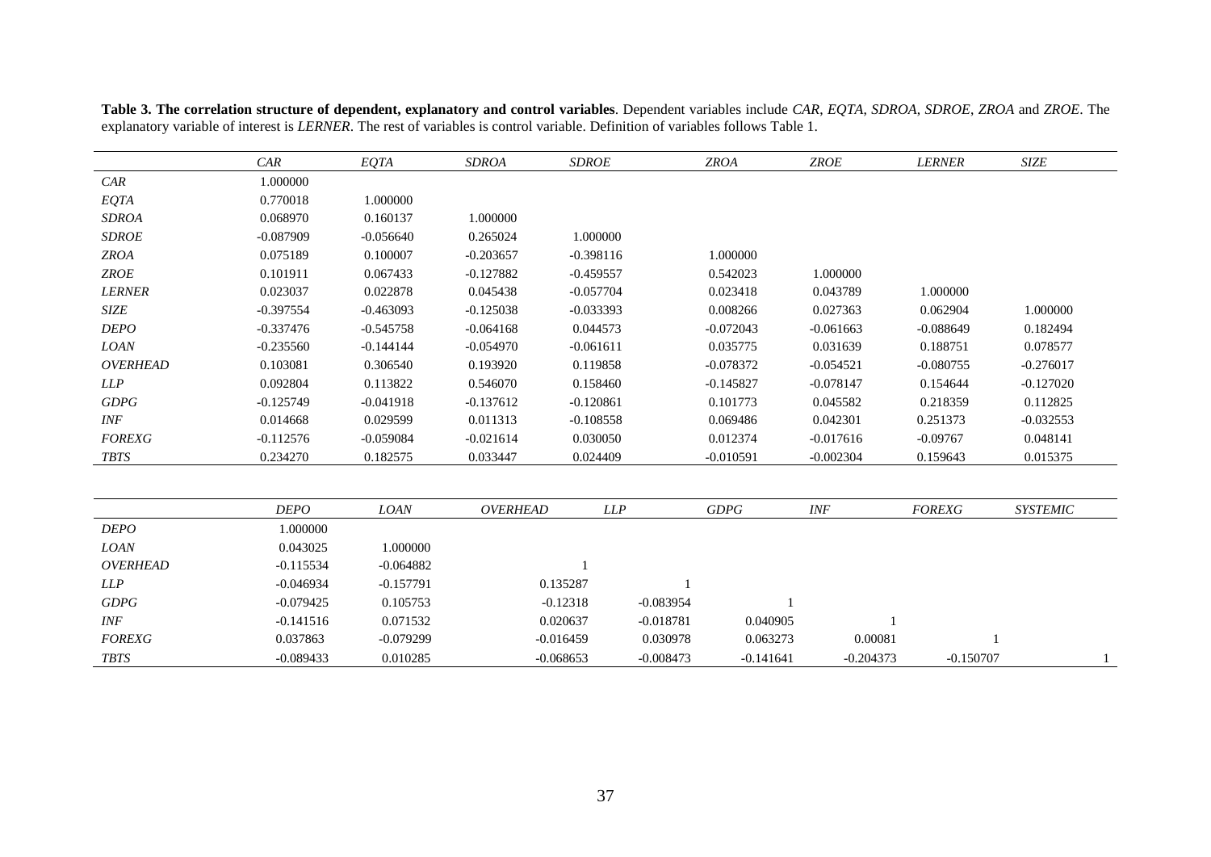**Table 3. The correlation structure of dependent, explanatory and control variables**. Dependent variables include *CAR*, *EQTA*, *SDROA*, *SDROE*, *ZROA* and *ZROE*. The explanatory variable of interest is *LERNER*. The rest of variables is control variable. Definition of variables follows Table 1.

| | *CAR* | *EQTA* | *SDROA* | *SDROE* | *ZROA* | *ZROE* | *LERNER* | *SIZE* |
|---|---|---|---|---|---|---|---|---|
| *CAR* | 1.000000 | | | | | | | |
| *EQTA* | 0.770018 | 1.000000 | | | | | | |
| *SDROA* | 0.068970 | 0.160137 | 1.000000 | | | | | |
| *SDROE* | -0.087909 | -0.056640 | 0.265024 | 1.000000 | | | | |
| *ZROA* | 0.075189 | 0.100007 | -0.203657 | -0.398116 | 1.000000 | | | |
| *ZROE* | 0.101911 | 0.067433 | -0.127882 | -0.459557 | 0.542023 | 1.000000 | | |
| *LERNER* | 0.023037 | 0.022878 | 0.045438 | -0.057704 | 0.023418 | 0.043789 | 1.000000 | |
| *SIZE* | -0.397554 | -0.463093 | -0.125038 | -0.033393 | 0.008266 | 0.027363 | 0.062904 | 1.000000 |
| *DEPO* | -0.337476 | -0.545758 | -0.064168 | 0.044573 | -0.072043 | -0.061663 | -0.088649 | 0.182494 |
| *LOAN* | -0.235560 | -0.144144 | -0.054970 | -0.061611 | 0.035775 | 0.031639 | 0.188751 | 0.078577 |
| *OVERHEAD* | 0.103081 | 0.306540 | 0.193920 | 0.119858 | -0.078372 | -0.054521 | -0.080755 | -0.276017 |
| *LLP* | 0.092804 | 0.113822 | 0.546070 | 0.158460 | -0.145827 | -0.078147 | 0.154644 | -0.127020 |
| *GDPG* | -0.125749 | -0.041918 | -0.137612 | -0.120861 | 0.101773 | 0.045582 | 0.218359 | 0.112825 |
| *INF* | 0.014668 | 0.029599 | 0.011313 | -0.108558 | 0.069486 | 0.042301 | 0.251373 | -0.032553 |
| *FOREXG* | -0.112576 | -0.059084 | -0.021614 | 0.030050 | 0.012374 | -0.017616 | -0.09767 | 0.048141 |
| *TBTS* | 0.234270 | 0.182575 | 0.033447 | 0.024409 | -0.010591 | -0.002304 | 0.159643 | 0.015375 |

| | *DEPO* | *LOAN* | *OVERHEAD* | *LLP* | *GDPG* | *INF* | *FOREXG* | *SYSTEMIC* |
|---|---|---|---|---|---|---|---|---|
| *DEPO* | 1.000000 | | | | | | | |
| *LOAN* | 0.043025 | 1.000000 | | | | | | |
| *OVERHEAD* | -0.115534 | -0.064882 | 1 | | | | | |
| *LLP* | -0.046934 | -0.157791 | 0.135287 | 1 | | | | |
| *GDPG* | -0.079425 | 0.105753 | -0.12318 | -0.083954 | 1 | | | |
| *INF* | -0.141516 | 0.071532 | 0.020637 | -0.018781 | 0.040905 | 1 | | |
| *FOREXG* | 0.037863 | -0.079299 | -0.016459 | 0.030978 | 0.063273 | 0.00081 | 1 | |
| *TBTS* | -0.089433 | 0.010285 | -0.068653 | -0.008473 | -0.141641 | -0.204373 | -0.150707 | 1 |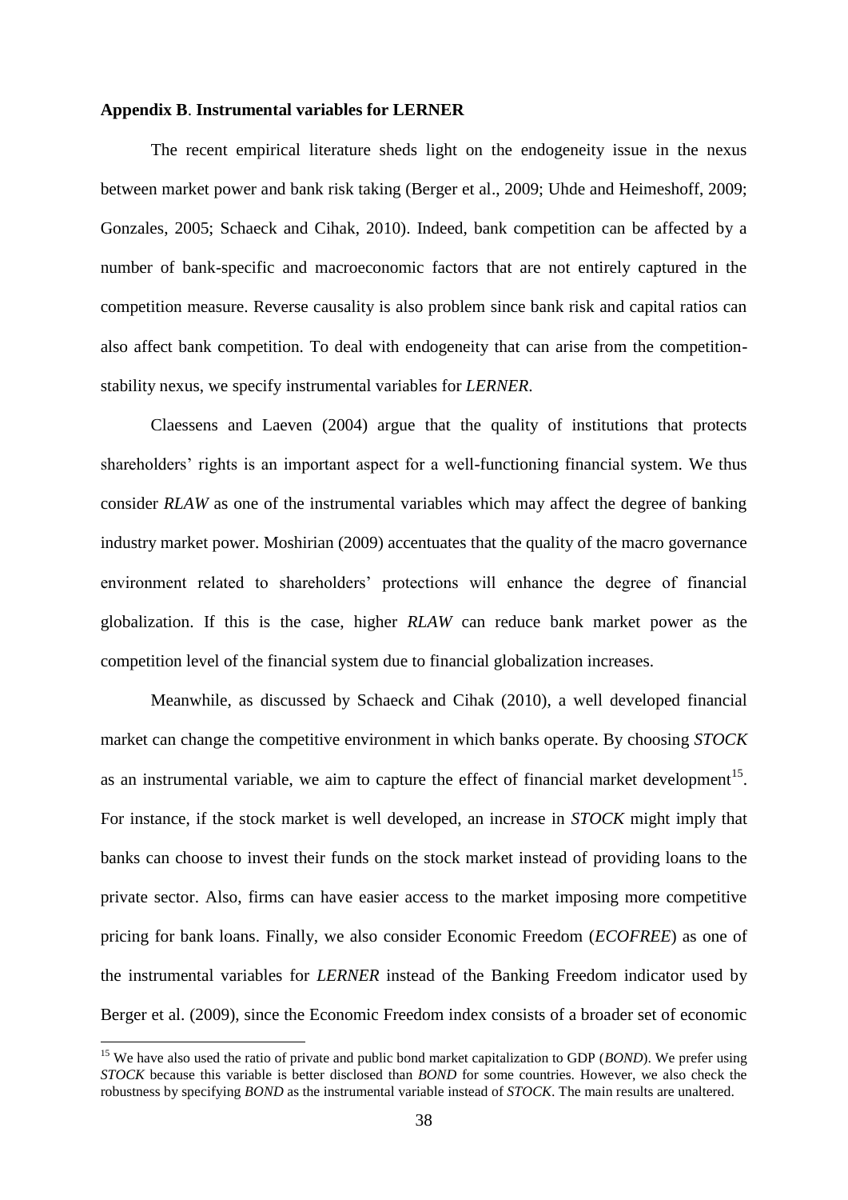**Appendix B**. **Instrumental variables for LERNER**

The recent empirical literature sheds light on the endogeneity issue in the nexus between market power and bank risk taking (Berger et al., 2009; Uhde and Heimeshoff, 2009; Gonzales, 2005; Schaeck and Cihak, 2010). Indeed, bank competition can be affected by a number of bank-specific and macroeconomic factors that are not entirely captured in the competition measure. Reverse causality is also problem since bank risk and capital ratios can also affect bank competition. To deal with endogeneity that can arise from the competition-stability nexus, we specify instrumental variables for *LERNER*.

Claessens and Laeven (2004) argue that the quality of institutions that protects shareholders' rights is an important aspect for a well-functioning financial system. We thus consider *RLAW* as one of the instrumental variables which may affect the degree of banking industry market power. Moshirian (2009) accentuates that the quality of the macro governance environment related to shareholders' protections will enhance the degree of financial globalization. If this is the case, higher *RLAW* can reduce bank market power as the competition level of the financial system due to financial globalization increases.

Meanwhile, as discussed by Schaeck and Cihak (2010), a well developed financial market can change the competitive environment in which banks operate. By choosing *STOCK* as an instrumental variable, we aim to capture the effect of financial market development[15]. For instance, if the stock market is well developed, an increase in *STOCK* might imply that banks can choose to invest their funds on the stock market instead of providing loans to the private sector. Also, firms can have easier access to the market imposing more competitive pricing for bank loans. Finally, we also consider Economic Freedom (*ECOFREE*) as one of the instrumental variables for *LERNER* instead of the Banking Freedom indicator used by Berger et al. (2009), since the Economic Freedom index consists of a broader set of economic

[15] We have also used the ratio of private and public bond market capitalization to GDP (*BOND*). We prefer using *STOCK* because this variable is better disclosed than *BOND* for some countries. However, we also check the robustness by specifying *BOND* as the instrumental variable instead of *STOCK*. The main results are unaltered.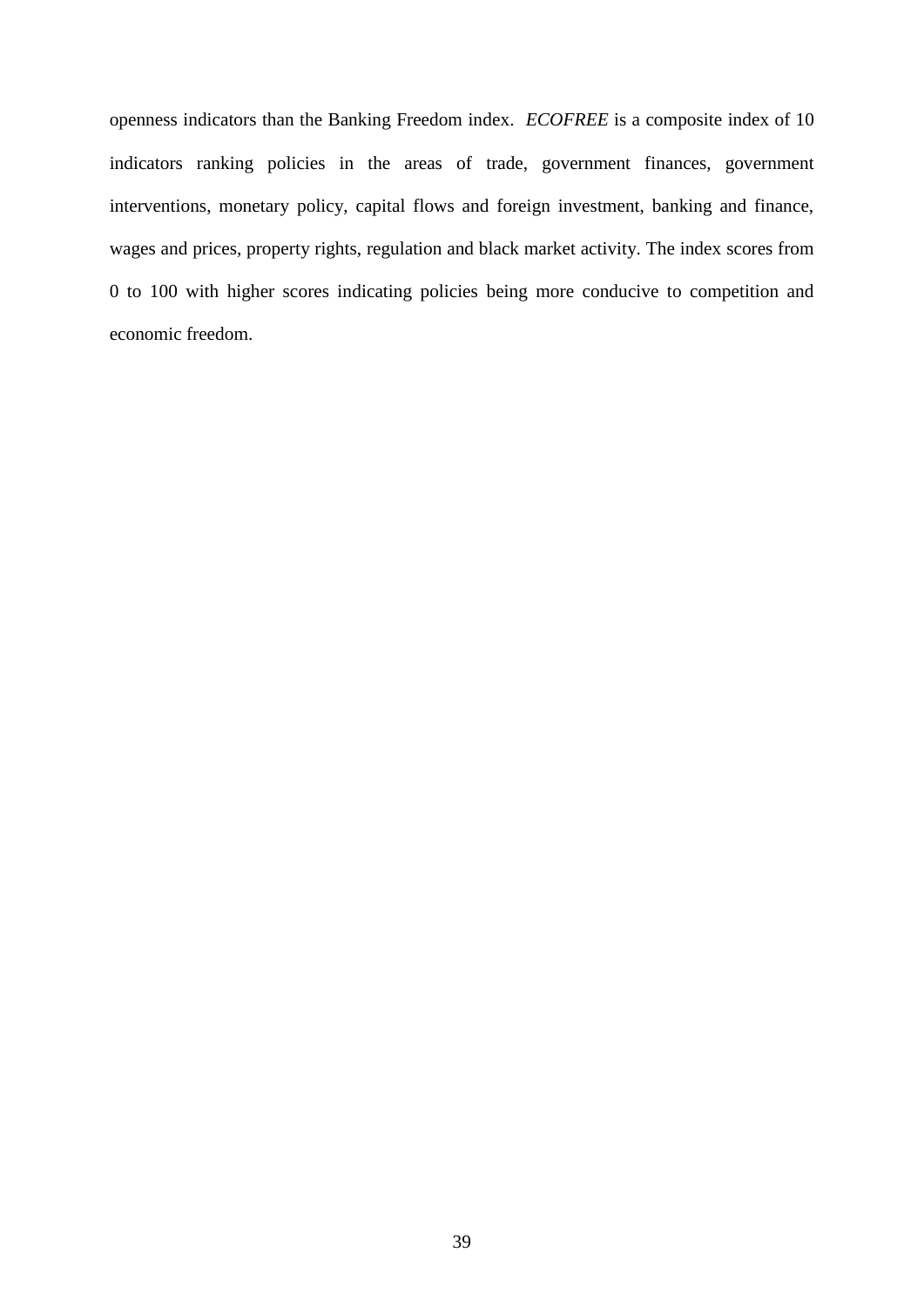openness indicators than the Banking Freedom index. *ECOFREE* is a composite index of 10 indicators ranking policies in the areas of trade, government finances, government interventions, monetary policy, capital flows and foreign investment, banking and finance, wages and prices, property rights, regulation and black market activity. The index scores from 0 to 100 with higher scores indicating policies being more conducive to competition and economic freedom.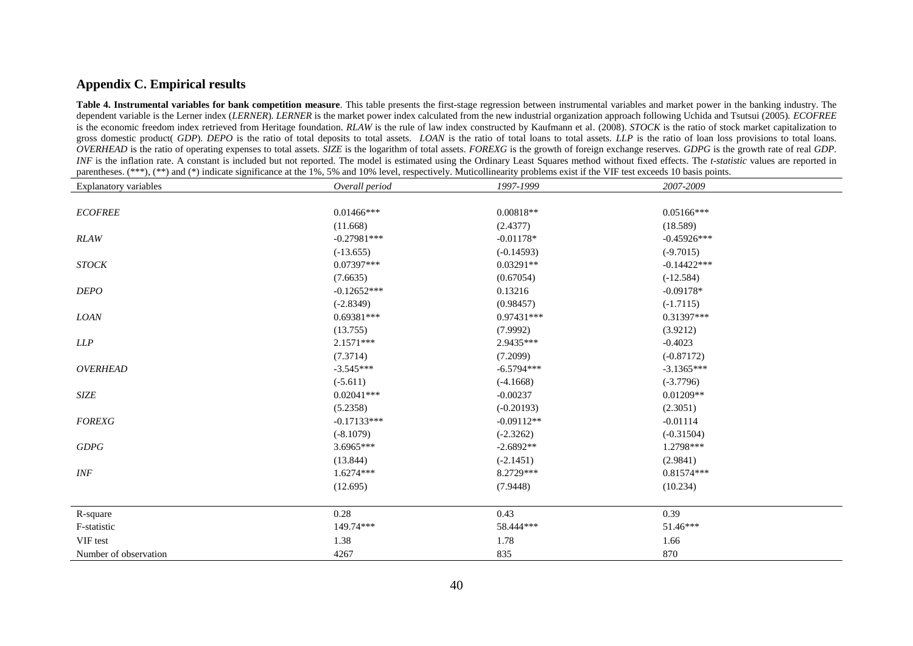## Appendix C. Empirical results

**Table 4. Instrumental variables for bank competition measure**. This table presents the first-stage regression between instrumental variables and market power in the banking industry. The dependent variable is the Lerner index (*LERNER*). *LERNER* is the market power index calculated from the new industrial organization approach following Uchida and Tsutsui (2005). *ECOFREE* is the economic freedom index retrieved from Heritage foundation. *RLAW* is the rule of law index constructed by Kaufmann et al. (2008). *STOCK* is the ratio of stock market capitalization to gross domestic product( *GDP*). *DEPO* is the ratio of total deposits to total assets. *LOAN* is the ratio of total loans to total assets. *LLP* is the ratio of loan loss provisions to total loans. *OVERHEAD* is the ratio of operating expenses to total assets. *SIZE* is the logarithm of total assets. *FOREXG* is the growth of foreign exchange reserves. *GDPG* is the growth rate of real *GDP*. *INF* is the inflation rate. A constant is included but not reported. The model is estimated using the Ordinary Least Squares method without fixed effects. The *t-statistic* values are reported in parentheses. (***), (**) and (*) indicate significance at the 1%, 5% and 10% level, respectively. Muticollinearity problems exist if the VIF test exceeds 10 basis points.

| Explanatory variables | *Overall period* | *1997-1999* | *2007-2009* |
|---|---|---|---|
| *ECOFREE* | 0.01466*** | 0.00818** | 0.05166*** |
| | (11.668) | (2.4377) | (18.589) |
| *RLAW* | -0.27981*** | -0.01178* | -0.45926*** |
| | (-13.655) | (-0.14593) | (-9.7015) |
| *STOCK* | 0.07397*** | 0.03291** | -0.14422*** |
| | (7.6635) | (0.67054) | (-12.584) |
| *DEPO* | -0.12652*** | 0.13216 | -0.09178* |
| | (-2.8349) | (0.98457) | (-1.7115) |
| *LOAN* | 0.69381*** | 0.97431*** | 0.31397*** |
| | (13.755) | (7.9992) | (3.9212) |
| *LLP* | 2.1571*** | 2.9435*** | -0.4023 |
| | (7.3714) | (7.2099) | (-0.87172) |
| *OVERHEAD* | -3.545*** | -6.5794*** | -3.1365*** |
| | (-5.611) | (-4.1668) | (-3.7796) |
| *SIZE* | 0.02041*** | -0.00237 | 0.01209** |
| | (5.2358) | (-0.20193) | (2.3051) |
| *FOREXG* | -0.17133*** | -0.09112** | -0.01114 |
| | (-8.1079) | (-2.3262) | (-0.31504) |
| *GDPG* | 3.6965*** | -2.6892** | 1.2798*** |
| | (13.844) | (-2.1451) | (2.9841) |
| *INF* | 1.6274*** | 8.2729*** | 0.81574*** |
| | (12.695) | (7.9448) | (10.234) |
| R-square | 0.28 | 0.43 | 0.39 |
| F-statistic | 149.74*** | 58.444*** | 51.46*** |
| VIF test | 1.38 | 1.78 | 1.66 |
| Number of observation | 4267 | 835 | 870 |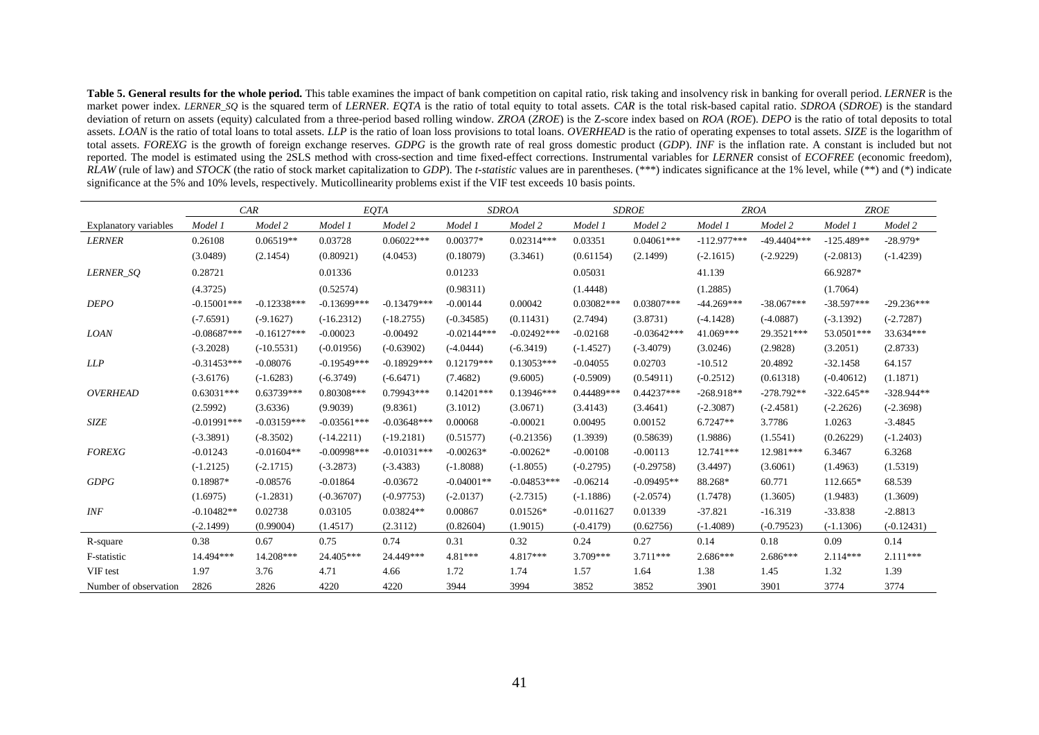**Table 5. General results for the whole period.** This table examines the impact of bank competition on capital ratio, risk taking and insolvency risk in banking for overall period. *LERNER* is the market power index. *LERNER_SQ* is the squared term of *LERNER*. *EQTA* is the ratio of total equity to total assets. *CAR* is the total risk-based capital ratio. *SDROA* (*SDROE*) is the standard deviation of return on assets (equity) calculated from a three-period based rolling window. *ZROA* (*ZROE*) is the Z-score index based on *ROA* (*ROE*). *DEPO* is the ratio of total deposits to total assets. *LOAN* is the ratio of total loans to total assets. *LLP* is the ratio of loan loss provisions to total loans. *OVERHEAD* is the ratio of operating expenses to total assets. *SIZE* is the logarithm of total assets. *FOREXG* is the growth of foreign exchange reserves. *GDPG* is the growth rate of real gross domestic product (*GDP*). *INF* is the inflation rate. A constant is included but not reported. The model is estimated using the 2SLS method with cross-section and time fixed-effect corrections. Instrumental variables for *LERNER* consist of *ECOFREE* (economic freedom), *RLAW* (rule of law) and *STOCK* (the ratio of stock market capitalization to *GDP*). The *t-statistic* values are in parentheses. (***) indicates significance at the 1% level, while (**) and (*) indicate significance at the 5% and 10% levels, respectively. Muticollinearity problems exist if the VIF test exceeds 10 basis points.

| | *CAR* | | *EQTA* | | *SDROA* | | *SDROE* | | *ZROA* | | *ZROE* | |
|---|---|---|---|---|---|---|---|---|---|---|---|---|
| Explanatory variables | *Model 1* | *Model 2* | *Model 1* | *Model 2* | *Model 1* | *Model 2* | *Model 1* | *Model 2* | *Model 1* | *Model 2* | *Model 1* | *Model 2* |
| *LERNER* | 0.26108 | 0.06519** | 0.03728 | 0.06022*** | 0.00377* | 0.02314*** | 0.03351 | 0.04061*** | -112.977*** | -49.4404*** | -125.489** | -28.979* |
| | (3.0489) | (2.1454) | (0.80921) | (4.0453) | (0.18079) | (3.3461) | (0.61154) | (2.1499) | (-2.1615) | (-2.9229) | (-2.0813) | (-1.4239) |
| *LERNER_SQ* | 0.28721 | | 0.01336 | | 0.01233 | | 0.05031 | | 41.139 | | 66.9287* | |
| | (4.3725) | | (0.52574) | | (0.98311) | | (1.4448) | | (1.2885) | | (1.7064) | |
| *DEPO* | -0.15001*** | -0.12338*** | -0.13699*** | -0.13479*** | -0.00144 | 0.00042 | 0.03082*** | 0.03807*** | -44.269*** | -38.067*** | -38.597*** | -29.236*** |
| | (-7.6591) | (-9.1627) | (-16.2312) | (-18.2755) | (-0.34585) | (0.11431) | (2.7494) | (3.8731) | (-4.1428) | (-4.0887) | (-3.1392) | (-2.7287) |
| *LOAN* | -0.08687*** | -0.16127*** | -0.00023 | -0.00492 | -0.02144*** | -0.02492*** | -0.02168 | -0.03642*** | 41.069*** | 29.3521*** | 53.0501*** | 33.634*** |
| | (-3.2028) | (-10.5531) | (-0.01956) | (-0.63902) | (-4.0444) | (-6.3419) | (-1.4527) | (-3.4079) | (3.0246) | (2.9828) | (3.2051) | (2.8733) |
| *LLP* | -0.31453*** | -0.08076 | -0.19549*** | -0.18929*** | 0.12179*** | 0.13053*** | -0.04055 | 0.02703 | -10.512 | 20.4892 | -32.1458 | 64.157 |
| | (-3.6176) | (-1.6283) | (-6.3749) | (-6.6471) | (7.4682) | (9.6005) | (-0.5909) | (0.54911) | (-0.2512) | (0.61318) | (-0.40612) | (1.1871) |
| *OVERHEAD* | 0.63031*** | 0.63739*** | 0.80308*** | 0.79943*** | 0.14201*** | 0.13946*** | 0.44489*** | 0.44237*** | -268.918** | -278.792** | -322.645** | -328.944** |
| | (2.5992) | (3.6336) | (9.9039) | (9.8361) | (3.1012) | (3.0671) | (3.4143) | (3.4641) | (-2.3087) | (-2.4581) | (-2.2626) | (-2.3698) |
| *SIZE* | -0.01991*** | -0.03159*** | -0.03561*** | -0.03648*** | 0.00068 | -0.00021 | 0.00495 | 0.00152 | 6.7247** | 3.7786 | 1.0263 | -3.4845 |
| | (-3.3891) | (-8.3502) | (-14.2211) | (-19.2181) | (0.51577) | (-0.21356) | (1.3939) | (0.58639) | (1.9886) | (1.5541) | (0.26229) | (-1.2403) |
| *FOREXG* | -0.01243 | -0.01604** | -0.00998*** | -0.01031*** | -0.00263* | -0.00262* | -0.00108 | -0.00113 | 12.741*** | 12.981*** | 6.3467 | 6.3268 |
| | (-1.2125) | (-2.1715) | (-3.2873) | (-3.4383) | (-1.8088) | (-1.8055) | (-0.2795) | (-0.29758) | (3.4497) | (3.6061) | (1.4963) | (1.5319) |
| *GDPG* | 0.18987* | -0.08576 | -0.01864 | -0.03672 | -0.04001** | -0.04853*** | -0.06214 | -0.09495** | 88.268* | 60.771 | 112.665* | 68.539 |
| | (1.6975) | (-1.2831) | (-0.36707) | (-0.97753) | (-2.0137) | (-2.7315) | (-1.1886) | (-2.0574) | (1.7478) | (1.3605) | (1.9483) | (1.3609) |
| *INF* | -0.10482** | 0.02738 | 0.03105 | 0.03824** | 0.00867 | 0.01526* | -0.011627 | 0.01339 | -37.821 | -16.319 | -33.838 | -2.8813 |
| | (-2.1499) | (0.99004) | (1.4517) | (2.3112) | (0.82604) | (1.9015) | (-0.4179) | (0.62756) | (-1.4089) | (-0.79523) | (-1.1306) | (-0.12431) |
| R-square | 0.38 | 0.67 | 0.75 | 0.74 | 0.31 | 0.32 | 0.24 | 0.27 | 0.14 | 0.18 | 0.09 | 0.14 |
| F-statistic | 14.494*** | 14.208*** | 24.405*** | 24.449*** | 4.81*** | 4.817*** | 3.709*** | 3.711*** | 2.686*** | 2.686*** | 2.114*** | 2.111*** |
| VIF test | 1.97 | 3.76 | 4.71 | 4.66 | 1.72 | 1.74 | 1.57 | 1.64 | 1.38 | 1.45 | 1.32 | 1.39 |
| Number of observation | 2826 | 2826 | 4220 | 4220 | 3944 | 3994 | 3852 | 3852 | 3901 | 3901 | 3774 | 3774 |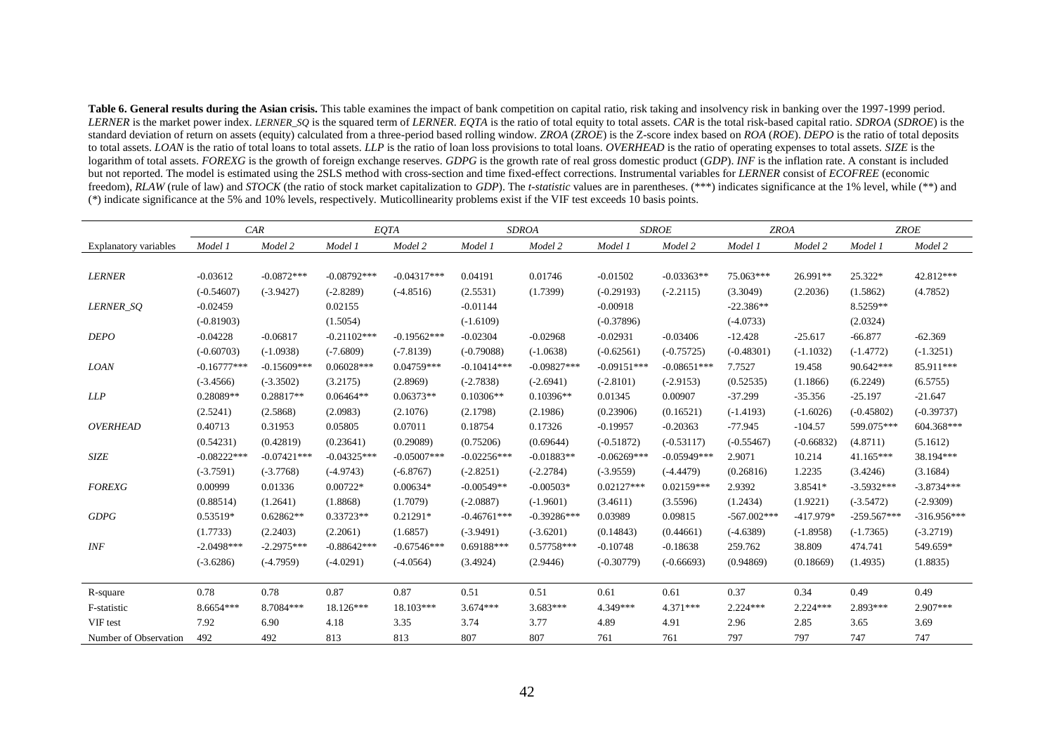**Table 6. General results during the Asian crisis.** This table examines the impact of bank competition on capital ratio, risk taking and insolvency risk in banking over the 1997-1999 period. *LERNER* is the market power index. *LERNER_SQ* is the squared term of *LERNER*. *EQTA* is the ratio of total equity to total assets. *CAR* is the total risk-based capital ratio. *SDROA* (*SDROE*) is the standard deviation of return on assets (equity) calculated from a three-period based rolling window. *ZROA* (*ZROE*) is the Z-score index based on *ROA* (*ROE*). *DEPO* is the ratio of total deposits to total assets. *LOAN* is the ratio of total loans to total assets. *LLP* is the ratio of loan loss provisions to total loans. *OVERHEAD* is the ratio of operating expenses to total assets. *SIZE* is the logarithm of total assets. *FOREXG* is the growth of foreign exchange reserves. *GDPG* is the growth rate of real gross domestic product (*GDP*). *INF* is the inflation rate. A constant is included but not reported. The model is estimated using the 2SLS method with cross-section and time fixed-effect corrections. Instrumental variables for *LERNER* consist of *ECOFREE* (economic freedom), *RLAW* (rule of law) and *STOCK* (the ratio of stock market capitalization to *GDP*). The *t-statistic* values are in parentheses. (***) indicates significance at the 1% level, while (**) and (*) indicate significance at the 5% and 10% levels, respectively. Muticollinearity problems exist if the VIF test exceeds 10 basis points.

| | *CAR* | | *EQTA* | | *SDROA* | | *SDROE* | | *ZROA* | | *ZROE* | |
|---|---|---|---|---|---|---|---|---|---|---|---|---|
| Explanatory variables | *Model 1* | *Model 2* | *Model 1* | *Model 2* | *Model 1* | *Model 2* | *Model 1* | *Model 2* | *Model 1* | *Model 2* | *Model 1* | *Model 2* |
| *LERNER* | -0.03612 | -0.0872*** | -0.08792*** | -0.04317*** | 0.04191 | 0.01746 | -0.01502 | -0.03363** | 75.063*** | 26.991** | 25.322* | 42.812*** |
| | (-0.54607) | (-3.9427) | (-2.8289) | (-4.8516) | (2.5531) | (1.7399) | (-0.29193) | (-2.2115) | (3.3049) | (2.2036) | (1.5862) | (4.7852) |
| *LERNER_SQ* | -0.02459 | | 0.02155 | | -0.01144 | | -0.00918 | | -22.386** | | 8.5259** | |
| | (-0.81903) | | (1.5054) | | (-1.6109) | | (-0.37896) | | (-4.0733) | | (2.0324) | |
| *DEPO* | -0.04228 | -0.06817 | -0.21102*** | -0.19562*** | -0.02304 | -0.02968 | -0.02931 | -0.03406 | -12.428 | -25.617 | -66.877 | -62.369 |
| | (-0.60703) | (-1.0938) | (-7.6809) | (-7.8139) | (-0.79088) | (-1.0638) | (-0.62561) | (-0.75725) | (-0.48301) | (-1.1032) | (-1.4772) | (-1.3251) |
| *LOAN* | -0.16777*** | -0.15609*** | 0.06028*** | 0.04759*** | -0.10414*** | -0.09827*** | -0.09151*** | -0.08651*** | 7.7527 | 19.458 | 90.642*** | 85.911*** |
| | (-3.4566) | (-3.3502) | (3.2175) | (2.8969) | (-2.7838) | (-2.6941) | (-2.8101) | (-2.9153) | (0.52535) | (1.1866) | (6.2249) | (6.5755) |
| *LLP* | 0.28089** | 0.28817** | 0.06464** | 0.06373** | 0.10306** | 0.10396** | 0.01345 | 0.00907 | -37.299 | -35.356 | -25.197 | -21.647 |
| | (2.5241) | (2.5868) | (2.0983) | (2.1076) | (2.1798) | (2.1986) | (0.23906) | (0.16521) | (-1.4193) | (-1.6026) | (-0.45802) | (-0.39737) |
| *OVERHEAD* | 0.40713 | 0.31953 | 0.05805 | 0.07011 | 0.18754 | 0.17326 | -0.19957 | -0.20363 | -77.945 | -104.57 | 599.075*** | 604.368*** |
| | (0.54231) | (0.42819) | (0.23641) | (0.29089) | (0.75206) | (0.69644) | (-0.51872) | (-0.53117) | (-0.55467) | (-0.66832) | (4.8711) | (5.1612) |
| *SIZE* | -0.08222*** | -0.07421*** | -0.04325*** | -0.05007*** | -0.02256*** | -0.01883** | -0.06269*** | -0.05949*** | 2.9071 | 10.214 | 41.165*** | 38.194*** |
| | (-3.7591) | (-3.7768) | (-4.9743) | (-6.8767) | (-2.8251) | (-2.2784) | (-3.9559) | (-4.4479) | (0.26816) | 1.2235 | (3.4246) | (3.1684) |
| *FOREXG* | 0.00999 | 0.01336 | 0.00722* | 0.00634* | -0.00549** | -0.00503* | 0.02127*** | 0.02159*** | 2.9392 | 3.8541* | -3.5932*** | -3.8734*** |
| | (0.88514) | (1.2641) | (1.8868) | (1.7079) | (-2.0887) | (-1.9601) | (3.4611) | (3.5596) | (1.2434) | (1.9221) | (-3.5472) | (-2.9309) |
| *GDPG* | 0.53519* | 0.62862** | 0.33723** | 0.21291* | -0.46761*** | -0.39286*** | 0.03989 | 0.09815 | -567.002*** | -417.979* | -259.567*** | -316.956*** |
| | (1.7733) | (2.2403) | (2.2061) | (1.6857) | (-3.9491) | (-3.6201) | (0.14843) | (0.44661) | (-4.6389) | (-1.8958) | (-1.7365) | (-3.2719) |
| *INF* | -2.0498*** | -2.2975*** | -0.88642*** | -0.67546*** | 0.69188*** | 0.57758*** | -0.10748 | -0.18638 | 259.762 | 38.809 | 474.741 | 549.659* |
| | (-3.6286) | (-4.7959) | (-4.0291) | (-4.0564) | (3.4924) | (2.9446) | (-0.30779) | (-0.66693) | (0.94869) | (0.18669) | (1.4935) | (1.8835) |
| R-square | 0.78 | 0.78 | 0.87 | 0.87 | 0.51 | 0.51 | 0.61 | 0.61 | 0.37 | 0.34 | 0.49 | 0.49 |
| F-statistic | 8.6654*** | 8.7084*** | 18.126*** | 18.103*** | 3.674*** | 3.683*** | 4.349*** | 4.371*** | 2.224*** | 2.224*** | 2.893*** | 2.907*** |
| VIF test | 7.92 | 6.90 | 4.18 | 3.35 | 3.74 | 3.77 | 4.89 | 4.91 | 2.96 | 2.85 | 3.65 | 3.69 |
| Number of Observation | 492 | 492 | 813 | 813 | 807 | 807 | 761 | 761 | 797 | 797 | 747 | 747 |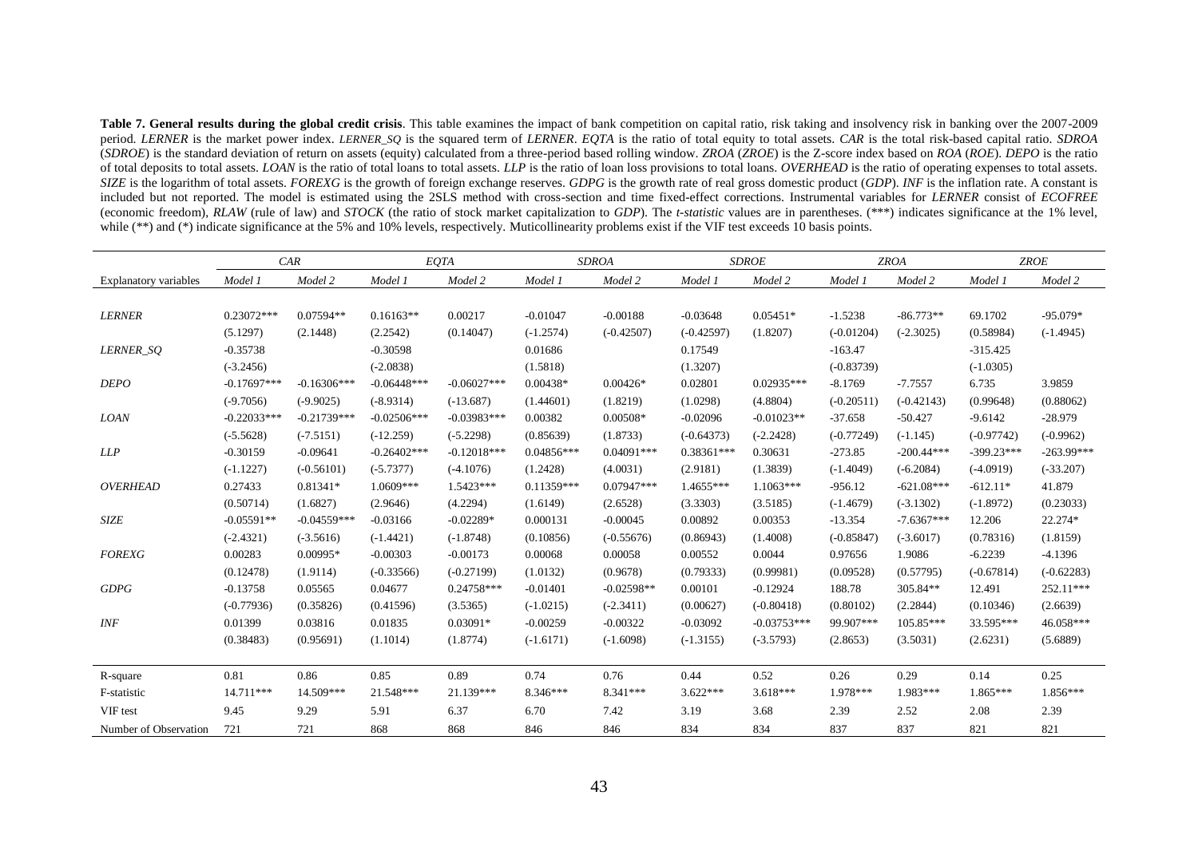**Table 7. General results during the global credit crisis**. This table examines the impact of bank competition on capital ratio, risk taking and insolvency risk in banking over the 2007-2009 period. *LERNER* is the market power index. *LERNER_SQ* is the squared term of *LERNER*. *EQTA* is the ratio of total equity to total assets. *CAR* is the total risk-based capital ratio. *SDROA* (*SDROE*) is the standard deviation of return on assets (equity) calculated from a three-period based rolling window. *ZROA* (*ZROE*) is the Z-score index based on *ROA* (*ROE*). *DEPO* is the ratio of total deposits to total assets. *LOAN* is the ratio of total loans to total assets. *LLP* is the ratio of loan loss provisions to total loans. *OVERHEAD* is the ratio of operating expenses to total assets. *SIZE* is the logarithm of total assets. *FOREXG* is the growth of foreign exchange reserves. *GDPG* is the growth rate of real gross domestic product (*GDP*). *INF* is the inflation rate. A constant is included but not reported. The model is estimated using the 2SLS method with cross-section and time fixed-effect corrections. Instrumental variables for *LERNER* consist of *ECOFREE* (economic freedom), *RLAW* (rule of law) and *STOCK* (the ratio of stock market capitalization to *GDP*). The *t-statistic* values are in parentheses. (***) indicates significance at the 1% level, while (**) and (*) indicate significance at the 5% and 10% levels, respectively. Muticollinearity problems exist if the VIF test exceeds 10 basis points.

| | *CAR* | | *EQTA* | | *SDROA* | | *SDROE* | | *ZROA* | | *ZROE* | |
|---|---|---|---|---|---|---|---|---|---|---|---|---|
| Explanatory variables | *Model 1* | *Model 2* | *Model 1* | *Model 2* | *Model 1* | *Model 2* | *Model 1* | *Model 2* | *Model 1* | *Model 2* | *Model 1* | *Model 2* |
| *LERNER* | 0.23072*** | 0.07594** | 0.16163** | 0.00217 | -0.01047 | -0.00188 | -0.03648 | 0.05451* | -1.5238 | -86.773** | 69.1702 | -95.079* |
| | (5.1297) | (2.1448) | (2.2542) | (0.14047) | (-1.2574) | (-0.42507) | (-0.42597) | (1.8207) | (-0.01204) | (-2.3025) | (0.58984) | (-1.4945) |
| *LERNER_SQ* | -0.35738 | | -0.30598 | | 0.01686 | | 0.17549 | | -163.47 | | -315.425 | |
| | (-3.2456) | | (-2.0838) | | (1.5818) | | (1.3207) | | (-0.83739) | | (-1.0305) | |
| *DEPO* | -0.17697*** | -0.16306*** | -0.06448*** | -0.06027*** | 0.00438* | 0.00426* | 0.02801 | 0.02935*** | -8.1769 | -7.7557 | 6.735 | 3.9859 |
| | (-9.7056) | (-9.9025) | (-8.9314) | (-13.687) | (1.44601) | (1.8219) | (1.0298) | (4.8804) | (-0.20511) | (-0.42143) | (0.99648) | (0.88062) |
| *LOAN* | -0.22033*** | -0.21739*** | -0.02506*** | -0.03983*** | 0.00382 | 0.00508* | -0.02096 | -0.01023** | -37.658 | -50.427 | -9.6142 | -28.979 |
| | (-5.5628) | (-7.5151) | (-12.259) | (-5.2298) | (0.85639) | (1.8733) | (-0.64373) | (-2.2428) | (-0.77249) | (-1.145) | (-0.97742) | (-0.9962) |
| *LLP* | -0.30159 | -0.09641 | -0.26402*** | -0.12018*** | 0.04856*** | 0.04091*** | 0.38361*** | 0.30631 | -273.85 | -200.44*** | -399.23*** | -263.99*** |
| | (-1.1227) | (-0.56101) | (-5.7377) | (-4.1076) | (1.2428) | (4.0031) | (2.9181) | (1.3839) | (-1.4049) | (-6.2084) | (-4.0919) | (-33.207) |
| *OVERHEAD* | 0.27433 | 0.81341* | 1.0609*** | 1.5423*** | 0.11359*** | 0.07947*** | 1.4655*** | 1.1063*** | -956.12 | -621.08*** | -612.11* | 41.879 |
| | (0.50714) | (1.6827) | (2.9646) | (4.2294) | (1.6149) | (2.6528) | (3.3303) | (3.5185) | (-1.4679) | (-3.1302) | (-1.8972) | (0.23033) |
| *SIZE* | -0.05591** | -0.04559*** | -0.03166 | -0.02289* | 0.000131 | -0.00045 | 0.00892 | 0.00353 | -13.354 | -7.6367*** | 12.206 | 22.274* |
| | (-2.4321) | (-3.5616) | (-1.4421) | (-1.8748) | (0.10856) | (-0.55676) | (0.86943) | (1.4008) | (-0.85847) | (-3.6017) | (0.78316) | (1.8159) |
| *FOREXG* | 0.00283 | 0.00995* | -0.00303 | -0.00173 | 0.00068 | 0.00058 | 0.00552 | 0.0044 | 0.97656 | 1.9086 | -6.2239 | -4.1396 |
| | (0.12478) | (1.9114) | (-0.33566) | (-0.27199) | (1.0132) | (0.9678) | (0.79333) | (0.99981) | (0.09528) | (0.57795) | (-0.67814) | (-0.62283) |
| *GDPG* | -0.13758 | 0.05565 | 0.04677 | 0.24758*** | -0.01401 | -0.02598** | 0.00101 | -0.12924 | 188.78 | 305.84** | 12.491 | 252.11*** |
| | (-0.77936) | (0.35826) | (0.41596) | (3.5365) | (-1.0215) | (-2.3411) | (0.00627) | (-0.80418) | (0.80102) | (2.2844) | (0.10346) | (2.6639) |
| *INF* | 0.01399 | 0.03816 | 0.01835 | 0.03091* | -0.00259 | -0.00322 | -0.03092 | -0.03753*** | 99.907*** | 105.85*** | 33.595*** | 46.058*** |
| | (0.38483) | (0.95691) | (1.1014) | (1.8774) | (-1.6171) | (-1.6098) | (-1.3155) | (-3.5793) | (2.8653) | (3.5031) | (2.6231) | (5.6889) |
| R-square | 0.81 | 0.86 | 0.85 | 0.89 | 0.74 | 0.76 | 0.44 | 0.52 | 0.26 | 0.29 | 0.14 | 0.25 |
| F-statistic | 14.711*** | 14.509*** | 21.548*** | 21.139*** | 8.346*** | 8.341*** | 3.622*** | 3.618*** | 1.978*** | 1.983*** | 1.865*** | 1.856*** |
| VIF test | 9.45 | 9.29 | 5.91 | 6.37 | 6.70 | 7.42 | 3.19 | 3.68 | 2.39 | 2.52 | 2.08 | 2.39 |
| Number of Observation | 721 | 721 | 868 | 868 | 846 | 846 | 834 | 834 | 837 | 837 | 821 | 821 |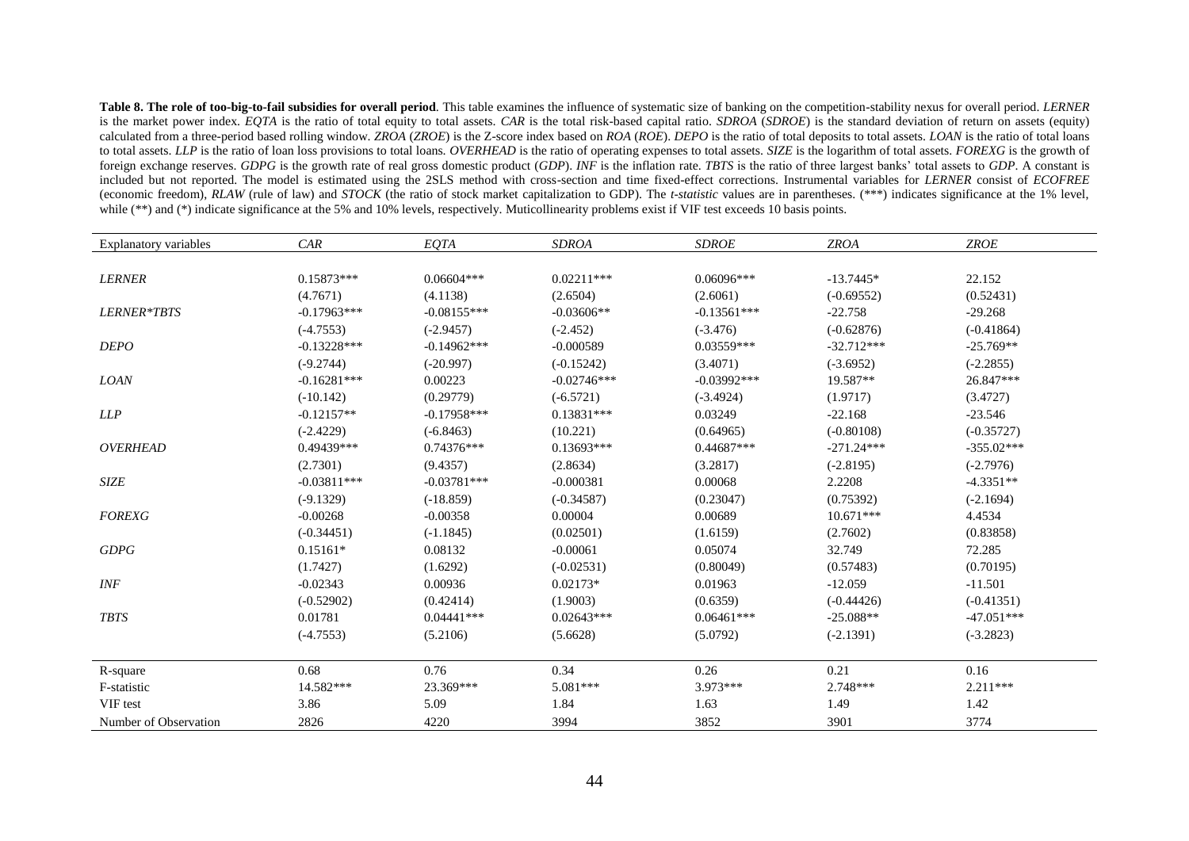**Table 8. The role of too-big-to-fail subsidies for overall period**. This table examines the influence of systematic size of banking on the competition-stability nexus for overall period. *LERNER* is the market power index. *EQTA* is the ratio of total equity to total assets. *CAR* is the total risk-based capital ratio. *SDROA* (*SDROE*) is the standard deviation of return on assets (equity) calculated from a three-period based rolling window. *ZROA* (*ZROE*) is the Z-score index based on *ROA* (*ROE*). *DEPO* is the ratio of total deposits to total assets. *LOAN* is the ratio of total loans to total assets. *LLP* is the ratio of loan loss provisions to total loans. *OVERHEAD* is the ratio of operating expenses to total assets. *SIZE* is the logarithm of total assets. *FOREXG* is the growth of foreign exchange reserves. *GDPG* is the growth rate of real gross domestic product (*GDP*). *INF* is the inflation rate. *TBTS* is the ratio of three largest banks' total assets to *GDP*. A constant is included but not reported. The model is estimated using the 2SLS method with cross-section and time fixed-effect corrections. Instrumental variables for *LERNER* consist of *ECOFREE* (economic freedom), *RLAW* (rule of law) and *STOCK* (the ratio of stock market capitalization to GDP). The *t-statistic* values are in parentheses. (***) indicates significance at the 1% level, while (**) and (*) indicate significance at the 5% and 10% levels, respectively. Muticollinearity problems exist if VIF test exceeds 10 basis points.

| Explanatory variables | *CAR* | *EQTA* | *SDROA* | *SDROE* | *ZROA* | *ZROE* |
|---|---|---|---|---|---|---|
| *LERNER* | 0.15873*** | 0.06604*** | 0.02211*** | 0.06096*** | -13.7445* | 22.152 |
| | (4.7671) | (4.1138) | (2.6504) | (2.6061) | (-0.69552) | (0.52431) |
| *LERNER*TBTS* | -0.17963*** | -0.08155*** | -0.03606** | -0.13561*** | -22.758 | -29.268 |
| | (-4.7553) | (-2.9457) | (-2.452) | (-3.476) | (-0.62876) | (-0.41864) |
| *DEPO* | -0.13228*** | -0.14962*** | -0.000589 | 0.03559*** | -32.712*** | -25.769** |
| | (-9.2744) | (-20.997) | (-0.15242) | (3.4071) | (-3.6952) | (-2.2855) |
| *LOAN* | -0.16281*** | 0.00223 | -0.02746*** | -0.03992*** | 19.587** | 26.847*** |
| | (-10.142) | (0.29779) | (-6.5721) | (-3.4924) | (1.9717) | (3.4727) |
| *LLP* | -0.12157** | -0.17958*** | 0.13831*** | 0.03249 | -22.168 | -23.546 |
| | (-2.4229) | (-6.8463) | (10.221) | (0.64965) | (-0.80108) | (-0.35727) |
| *OVERHEAD* | 0.49439*** | 0.74376*** | 0.13693*** | 0.44687*** | -271.24*** | -355.02*** |
| | (2.7301) | (9.4357) | (2.8634) | (3.2817) | (-2.8195) | (-2.7976) |
| *SIZE* | -0.03811*** | -0.03781*** | -0.000381 | 0.00068 | 2.2208 | -4.3351** |
| | (-9.1329) | (-18.859) | (-0.34587) | (0.23047) | (0.75392) | (-2.1694) |
| *FOREXG* | -0.00268 | -0.00358 | 0.00004 | 0.00689 | 10.671*** | 4.4534 |
| | (-0.34451) | (-1.1845) | (0.02501) | (1.6159) | (2.7602) | (0.83858) |
| *GDPG* | 0.15161* | 0.08132 | -0.00061 | 0.05074 | 32.749 | 72.285 |
| | (1.7427) | (1.6292) | (-0.02531) | (0.80049) | (0.57483) | (0.70195) |
| *INF* | -0.02343 | 0.00936 | 0.02173* | 0.01963 | -12.059 | -11.501 |
| | (-0.52902) | (0.42414) | (1.9003) | (0.6359) | (-0.44426) | (-0.41351) |
| *TBTS* | 0.01781 | 0.04441*** | 0.02643*** | 0.06461*** | -25.088** | -47.051*** |
| | (-4.7553) | (5.2106) | (5.6628) | (5.0792) | (-2.1391) | (-3.2823) |
| R-square | 0.68 | 0.76 | 0.34 | 0.26 | 0.21 | 0.16 |
| F-statistic | 14.582*** | 23.369*** | 5.081*** | 3.973*** | 2.748*** | 2.211*** |
| VIF test | 3.86 | 5.09 | 1.84 | 1.63 | 1.49 | 1.42 |
| Number of Observation | 2826 | 4220 | 3994 | 3852 | 3901 | 3774 |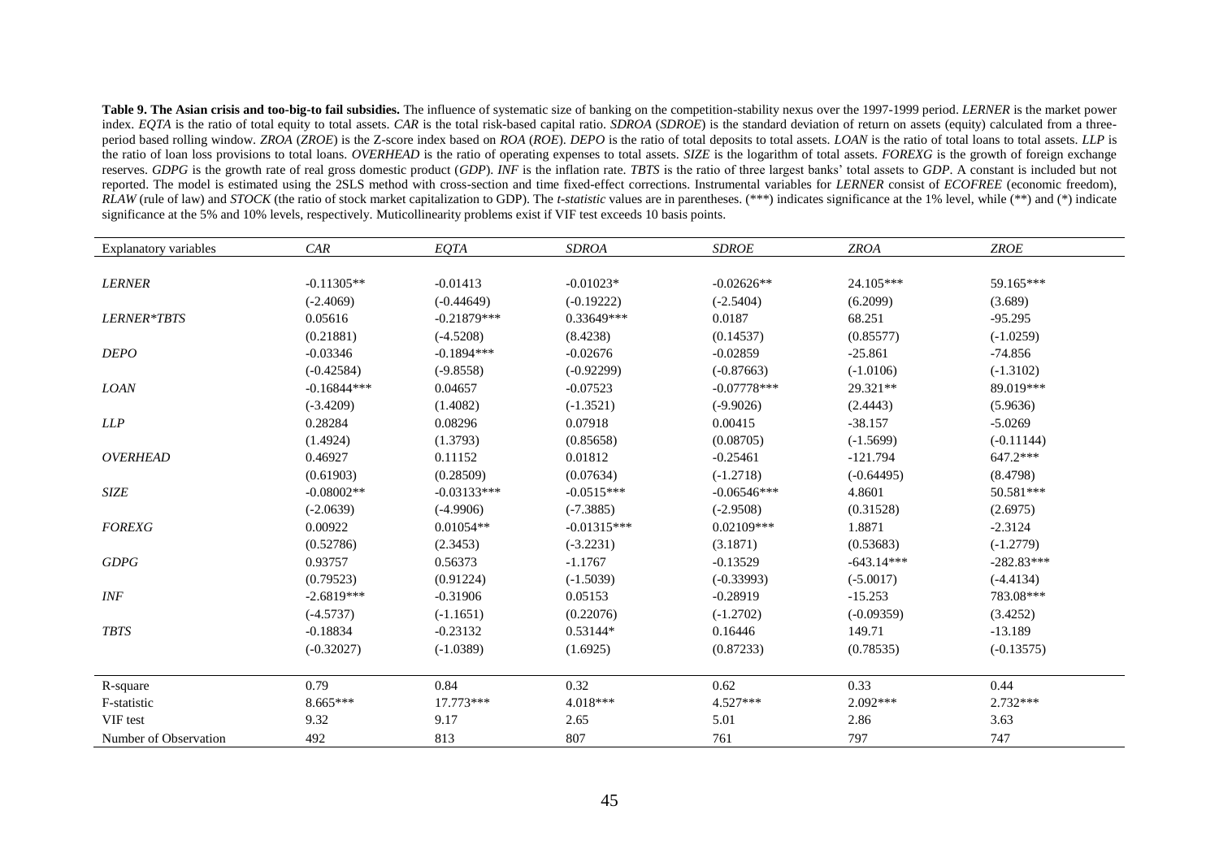**Table 9. The Asian crisis and too-big-to fail subsidies.** The influence of systematic size of banking on the competition-stability nexus over the 1997-1999 period. *LERNER* is the market power index. *EQTA* is the ratio of total equity to total assets. *CAR* is the total risk-based capital ratio. *SDROA* (*SDROE*) is the standard deviation of return on assets (equity) calculated from a three-period based rolling window. *ZROA* (*ZROE*) is the Z-score index based on *ROA* (*ROE*). *DEPO* is the ratio of total deposits to total assets. *LOAN* is the ratio of total loans to total assets. *LLP* is the ratio of loan loss provisions to total loans. *OVERHEAD* is the ratio of operating expenses to total assets. *SIZE* is the logarithm of total assets. *FOREXG* is the growth of foreign exchange reserves. *GDPG* is the growth rate of real gross domestic product (*GDP*). *INF* is the inflation rate. *TBTS* is the ratio of three largest banks' total assets to *GDP*. A constant is included but not reported. The model is estimated using the 2SLS method with cross-section and time fixed-effect corrections. Instrumental variables for *LERNER* consist of *ECOFREE* (economic freedom), *RLAW* (rule of law) and *STOCK* (the ratio of stock market capitalization to GDP). The *t-statistic* values are in parentheses. (***) indicates significance at the 1% level, while (**) and (*) indicate significance at the 5% and 10% levels, respectively. Muticollinearity problems exist if VIF test exceeds 10 basis points.

| Explanatory variables | *CAR* | *EQTA* | *SDROA* | *SDROE* | *ZROA* | *ZROE* |
|---|---|---|---|---|---|---|
| *LERNER* | -0.11305** | -0.01413 | -0.01023* | -0.02626** | 24.105*** | 59.165*** |
| | (-2.4069) | (-0.44649) | (-0.19222) | (-2.5404) | (6.2099) | (3.689) |
| *LERNER*TBTS* | 0.05616 | -0.21879*** | 0.33649*** | 0.0187 | 68.251 | -95.295 |
| | (0.21881) | (-4.5208) | (8.4238) | (0.14537) | (0.85577) | (-1.0259) |
| *DEPO* | -0.03346 | -0.1894*** | -0.02676 | -0.02859 | -25.861 | -74.856 |
| | (-0.42584) | (-9.8558) | (-0.92299) | (-0.87663) | (-1.0106) | (-1.3102) |
| *LOAN* | -0.16844*** | 0.04657 | -0.07523 | -0.07778*** | 29.321** | 89.019*** |
| | (-3.4209) | (1.4082) | (-1.3521) | (-9.9026) | (2.4443) | (5.9636) |
| *LLP* | 0.28284 | 0.08296 | 0.07918 | 0.00415 | -38.157 | -5.0269 |
| | (1.4924) | (1.3793) | (0.85658) | (0.08705) | (-1.5699) | (-0.11144) |
| *OVERHEAD* | 0.46927 | 0.11152 | 0.01812 | -0.25461 | -121.794 | 647.2*** |
| | (0.61903) | (0.28509) | (0.07634) | (-1.2718) | (-0.64495) | (8.4798) |
| *SIZE* | -0.08002** | -0.03133*** | -0.0515*** | -0.06546*** | 4.8601 | 50.581*** |
| | (-2.0639) | (-4.9906) | (-7.3885) | (-2.9508) | (0.31528) | (2.6975) |
| *FOREXG* | 0.00922 | 0.01054** | -0.01315*** | 0.02109*** | 1.8871 | -2.3124 |
| | (0.52786) | (2.3453) | (-3.2231) | (3.1871) | (0.53683) | (-1.2779) |
| *GDPG* | 0.93757 | 0.56373 | -1.1767 | -0.13529 | -643.14*** | -282.83*** |
| | (0.79523) | (0.91224) | (-1.5039) | (-0.33993) | (-5.0017) | (-4.4134) |
| *INF* | -2.6819*** | -0.31906 | 0.05153 | -0.28919 | -15.253 | 783.08*** |
| | (-4.5737) | (-1.1651) | (0.22076) | (-1.2702) | (-0.09359) | (3.4252) |
| *TBTS* | -0.18834 | -0.23132 | 0.53144* | 0.16446 | 149.71 | -13.189 |
| | (-0.32027) | (-1.0389) | (1.6925) | (0.87233) | (0.78535) | (-0.13575) |
| R-square | 0.79 | 0.84 | 0.32 | 0.62 | 0.33 | 0.44 |
| F-statistic | 8.665*** | 17.773*** | 4.018*** | 4.527*** | 2.092*** | 2.732*** |
| VIF test | 9.32 | 9.17 | 2.65 | 5.01 | 2.86 | 3.63 |
| Number of Observation | 492 | 813 | 807 | 761 | 797 | 747 |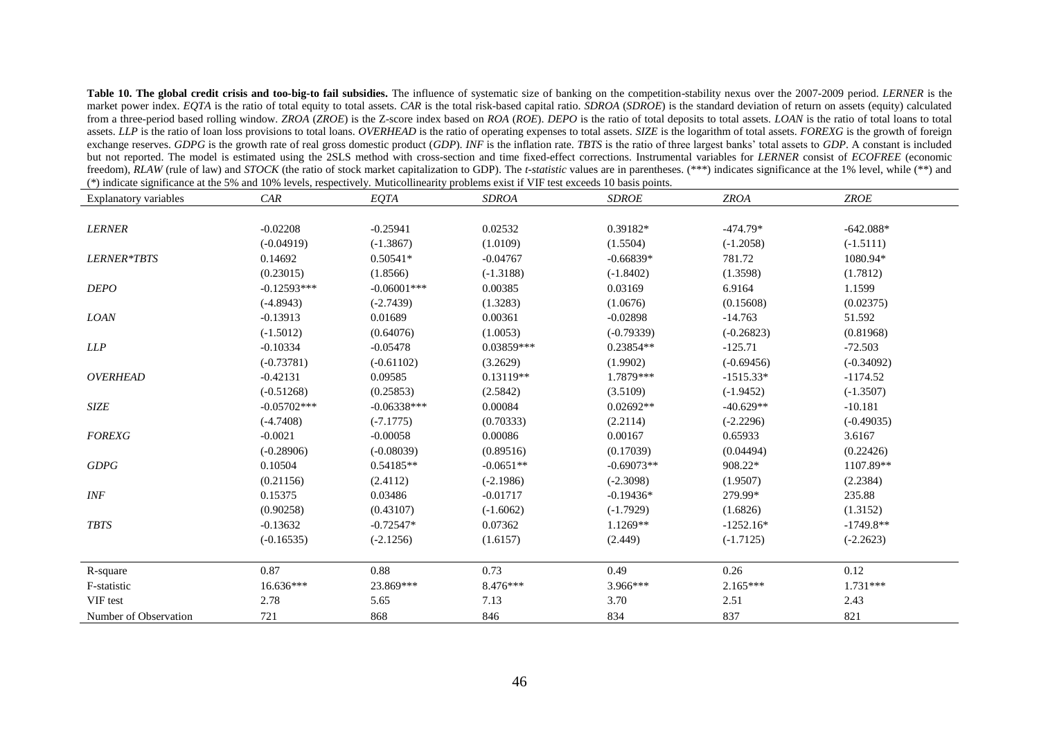**Table 10. The global credit crisis and too-big-to fail subsidies.** The influence of systematic size of banking on the competition-stability nexus over the 2007-2009 period. *LERNER* is the market power index. *EQTA* is the ratio of total equity to total assets. *CAR* is the total risk-based capital ratio. *SDROA* (*SDROE*) is the standard deviation of return on assets (equity) calculated from a three-period based rolling window. *ZROA* (*ZROE*) is the Z-score index based on *ROA* (*ROE*). *DEPO* is the ratio of total deposits to total assets. *LOAN* is the ratio of total loans to total assets. *LLP* is the ratio of loan loss provisions to total loans. *OVERHEAD* is the ratio of operating expenses to total assets. *SIZE* is the logarithm of total assets. *FOREXG* is the growth of foreign exchange reserves. *GDPG* is the growth rate of real gross domestic product (*GDP*). *INF* is the inflation rate. *TBTS* is the ratio of three largest banks' total assets to *GDP*. A constant is included but not reported. The model is estimated using the 2SLS method with cross-section and time fixed-effect corrections. Instrumental variables for *LERNER* consist of *ECOFREE* (economic freedom), *RLAW* (rule of law) and *STOCK* (the ratio of stock market capitalization to GDP). The *t-statistic* values are in parentheses. (***) indicates significance at the 1% level, while (**) and (*) indicate significance at the 5% and 10% levels, respectively. Muticollinearity problems exist if VIF test exceeds 10 basis points.

| Explanatory variables | *CAR* | *EQTA* | *SDROA* | *SDROE* | *ZROA* | *ZROE* |
|---|---|---|---|---|---|---|
| *LERNER* | -0.02208 | -0.25941 | 0.02532 | 0.39182* | -474.79* | -642.088* |
| | (-0.04919) | (-1.3867) | (1.0109) | (1.5504) | (-1.2058) | (-1.5111) |
| *LERNER*\*TBTS* | 0.14692 | 0.50541* | -0.04767 | -0.66839* | 781.72 | 1080.94* |
| | (0.23015) | (1.8566) | (-1.3188) | (-1.8402) | (1.3598) | (1.7812) |
| *DEPO* | -0.12593*** | -0.06001*** | 0.00385 | 0.03169 | 6.9164 | 1.1599 |
| | (-4.8943) | (-2.7439) | (1.3283) | (1.0676) | (0.15608) | (0.02375) |
| *LOAN* | -0.13913 | 0.01689 | 0.00361 | -0.02898 | -14.763 | 51.592 |
| | (-1.5012) | (0.64076) | (1.0053) | (-0.79339) | (-0.26823) | (0.81968) |
| *LLP* | -0.10334 | -0.05478 | 0.03859*** | 0.23854** | -125.71 | -72.503 |
| | (-0.73781) | (-0.61102) | (3.2629) | (1.9902) | (-0.69456) | (-0.34092) |
| *OVERHEAD* | -0.42131 | 0.09585 | 0.13119** | 1.7879*** | -1515.33* | -1174.52 |
| | (-0.51268) | (0.25853) | (2.5842) | (3.5109) | (-1.9452) | (-1.3507) |
| *SIZE* | -0.05702*** | -0.06338*** | 0.00084 | 0.02692** | -40.629** | -10.181 |
| | (-4.7408) | (-7.1775) | (0.70333) | (2.2114) | (-2.2296) | (-0.49035) |
| *FOREXG* | -0.0021 | -0.00058 | 0.00086 | 0.00167 | 0.65933 | 3.6167 |
| | (-0.28906) | (-0.08039) | (0.89516) | (0.17039) | (0.04494) | (0.22426) |
| *GDPG* | 0.10504 | 0.54185** | -0.0651** | -0.69073** | 908.22* | 1107.89** |
| | (0.21156) | (2.4112) | (-2.1986) | (-2.3098) | (1.9507) | (2.2384) |
| *INF* | 0.15375 | 0.03486 | -0.01717 | -0.19436* | 279.99* | 235.88 |
| | (0.90258) | (0.43107) | (-1.6062) | (-1.7929) | (1.6826) | (1.3152) |
| *TBTS* | -0.13632 | -0.72547* | 0.07362 | 1.1269** | -1252.16* | -1749.8** |
| | (-0.16535) | (-2.1256) | (1.6157) | (2.449) | (-1.7125) | (-2.2623) |
| R-square | 0.87 | 0.88 | 0.73 | 0.49 | 0.26 | 0.12 |
| F-statistic | 16.636*** | 23.869*** | 8.476*** | 3.966*** | 2.165*** | 1.731*** |
| VIF test | 2.78 | 5.65 | 7.13 | 3.70 | 2.51 | 2.43 |
| Number of Observation | 721 | 868 | 846 | 834 | 837 | 821 |